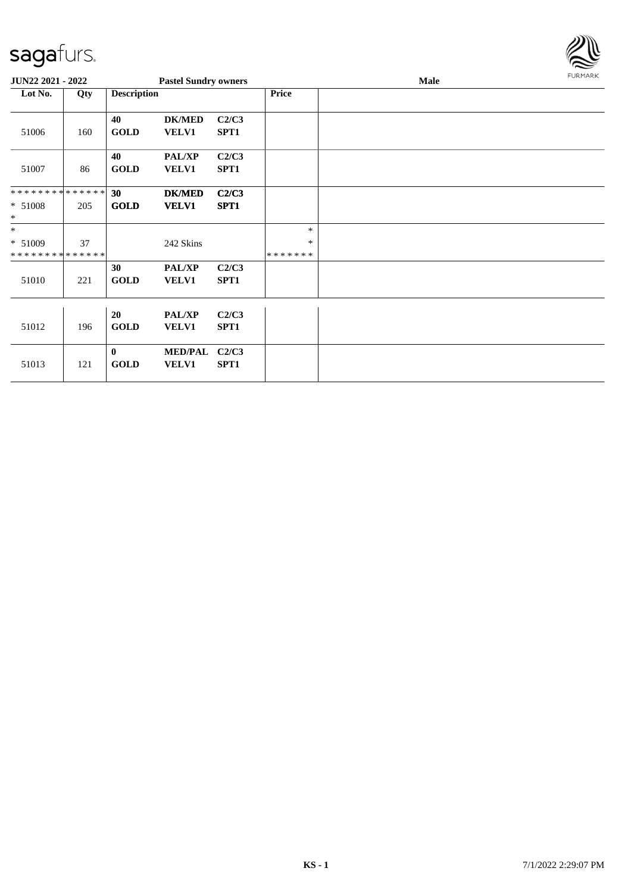JUN22 2021 - 2022 | Pastel Sundry owners | Male

| Lot No. | Qty | Description | | | Price | |
|---|---|---|---|---|---|---|
| 51006 | 160 | **40** **GOLD** | **DK/MED** **VELV1** | **C2/C3** **SPT1** | | |
| 51007 | 86 | **40** **GOLD** | **PAL/XP** **VELV1** | **C2/C3** **SPT1** | | |
| * * * * * * * * * * * * * * * 51008 * | 205 | **30** **GOLD** | **DK/MED** **VELV1** | **C2/C3** **SPT1** | | |
| * * 51009 * * * * * * * * * * * * * * | 37 | | 242 Skins | | * * * * * * * * * | |
| 51010 | 221 | **30** **GOLD** | **PAL/XP** **VELV1** | **C2/C3** **SPT1** | | |
| 51012 | 196 | **20** **GOLD** | **PAL/XP** **VELV1** | **C2/C3** **SPT1** | | |
| 51013 | 121 | **0** **GOLD** | **MED/PAL** **VELV1** | **C2/C3** **SPT1** | | |

KS - 1 7/1/2022 2:29:07 PM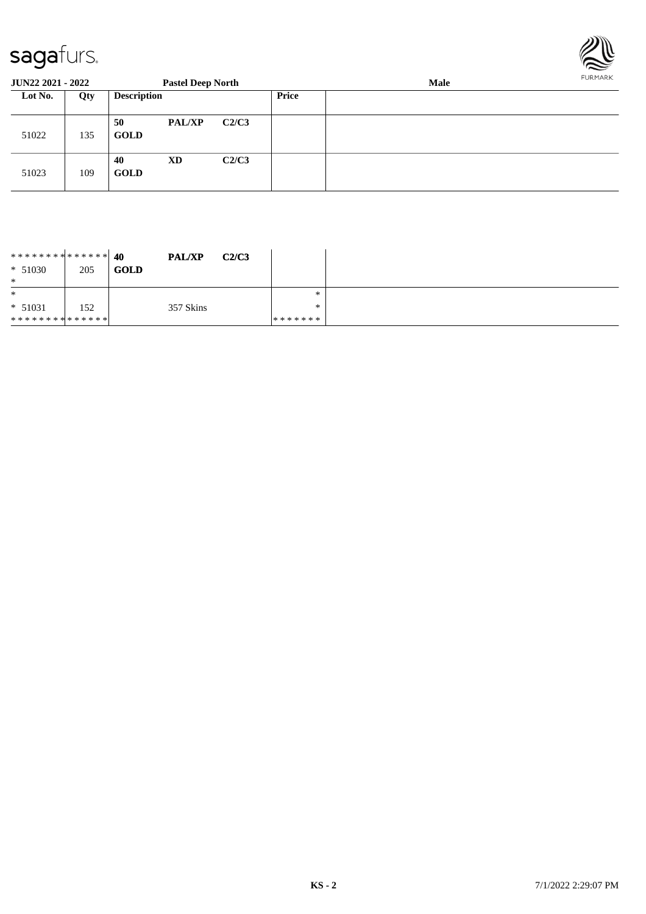**JUN22 2021 - 2022** **Pastel Deep North** **Male**

| Lot No. | Qty | Description | | | Price | |
|---|---|---|---|---|---|---|
| 51022 | 135 | 50 **GOLD** | **PAL/XP** | **C2/C3** | | |
| 51023 | 109 | 40 **GOLD** | **XD** | **C2/C3** | | |

| | | | | | | |
|---|---|---|---|---|---|---|
| ************* * 51030 * | 205 | **40** **GOLD** | **PAL/XP** | **C2/C3** | | |
| * * 51031 ************* | 152 | | 357 Skins | | * * ******* | |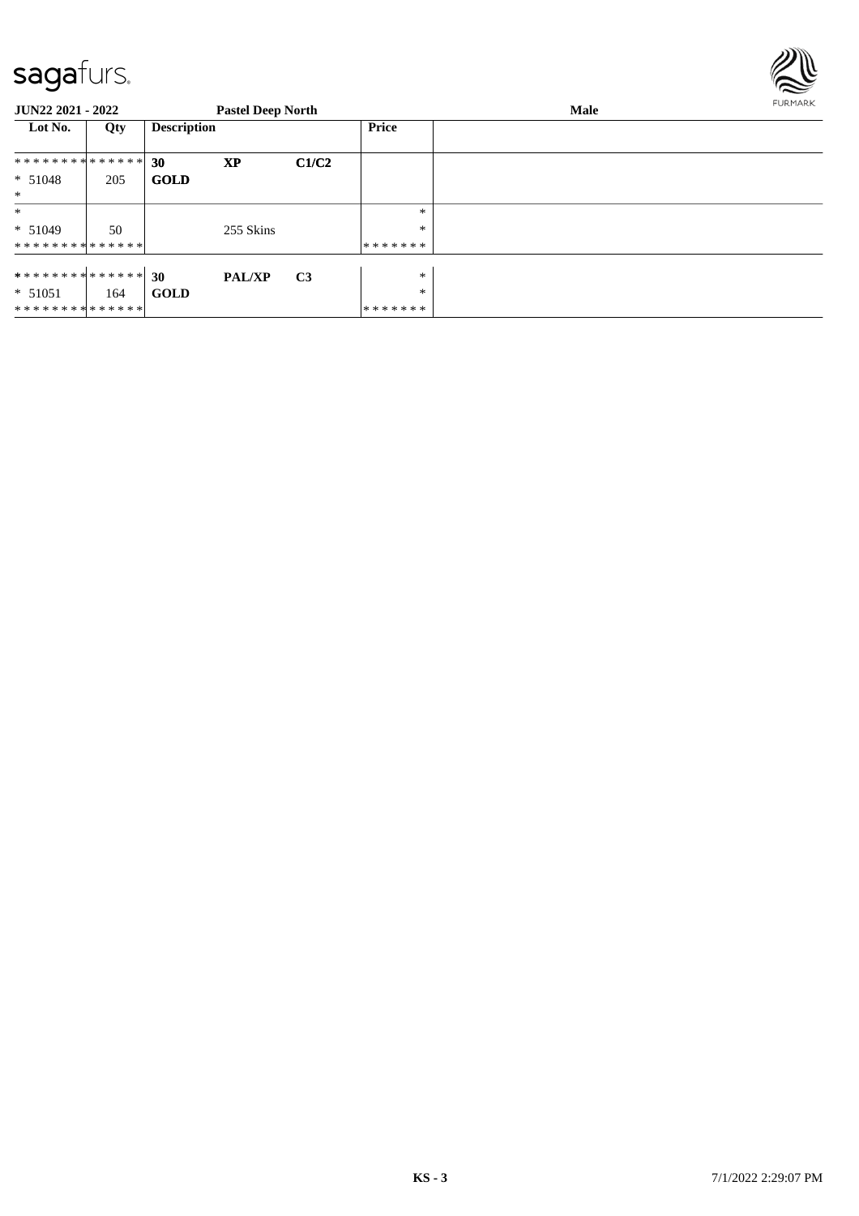**JUN22 2021 - 2022** **Pastel Deep North** **Male**

| Lot No. | Qty | Description | | | Price | |
|---|---|---|---|---|---|---|
| ************** | | **30** | **XP** | **C1/C2** | | |
| * 51048 | 205 | **GOLD** | | | | |
| * | | | | | | |
| * | | | | | * | |
| * 51049 | 50 | | 255 Skins | | * | |
| ************** | | | | | ******* | |
| ************** | | **30** | **PAL/XP** | **C3** | * | |
| * 51051 | 164 | **GOLD** | | | * | |
| ************** | | | | | ******* | |

KS - 3 7/1/2022 2:29:07 PM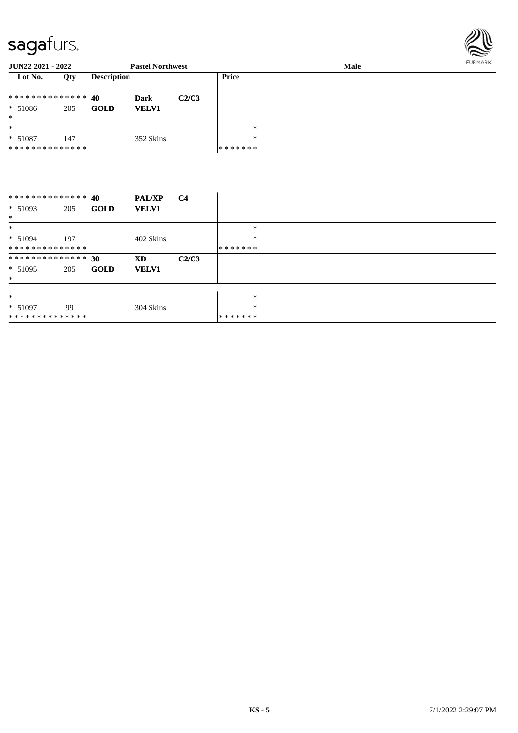**JUN22 2021 - 2022** | **Pastel Northwest** | **Male**

| Lot No. | Qty | Description | | | Price | |
|---|---|---|---|---|---|---|
| ************** | | **40** | **Dark** | **C2/C3** | | |
| * 51086 | 205 | **GOLD** | **VELV1** | | | |
| * | | | | | | |
| * | | | | | * | |
| * 51087 | 147 | | 352 Skins | | * | |
| ************** | | | | | ******* | |
| ************** | | **40** | **PAL/XP** | **C4** | | |
| * 51093 | 205 | **GOLD** | **VELV1** | | | |
| * | | | | | | |
| * | | | | | * | |
| * 51094 | 197 | | 402 Skins | | * | |
| ************** | | | | | ******* | |
| ************** | | **30** | **XD** | **C2/C3** | | |
| * 51095 | 205 | **GOLD** | **VELV1** | | | |
| * | | | | | | |
| * | | | | | * | |
| * 51097 | 99 | | 304 Skins | | * | |
| ************** | | | | | ******* | |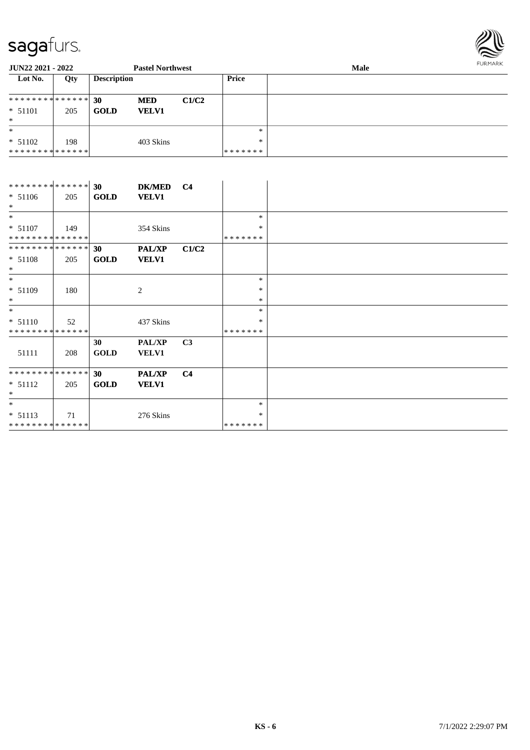| Lot No. | Qty | Description | | | Price | |
|---|---|---|---|---|---|---|
| ************** | | 30 | **MED** | **C1/C2** | | |
| * 51101 | 205 | **GOLD** | **VELV1** | | | |
| * | | | | | | |
| * | | | | | * | |
| * 51102 | 198 | | 403 Skins | | * | |
| ************** | | | | | ******* | |
| ************** | | 30 | **DK/MED** | **C4** | | |
| * 51106 | 205 | **GOLD** | **VELV1** | | | |
| * | | | | | | |
| * | | | | | * | |
| * 51107 | 149 | | 354 Skins | | * | |
| ************** | | | | | ******* | |
| ************** | | 30 | **PAL/XP** | **C1/C2** | | |
| * 51108 | 205 | **GOLD** | **VELV1** | | | |
| * | | | | | | |
| * | | | | | * | |
| * 51109 | 180 | | 2 | | * | |
| * | | | | | * | |
| * | | | | | * | |
| * 51110 | 52 | | 437 Skins | | * | |
| ************** | | | | | ******* | |
| | | 30 | **PAL/XP** | **C3** | | |
| 51111 | 208 | **GOLD** | **VELV1** | | | |
| ************** | | 30 | **PAL/XP** | **C4** | | |
| * 51112 | 205 | **GOLD** | **VELV1** | | | |
| * | | | | | | |
| * | | | | | * | |
| * 51113 | 71 | | 276 Skins | | * | |
| ************** | | | | | ******* | |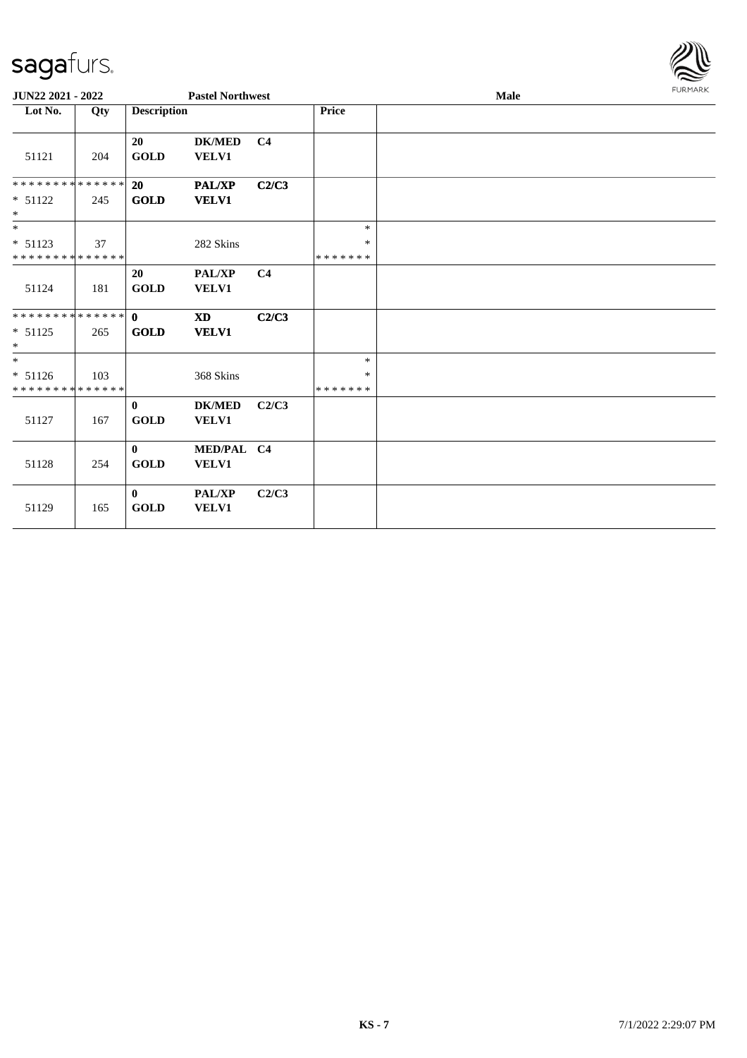| Lot No. | Qty | Description | | | Price | |
|---|---|---|---|---|---|---|
| 51121 | 204 | **20 GOLD** | **DK/MED VELV1** | **C4** | | |
| * * * * * * * * * * * * * * <br>* 51122<br>* | 245 | **20 GOLD** | **PAL/XP VELV1** | **C2/C3** | | |
| *<br>* 51123<br>* * * * * * * * * * * * * * | 37 | | 282 Skins | | *<br>*<br>* * * * * * * | |
| 51124 | 181 | **20 GOLD** | **PAL/XP VELV1** | **C4** | | |
| * * * * * * * * * * * * * * <br>* 51125<br>* | 265 | **0 GOLD** | **XD VELV1** | **C2/C3** | | |
| *<br>* 51126<br>* * * * * * * * * * * * * * | 103 | | 368 Skins | | *<br>*<br>* * * * * * * | |
| 51127 | 167 | **0 GOLD** | **DK/MED VELV1** | **C2/C3** | | |
| 51128 | 254 | **0 GOLD** | **MED/PAL VELV1** | **C4** | | |
| 51129 | 165 | **0 GOLD** | **PAL/XP VELV1** | **C2/C3** | | |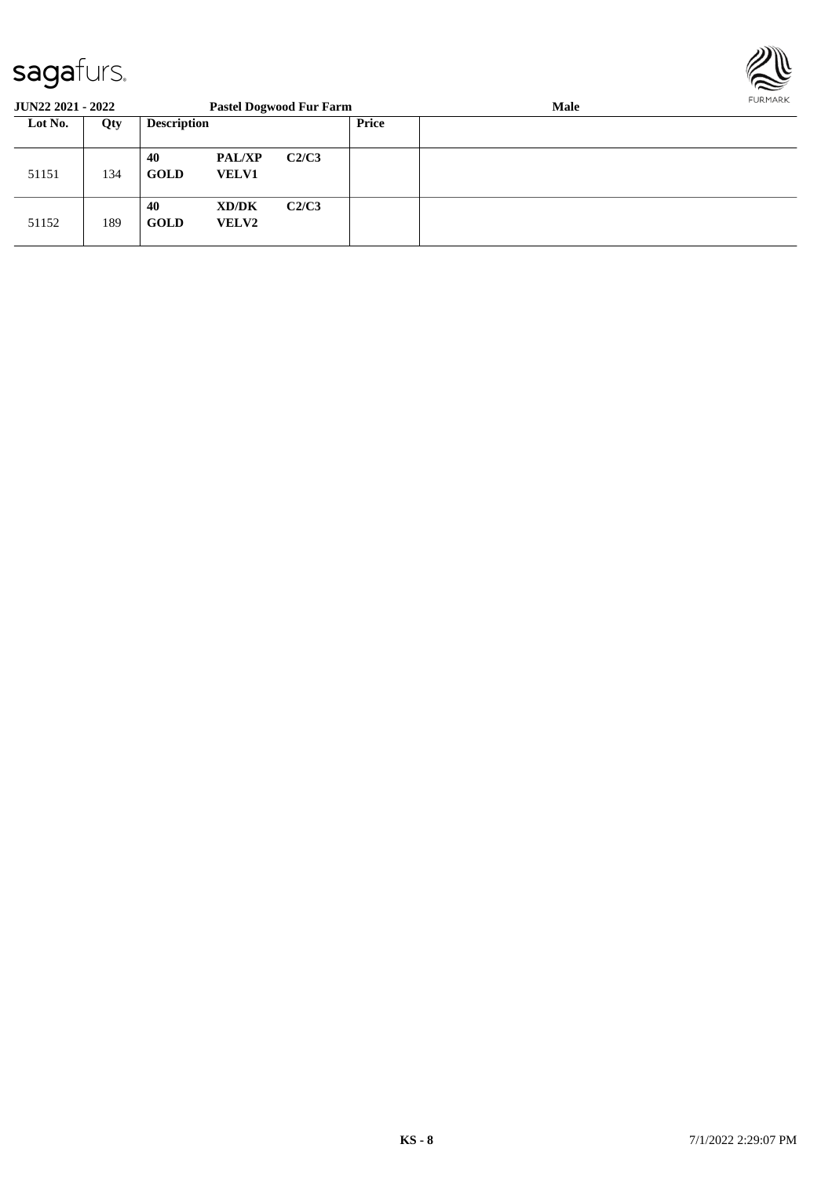| Lot No. | Qty | Description | | | Price | |
|---|---|---|---|---|---|---|
| 51151 | 134 | **40** **GOLD** | **PAL/XP** **VELV1** | **C2/C3** | | |
| 51152 | 189 | **40** **GOLD** | **XD/DK** **VELV2** | **C2/C3** | | |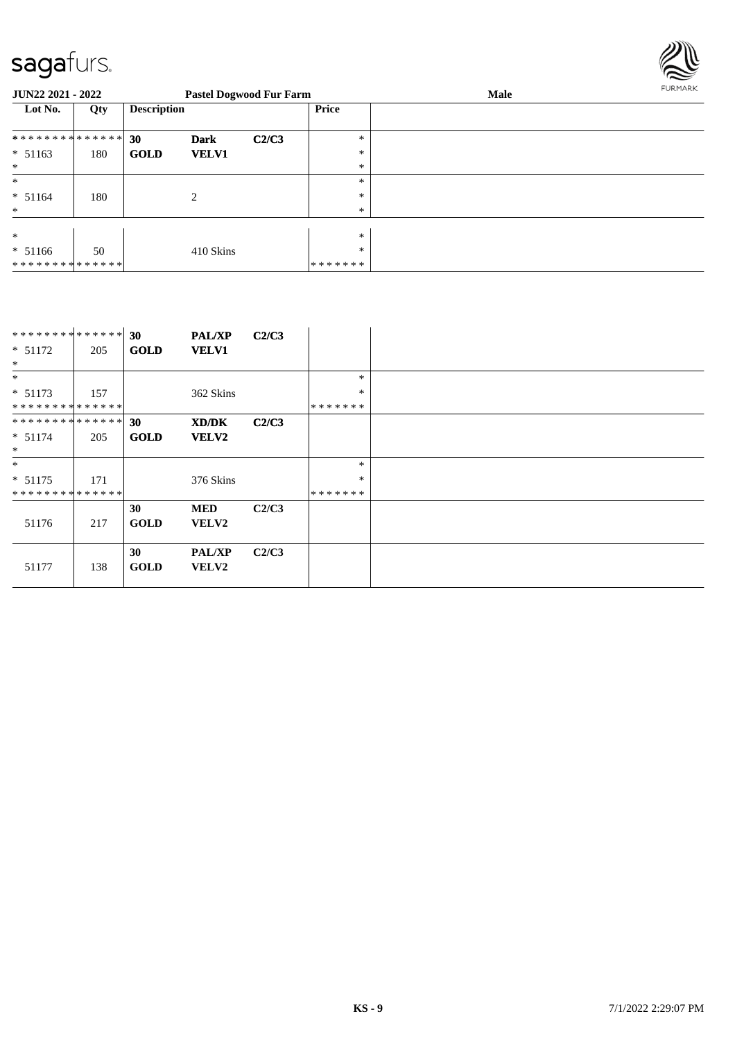| Lot No. | Qty | Description | | | Price | |
|---|---|---|---|---|---|---|
| * * * * * * * * * * * * * * | | 30 | Dark | C2/C3 | * | |
| * 51163 | 180 | GOLD | VELV1 | | * | |
| * | | | | | * | |
| * | | | | | * | |
| * 51164 | 180 | | 2 | | * | |
| * | | | | | * | |
| * | | | | | * | |
| * 51166 | 50 | | 410 Skins | | * | |
| * * * * * * * * * * * * * * | | | | | * * * * * * * | |

| Lot No. | Qty | Description | | | Price | |
|---|---|---|---|---|---|---|
| * * * * * * * * * * * * * * | | 30 | PAL/XP | C2/C3 | | |
| * 51172 | 205 | GOLD | VELV1 | | | |
| * | | | | | | |
| * | | | | | * | |
| * 51173 | 157 | | 362 Skins | | * | |
| * * * * * * * * * * * * * * | | | | | * * * * * * * | |
| * * * * * * * * * * * * * * | | 30 | XD/DK | C2/C3 | | |
| * 51174 | 205 | GOLD | VELV2 | | | |
| * | | | | | | |
| * | | | | | * | |
| * 51175 | 171 | | 376 Skins | | * | |
| * * * * * * * * * * * * * * | | | | | * * * * * * * | |
| 51176 | 217 | 30 GOLD | MED VELV2 | C2/C3 | | |
| 51177 | 138 | 30 GOLD | PAL/XP VELV2 | C2/C3 | | |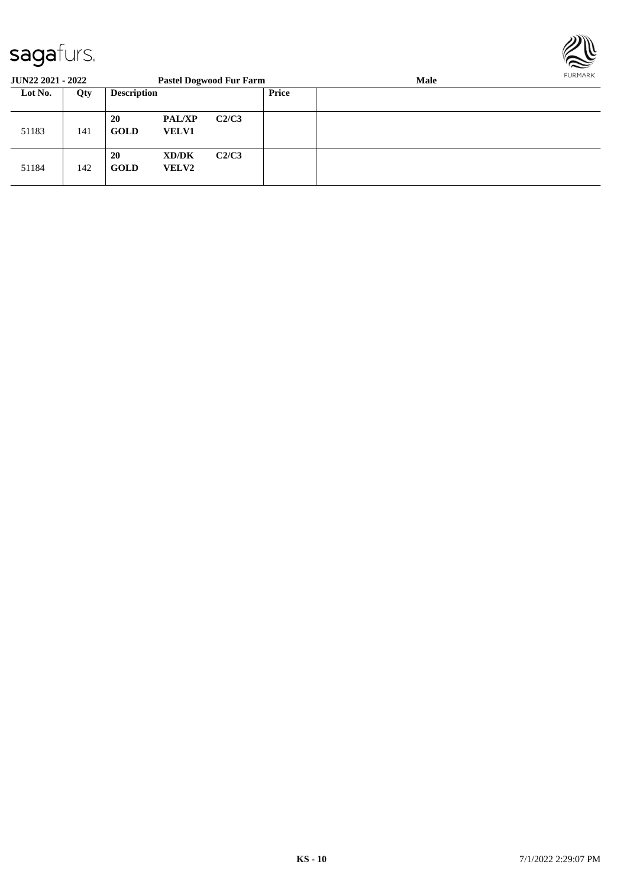**JUN22 2021 - 2022** **Pastel Dogwood Fur Farm** **Male**

| Lot No. | Qty | Description | | | Price | |
|---|---|---|---|---|---|---|
| 51183 | 141 | **20** **GOLD** | **PAL/XP** **VELV1** | **C2/C3** | | |
| 51184 | 142 | **20** **GOLD** | **XD/DK** **VELV2** | **C2/C3** | | |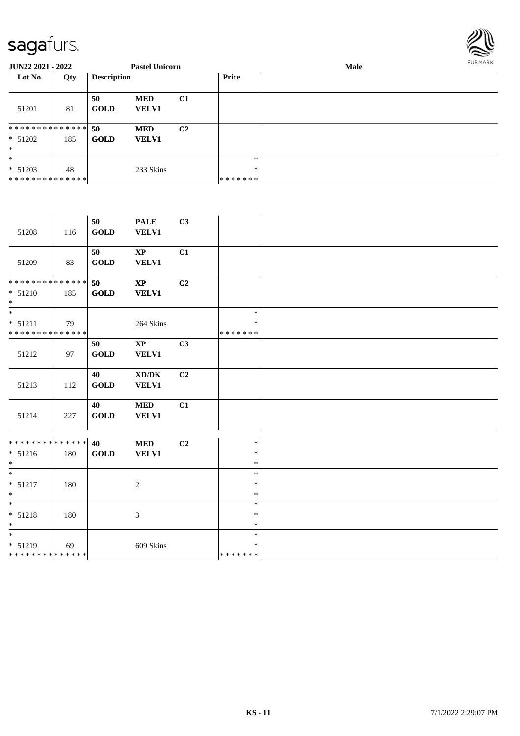**JUN22 2021 - 2022** | **Pastel Unicorn** | **Male**

| Lot No. | Qty | Description | | | Price | |
|---|---|---|---|---|---|---|
| 51201 | 81 | 50 GOLD | MED VELV1 | C1 | | |
| * * * * * * * * * * * * * * * 51202 * | 185 | 50 GOLD | MED VELV1 | C2 | | |
| * * 51203 * * * * * * * * * * * * * * | 48 | | 233 Skins | | * * * * * * * * * | |
| 51208 | 116 | 50 GOLD | PALE VELV1 | C3 | | |
| 51209 | 83 | 50 GOLD | XP VELV1 | C1 | | |
| * * * * * * * * * * * * * * * 51210 * | 185 | 50 GOLD | XP VELV1 | C2 | | |
| * * 51211 * * * * * * * * * * * * * * | 79 | | 264 Skins | | * * * * * * * * * | |
| 51212 | 97 | 50 GOLD | XP VELV1 | C3 | | |
| 51213 | 112 | 40 GOLD | XD/DK VELV1 | C2 | | |
| 51214 | 227 | 40 GOLD | MED VELV1 | C1 | | |
| * * * * * * * * * * * * * * * 51216 * | 180 | 40 GOLD | MED VELV1 | C2 | * * * | |
| * * 51217 * | 180 | | 2 | | * * * | |
| * * 51218 * | 180 | | 3 | | * * * | |
| * * 51219 * * * * * * * * * * * * * * | 69 | | 609 Skins | | * * * * * * * * * | |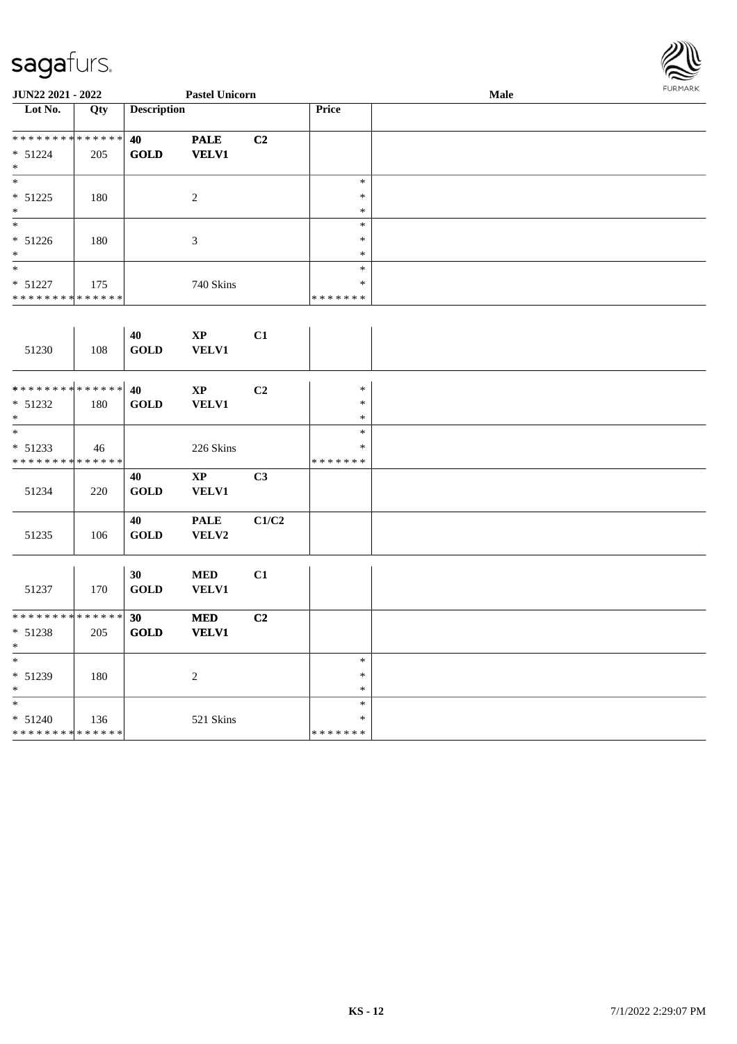| Lot No. | Qty | Description | | | Price | |
|---|---|---|---|---|---|---|
| * * * * * * * * * * * * * * | | 40 | PALE | C2 | | |
| * 51224 | 205 | GOLD | VELV1 | | | |
| * | | | | | | |
| * | | | | | * | |
| * 51225 | 180 | | 2 | | * | |
| * | | | | | * | |
| * | | | | | * | |
| * 51226 | 180 | | 3 | | * | |
| * | | | | | * | |
| * | | | | | * | |
| * 51227 | 175 | | 740 Skins | | * | |
| * * * * * * * * * * * * * * | | | | | * * * * * * * | |
| 51230 | 108 | 40 GOLD | XP VELV1 | C1 | | |
| * * * * * * * * * * * * * * | | 40 | XP | C2 | * | |
| * 51232 | 180 | GOLD | VELV1 | | * | |
| * | | | | | * | |
| * | | | | | * | |
| * 51233 | 46 | | 226 Skins | | * | |
| * * * * * * * * * * * * * * | | | | | * * * * * * * | |
| 51234 | 220 | 40 GOLD | XP VELV1 | C3 | | |
| 51235 | 106 | 40 GOLD | PALE VELV2 | C1/C2 | | |
| 51237 | 170 | 30 GOLD | MED VELV1 | C1 | | |
| * * * * * * * * * * * * * * | | 30 | MED | C2 | | |
| * 51238 | 205 | GOLD | VELV1 | | | |
| * | | | | | | |
| * | | | | | * | |
| * 51239 | 180 | | 2 | | * | |
| * | | | | | * | |
| * | | | | | * | |
| * 51240 | 136 | | 521 Skins | | * | |
| * * * * * * * * * * * * * * | | | | | * * * * * * * | |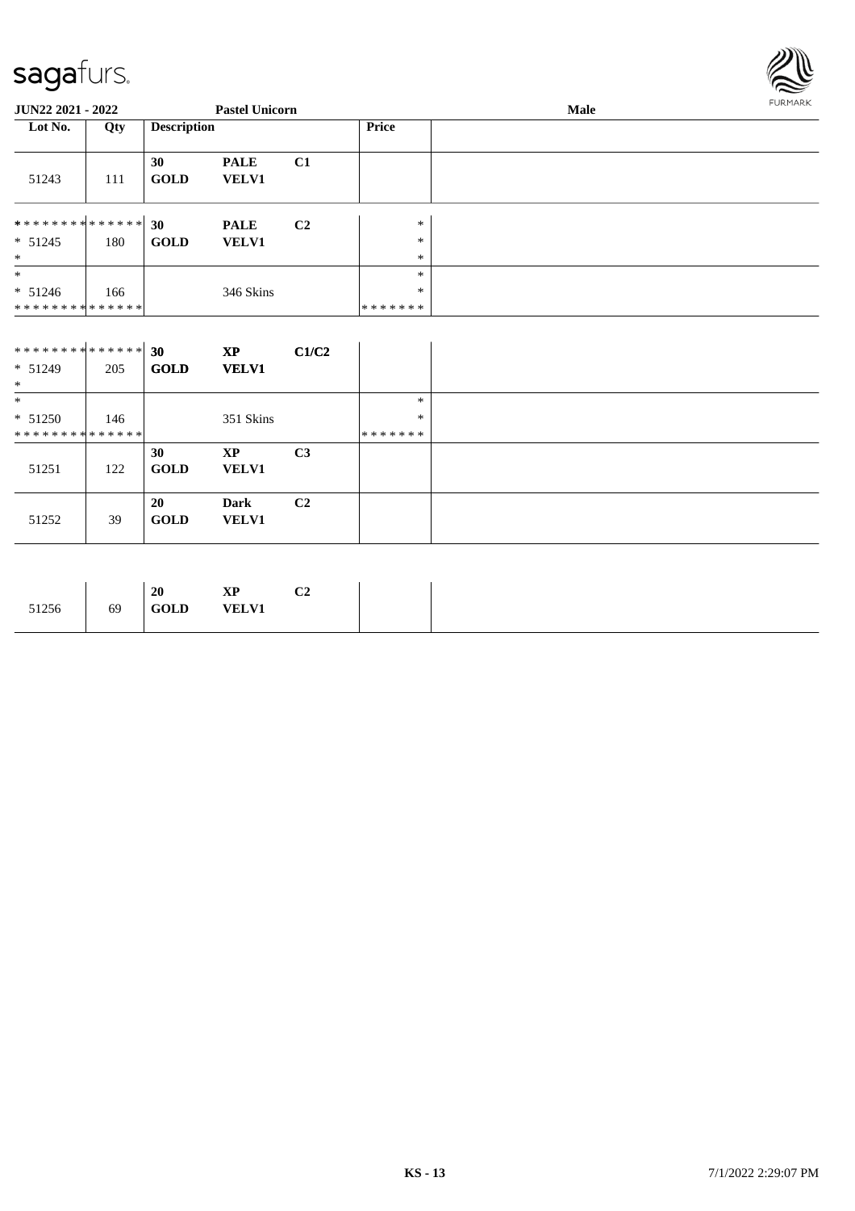| Lot No. | Qty | Description | | | Price | |
|---|---|---|---|---|---|---|
| 51243 | 111 | 30 GOLD | PALE VELV1 | C1 | | |
| ************** | | 30 | PALE | C2 | * | |
| * 51245 | 180 | GOLD | VELV1 | | * | |
| * | | | | | * | |
| * | | | | | * | |
| * 51246 | 166 | | 346 Skins | | * | |
| ************** | | | | | ******* | |
| ************** | | 30 | XP | C1/C2 | | |
| * 51249 | 205 | GOLD | VELV1 | | | |
| * | | | | | | |
| * | | | | | * | |
| * 51250 | 146 | | 351 Skins | | * | |
| ************** | | | | | ******* | |
| 51251 | 122 | 30 GOLD | XP VELV1 | C3 | | |
| 51252 | 39 | 20 GOLD | Dark VELV1 | C2 | | |
| 51256 | 69 | 20 GOLD | XP VELV1 | C2 | | |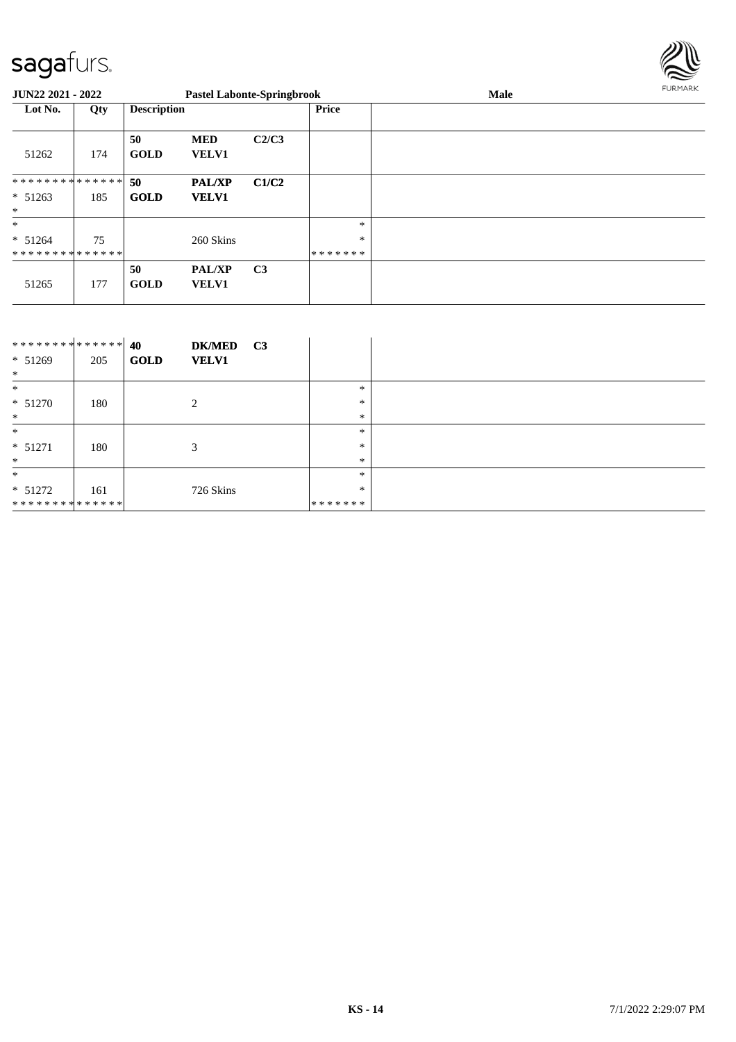| Lot No. | Qty | Description | | | Price | |
|---|---|---|---|---|---|---|
| 51262 | 174 | 50 **GOLD** | **MED** **VELV1** | **C2/C3** | | |
| ************** * 51263 * | 185 | **50** **GOLD** | **PAL/XP** **VELV1** | **C1/C2** | | |
| * * 51264 ************** | 75 | | 260 Skins | | * * ******* | |
| 51265 | 177 | **50** **GOLD** | **PAL/XP** **VELV1** | **C3** | | |

| Lot No. | Qty | Description | | | Price | |
|---|---|---|---|---|---|---|
| ************** * 51269 * | 205 | **40** **GOLD** | **DK/MED** **VELV1** | **C3** | | |
| * * 51270 * | 180 | | 2 | | * * * | |
| * * 51271 * | 180 | | 3 | | * * * | |
| * * 51272 ************** | 161 | | 726 Skins | | * * ******* | |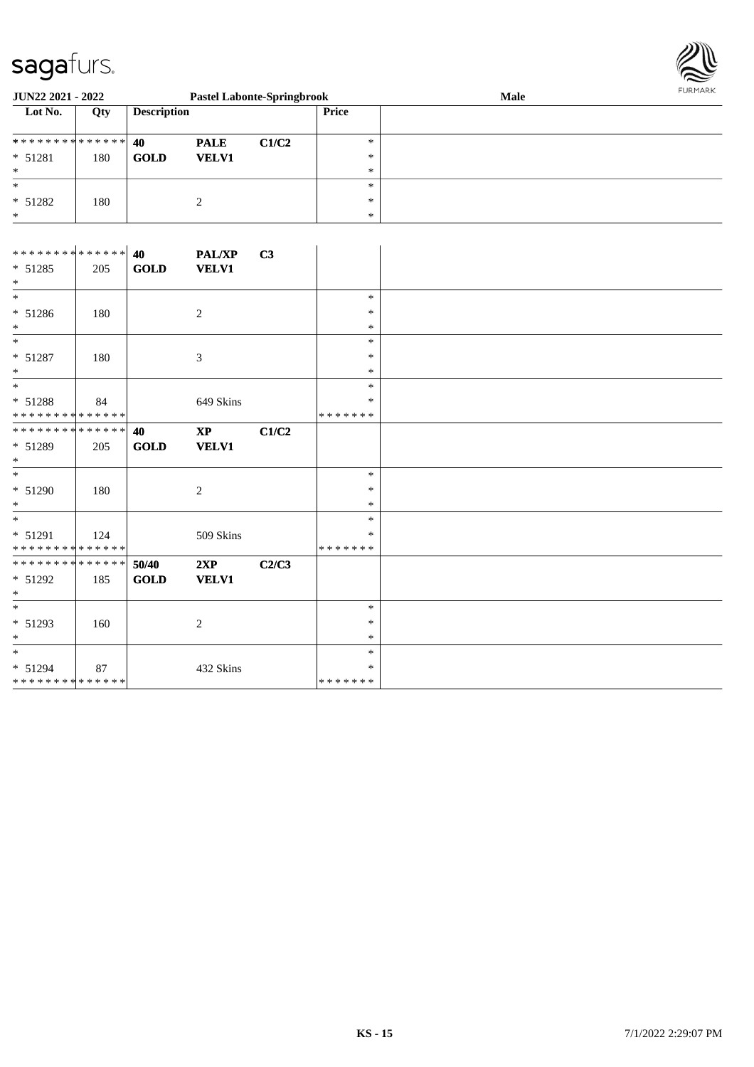**JUN22 2021 - 2022** **Pastel Labonte-Springbrook** **Male**

| Lot No. | Qty | Description | | | Price | |
|---|---|---|---|---|---|---|
| * * * * * * * * * * * * * * | | **40** | **PALE** | **C1/C2** | * | |
| * 51281 | 180 | **GOLD** | **VELV1** | | * | |
| * | | | | | * | |
| * | | | | | * | |
| * 51282 | 180 | | 2 | | * | |
| * | | | | | * | |
| | | | | | | |
| * * * * * * * * * * * * * * | | **40** | **PAL/XP** | **C3** | | |
| * 51285 | 205 | **GOLD** | **VELV1** | | | |
| * | | | | | | |
| * | | | | | * | |
| * 51286 | 180 | | 2 | | * | |
| * | | | | | * | |
| * | | | | | * | |
| * 51287 | 180 | | 3 | | * | |
| * | | | | | * | |
| * | | | | | * | |
| * 51288 | 84 | | 649 Skins | | * | |
| * * * * * * * * * * * * * * | | | | | * * * * * * * | |
| * * * * * * * * * * * * * * | | **40** | **XP** | **C1/C2** | | |
| * 51289 | 205 | **GOLD** | **VELV1** | | | |
| * | | | | | | |
| * | | | | | * | |
| * 51290 | 180 | | 2 | | * | |
| * | | | | | * | |
| * | | | | | * | |
| * 51291 | 124 | | 509 Skins | | * | |
| * * * * * * * * * * * * * * | | | | | * * * * * * * | |
| * * * * * * * * * * * * * * | | **50/40** | **2XP** | **C2/C3** | | |
| * 51292 | 185 | **GOLD** | **VELV1** | | | |
| * | | | | | | |
| * | | | | | * | |
| * 51293 | 160 | | 2 | | * | |
| * | | | | | * | |
| * | | | | | * | |
| * 51294 | 87 | | 432 Skins | | * | |
| * * * * * * * * * * * * * * | | | | | * * * * * * * | |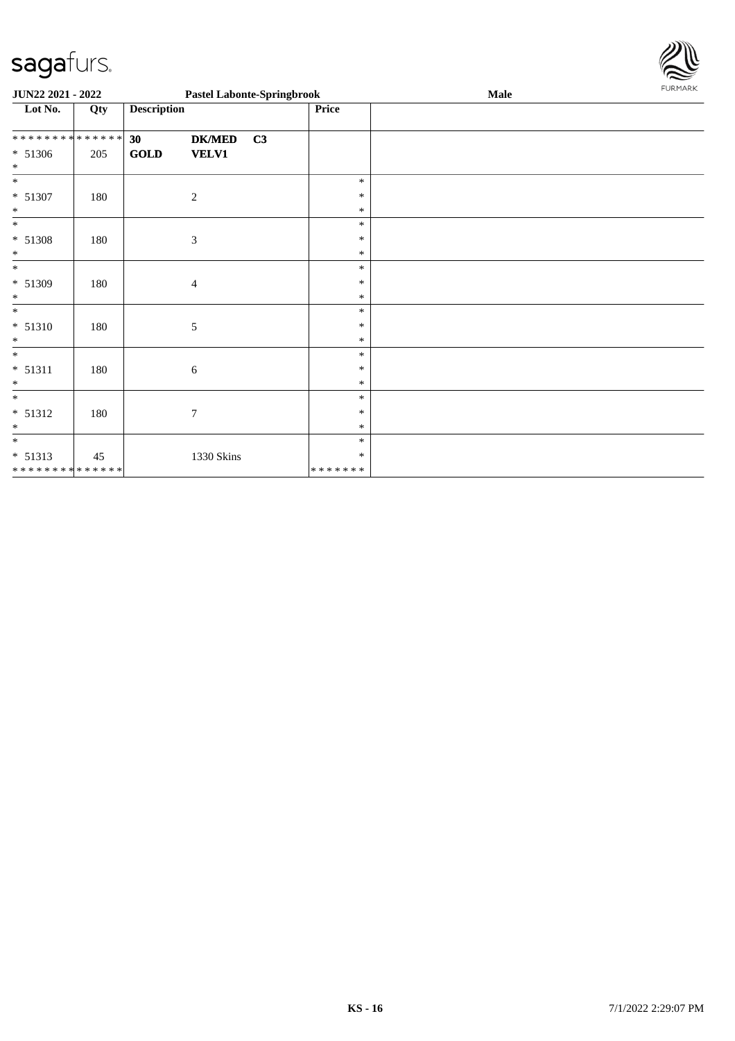| Lot No. | Qty | Description | | | Price | |
|---|---|---|---|---|---|---|
| ************** | | **30** | **DK/MED** | **C3** | | |
| * 51306 | 205 | **GOLD** | **VELV1** | | | |
| * | | | | | | |
| * | | | | | * | |
| * 51307 | 180 | | 2 | | * | |
| * | | | | | * | |
| * | | | | | * | |
| * 51308 | 180 | | 3 | | * | |
| * | | | | | * | |
| * | | | | | * | |
| * 51309 | 180 | | 4 | | * | |
| * | | | | | * | |
| * | | | | | * | |
| * 51310 | 180 | | 5 | | * | |
| * | | | | | * | |
| * | | | | | * | |
| * 51311 | 180 | | 6 | | * | |
| * | | | | | * | |
| * | | | | | * | |
| * 51312 | 180 | | 7 | | * | |
| * | | | | | * | |
| * | | | | | * | |
| * 51313 | 45 | | 1330 Skins | | * | |
| ************** | | | | | ******* | |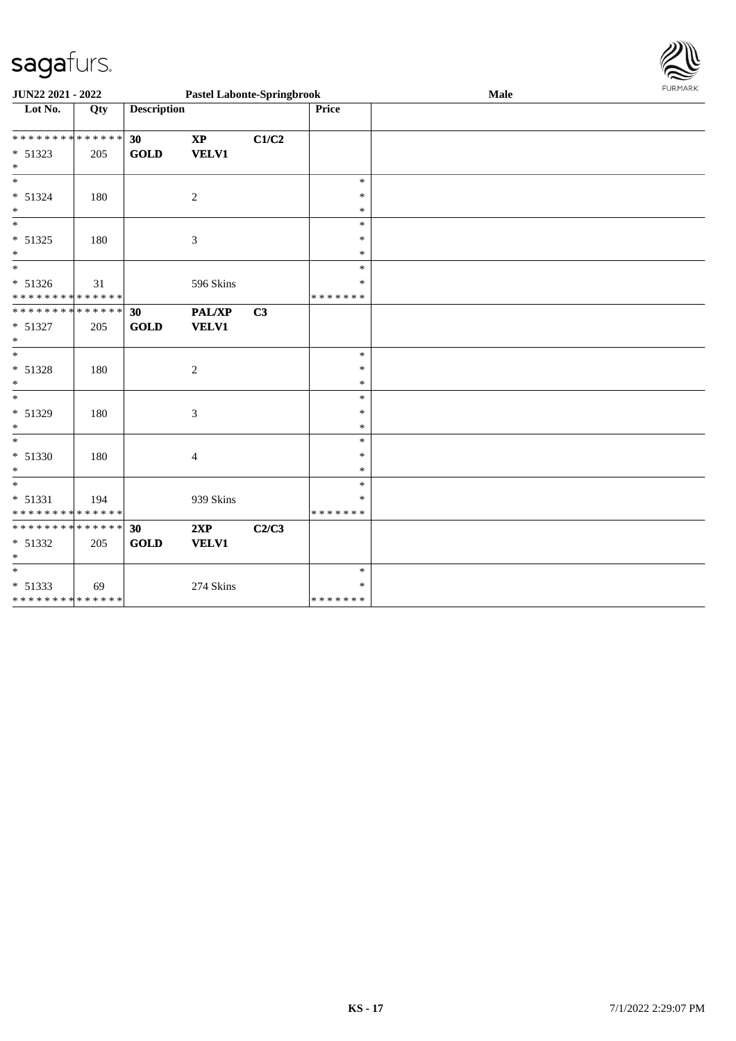| Lot No. | Qty | Description | | | Price | |
|---|---|---|---|---|---|---|
| * * * * * * * * * * * * * * | | 30 | XP | C1/C2 | | |
| * 51323 | 205 | GOLD | VELV1 | | | |
| * | | | | | | |
| * | | | | | * | |
| * 51324 | 180 | | 2 | | * | |
| * | | | | | * | |
| * | | | | | * | |
| * 51325 | 180 | | 3 | | * | |
| * | | | | | * | |
| * | | | | | * | |
| * 51326 | 31 | | 596 Skins | | * | |
| * * * * * * * * * * * * * * | | | | | * * * * * * * | |
| * * * * * * * * * * * * * * | | 30 | PAL/XP | C3 | | |
| * 51327 | 205 | GOLD | VELV1 | | | |
| * | | | | | | |
| * | | | | | * | |
| * 51328 | 180 | | 2 | | * | |
| * | | | | | * | |
| * | | | | | * | |
| * 51329 | 180 | | 3 | | * | |
| * | | | | | * | |
| * | | | | | * | |
| * 51330 | 180 | | 4 | | * | |
| * | | | | | * | |
| * | | | | | * | |
| * 51331 | 194 | | 939 Skins | | * | |
| * * * * * * * * * * * * * * | | | | | * * * * * * * | |
| * * * * * * * * * * * * * * | | 30 | 2XP | C2/C3 | | |
| * 51332 | 205 | GOLD | VELV1 | | | |
| * | | | | | | |
| * | | | | | * | |
| * 51333 | 69 | | 274 Skins | | * | |
| * * * * * * * * * * * * * * | | | | | * * * * * * * | |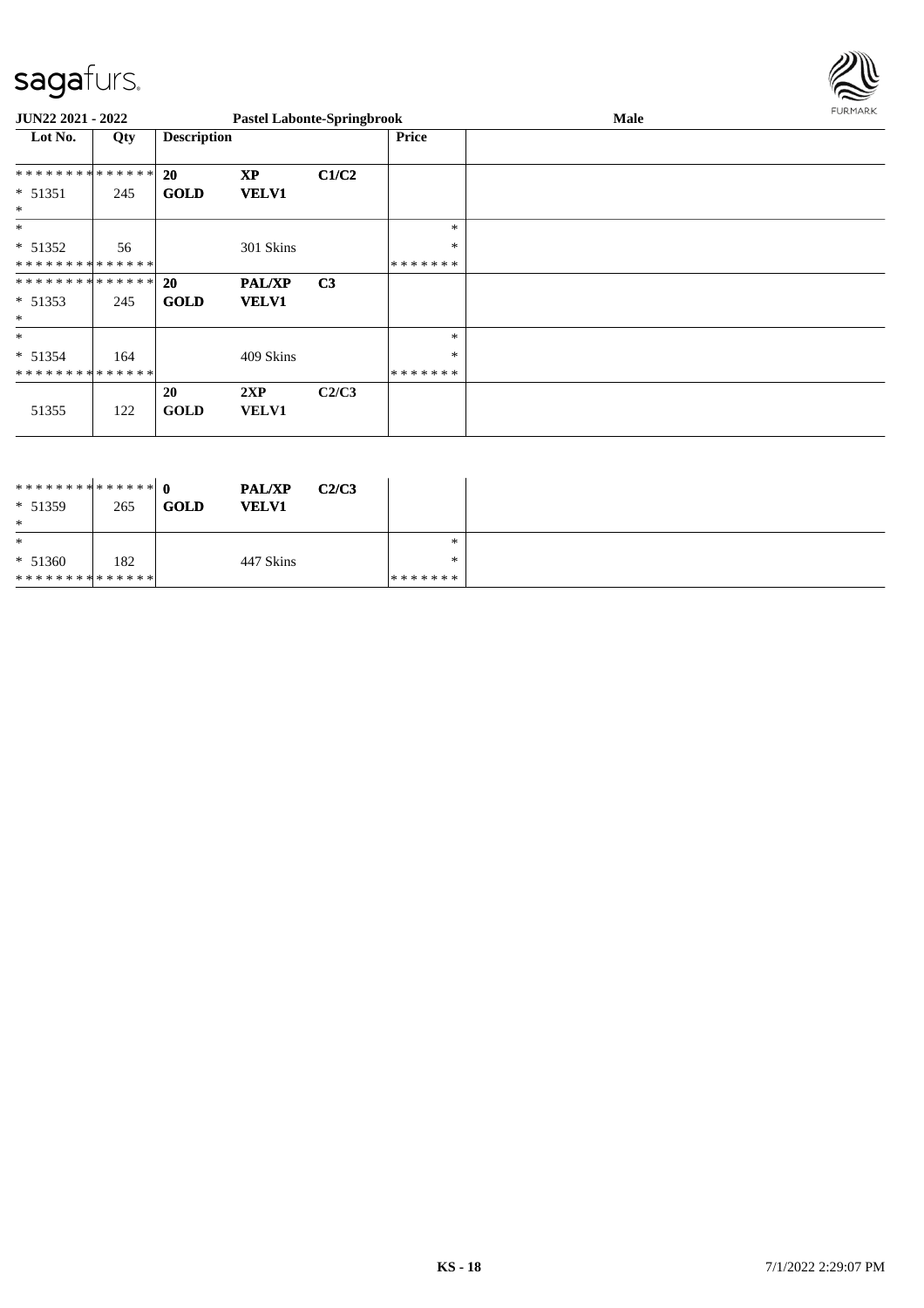**JUN22 2021 - 2022** **Pastel Labonte-Springbrook** **Male**

| Lot No. | Qty | Description | | | Price | |
|---|---|---|---|---|---|---|
| ************** | | **20** | **XP** | **C1/C2** | | |
| * 51351 | 245 | **GOLD** | **VELV1** | | | |
| * | | | | | | |
| * | | | | | * | |
| * 51352 | 56 | | 301 Skins | | * | |
| ************** | | | | | ******* | |
| ************** | | **20** | **PAL/XP** | **C3** | | |
| * 51353 | 245 | **GOLD** | **VELV1** | | | |
| * | | | | | | |
| * | | | | | * | |
| * 51354 | 164 | | 409 Skins | | * | |
| ************** | | | | | ******* | |
| | | **20** | **2XP** | **C2/C3** | | |
| 51355 | 122 | **GOLD** | **VELV1** | | | |

| Lot No. | Qty | Description | | | Price | |
|---|---|---|---|---|---|---|
| ************** | | **0** | **PAL/XP** | **C2/C3** | | |
| * 51359 | 265 | **GOLD** | **VELV1** | | | |
| * | | | | | | |
| * | | | | | * | |
| * 51360 | 182 | | 447 Skins | | * | |
| ************** | | | | | ******* | |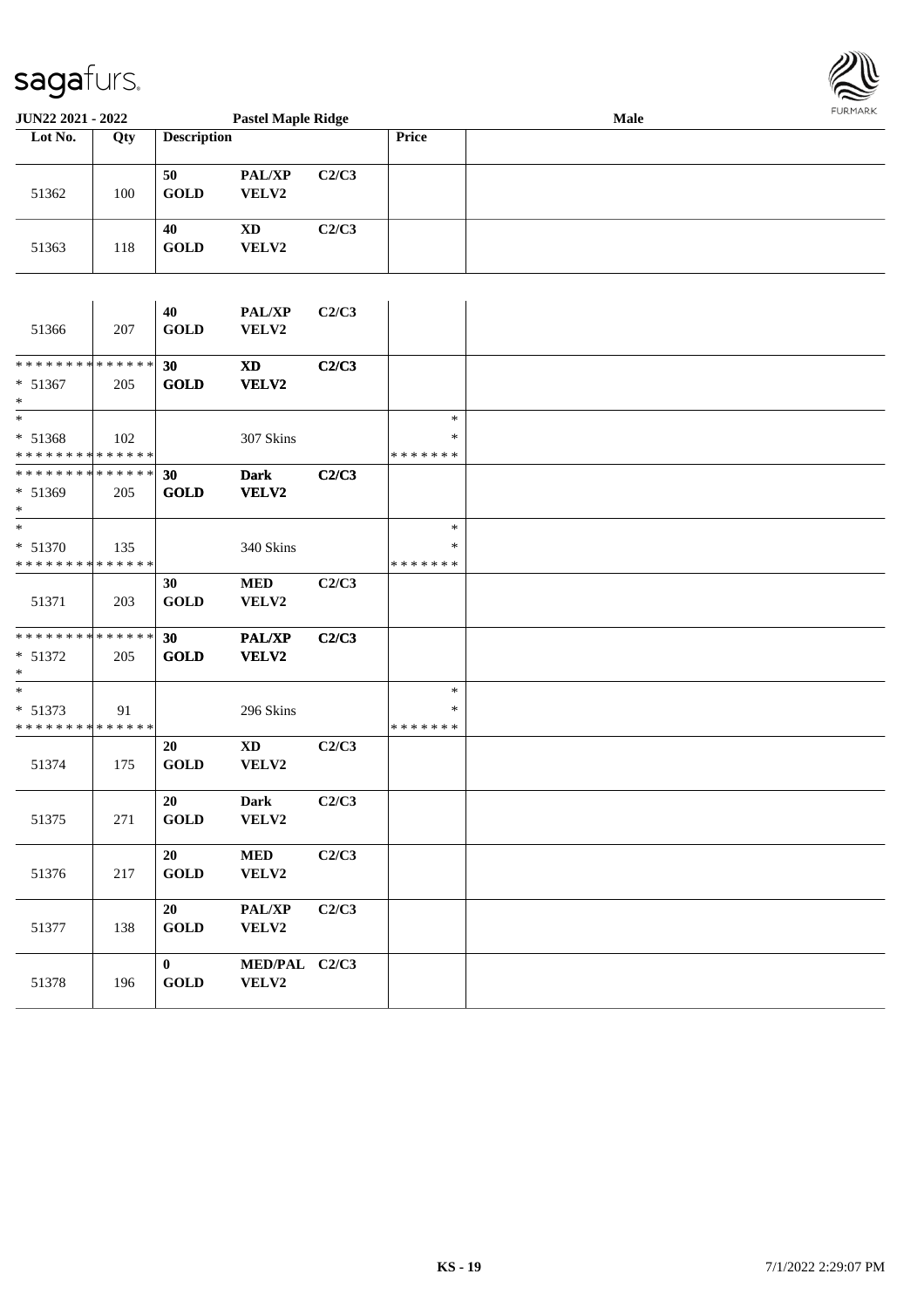| Lot No. | Qty | Description | | | Price | |
|---|---|---|---|---|---|---|
| 51362 | 100 | 50 GOLD | PAL/XP VELV2 | C2/C3 | | |
| 51363 | 118 | 40 GOLD | XD VELV2 | C2/C3 | | |
| 51366 | 207 | 40 GOLD | PAL/XP VELV2 | C2/C3 | | |
| * * * * * * * * * * * * * * * 51367 * | 205 | **30 GOLD** | **XD VELV2** | **C2/C3** | | |
| * * 51368 * * * * * * * * * * * * * * | 102 | | 307 Skins | | * * * * * * * * * | |
| * * * * * * * * * * * * * * * 51369 * | 205 | **30 GOLD** | **Dark VELV2** | **C2/C3** | | |
| * * 51370 * * * * * * * * * * * * * * | 135 | | 340 Skins | | * * * * * * * * * | |
| 51371 | 203 | 30 GOLD | MED VELV2 | C2/C3 | | |
| * * * * * * * * * * * * * * * 51372 * | 205 | **30 GOLD** | **PAL/XP VELV2** | **C2/C3** | | |
| * * 51373 * * * * * * * * * * * * * * | 91 | | 296 Skins | | * * * * * * * * * | |
| 51374 | 175 | 20 GOLD | XD VELV2 | C2/C3 | | |
| 51375 | 271 | 20 GOLD | Dark VELV2 | C2/C3 | | |
| 51376 | 217 | 20 GOLD | MED VELV2 | C2/C3 | | |
| 51377 | 138 | 20 GOLD | PAL/XP VELV2 | C2/C3 | | |
| 51378 | 196 | 0 GOLD | MED/PAL VELV2 | C2/C3 | | |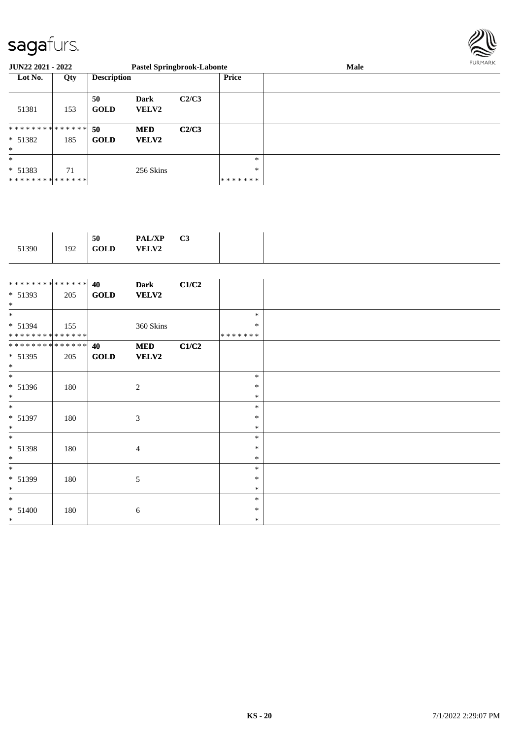| Lot No. | Qty | Description | | | Price | |
|---|---|---|---|---|---|---|
| 51381 | 153 | 50 GOLD | Dark VELV2 | C2/C3 | | |
| ************** * 51382 * | 185 | 50 GOLD | MED VELV2 | C2/C3 | | |
| * * 51383 ************** | 71 | | 256 Skins | | * * ******* | |
| 51390 | 192 | 50 GOLD | PAL/XP VELV2 | C3 | | |
| ************** * 51393 * | 205 | 40 GOLD | Dark VELV2 | C1/C2 | | |
| * * 51394 ************** | 155 | | 360 Skins | | * * ******* | |
| ************** * 51395 * | 205 | 40 GOLD | MED VELV2 | C1/C2 | | |
| * * 51396 * | 180 | | 2 | | * * * | |
| * * 51397 * | 180 | | 3 | | * * * | |
| * * 51398 * | 180 | | 4 | | * * * | |
| * * 51399 * | 180 | | 5 | | * * * | |
| * * 51400 * | 180 | | 6 | | * * * | |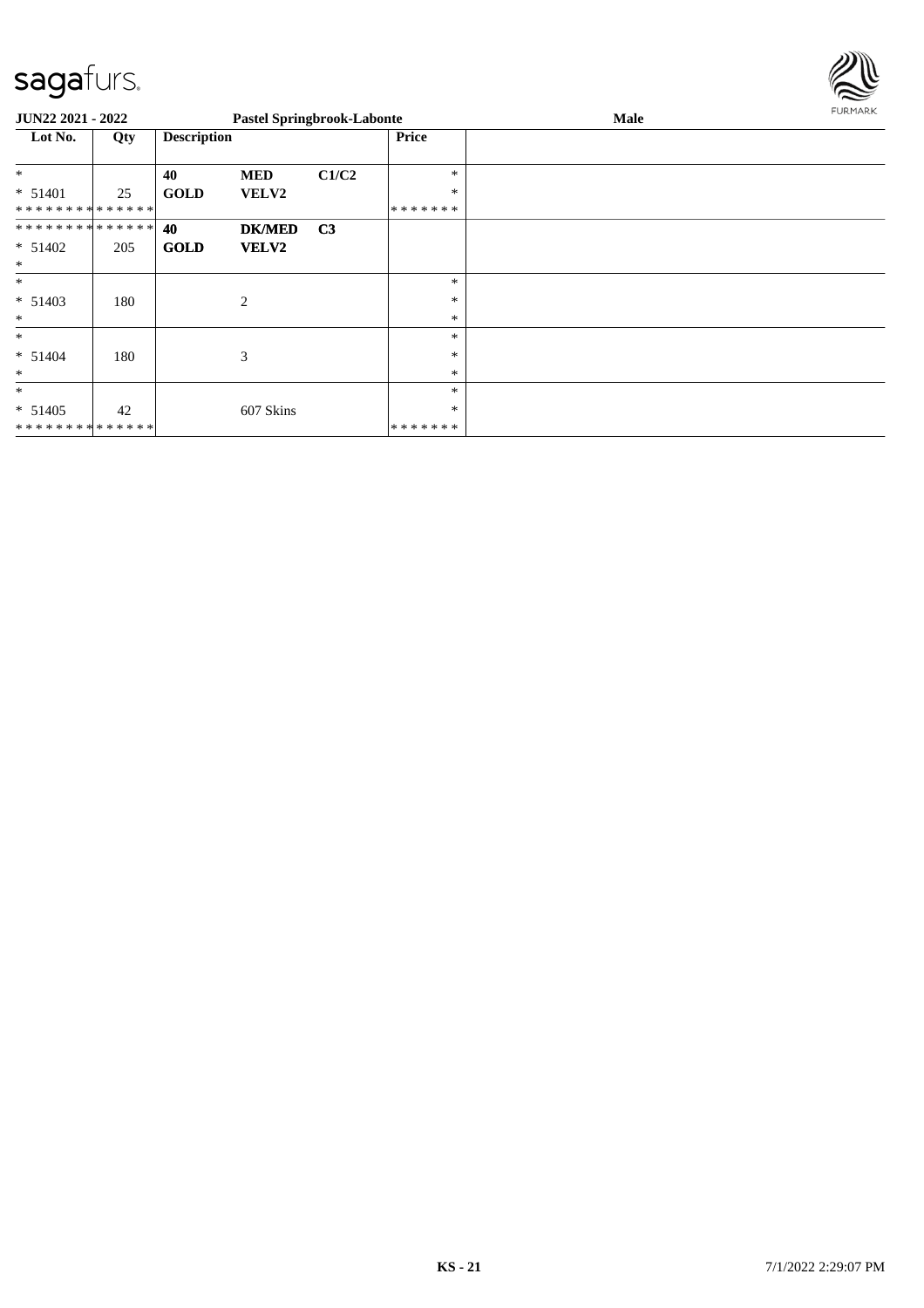| Lot No. | Qty | Description | | | Price | |
|---|---|---|---|---|---|---|
| * | | **40** | **MED** | **C1/C2** | * | |
| * 51401 | 25 | **GOLD** | **VELV2** | | * | |
| * * * * * * * * * * * * * * | | | | | * * * * * * * | |
| * * * * * * * * * * * * * * | | **40** | **DK/MED** | **C3** | | |
| * 51402 | 205 | **GOLD** | **VELV2** | | | |
| * | | | | | | |
| * | | | | | * | |
| * 51403 | 180 | | 2 | | * | |
| * | | | | | * | |
| * | | | | | * | |
| * 51404 | 180 | | 3 | | * | |
| * | | | | | * | |
| * | | | | | * | |
| * 51405 | 42 | | 607 Skins | | * | |
| * * * * * * * * * * * * * * | | | | | * * * * * * * | |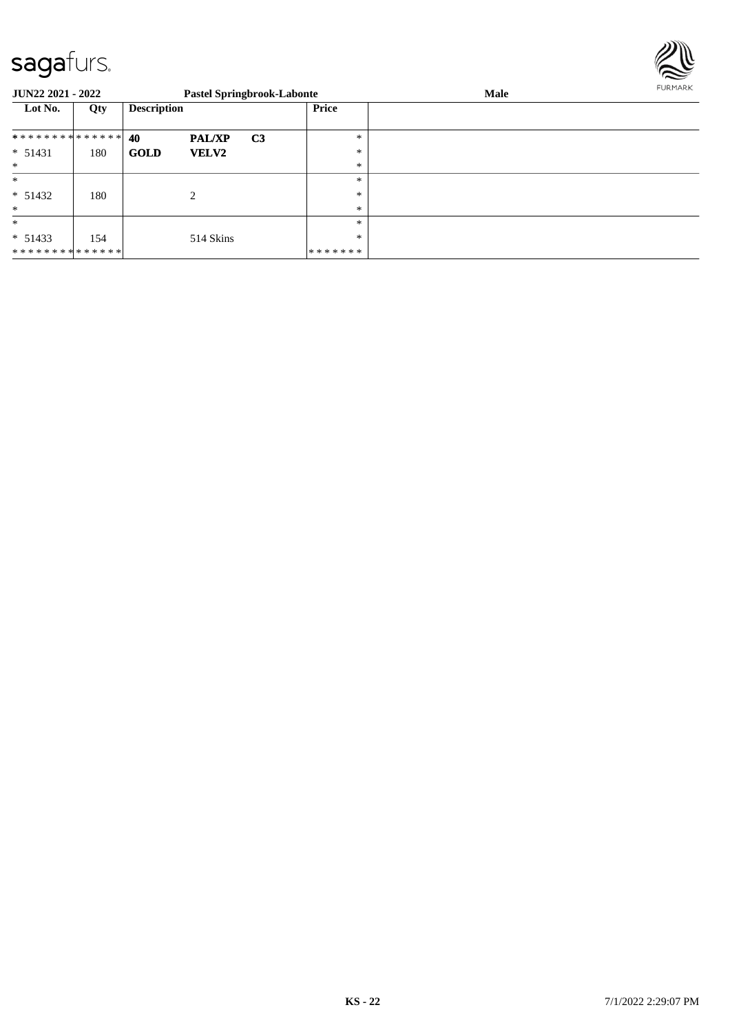sagafurs.

**JUN22 2021 - 2022** **Pastel Springbrook-Labonte** **Male**

| Lot No. | Qty | Description | | | Price |
|---|---|---|---|---|---|
| ************** | | **40** | **PAL/XP** | **C3** | * |
| * 51431 | 180 | **GOLD** | **VELV2** | | * |
| * | | | | | * |
| * | | | | | * |
| * 51432 | 180 | | 2 | | * |
| * | | | | | * |
| * | | | | | * |
| * 51433 | 154 | | 514 Skins | | * |
| ************** | | | | | ******* |

**KS - 22** 7/1/2022 2:29:07 PM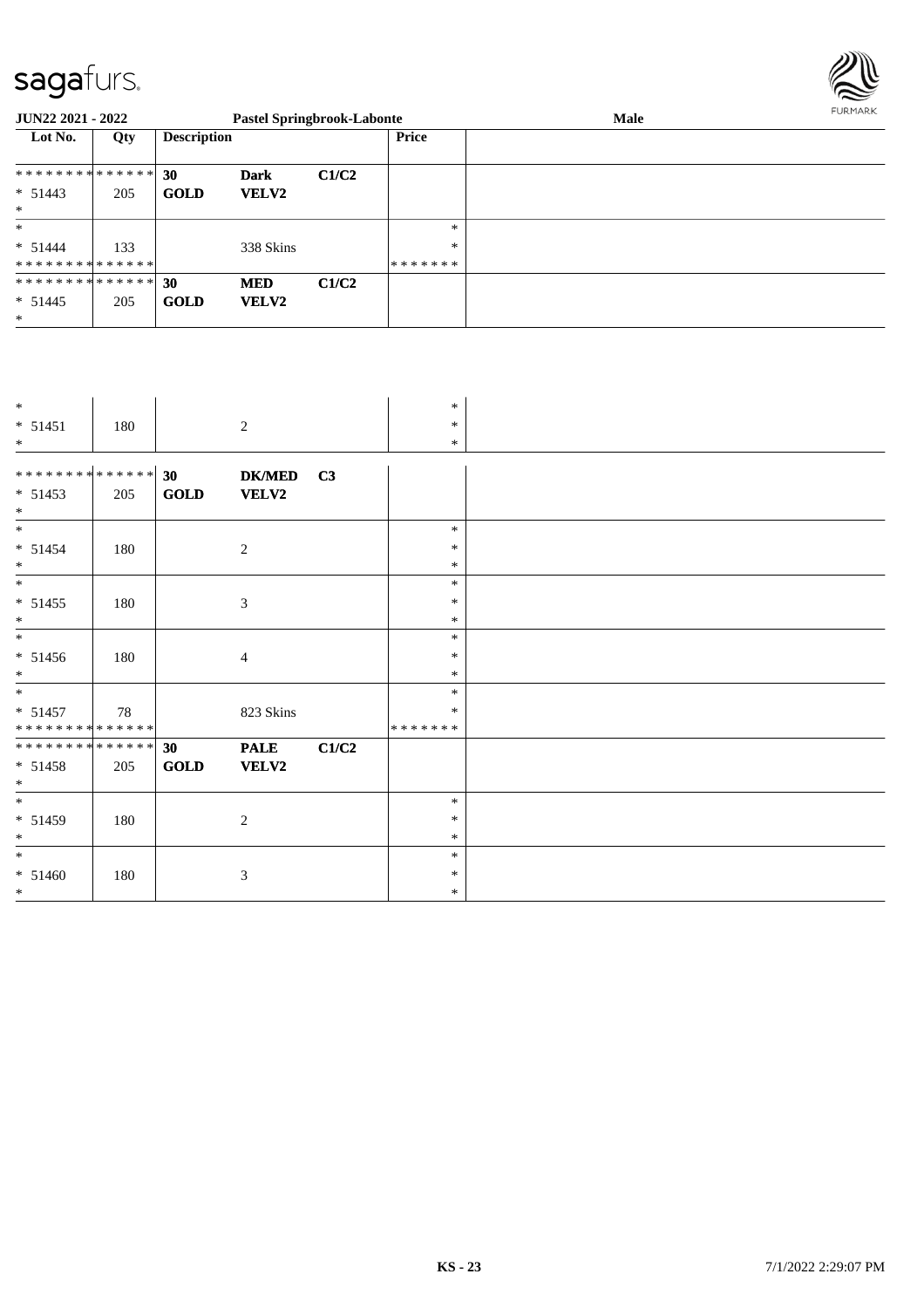**JUN22 2021 - 2022** **Pastel Springbrook-Labonte** **Male**

| Lot No. | Qty | Description | | | Price | |
|---|---|---|---|---|---|---|
| * * * * * * * * * * * * * * | | **30** | **Dark** | **C1/C2** | | |
| * 51443 | 205 | **GOLD** | **VELV2** | | | |
| * | | | | | | |
| * | | | | | * | |
| * 51444 | 133 | | 338 Skins | | * | |
| * * * * * * * * * * * * * * | | | | | * * * * * * * | |
| * * * * * * * * * * * * * * | | **30** | **MED** | **C1/C2** | | |
| * 51445 | 205 | **GOLD** | **VELV2** | | | |
| * | | | | | | |
| * | | | | | * | |
| * 51451 | 180 | | 2 | | * | |
| * | | | | | * | |
| * * * * * * * * * * * * * * | | **30** | **DK/MED** | **C3** | | |
| * 51453 | 205 | **GOLD** | **VELV2** | | | |
| * | | | | | | |
| * | | | | | * | |
| * 51454 | 180 | | 2 | | * | |
| * | | | | | * | |
| * | | | | | * | |
| * 51455 | 180 | | 3 | | * | |
| * | | | | | * | |
| * | | | | | * | |
| * 51456 | 180 | | 4 | | * | |
| * | | | | | * | |
| * | | | | | * | |
| * 51457 | 78 | | 823 Skins | | * | |
| * * * * * * * * * * * * * * | | | | | * * * * * * * | |
| * * * * * * * * * * * * * * | | **30** | **PALE** | **C1/C2** | | |
| * 51458 | 205 | **GOLD** | **VELV2** | | | |
| * | | | | | | |
| * | | | | | * | |
| * 51459 | 180 | | 2 | | * | |
| * | | | | | * | |
| * | | | | | * | |
| * 51460 | 180 | | 3 | | * | |
| * | | | | | * | |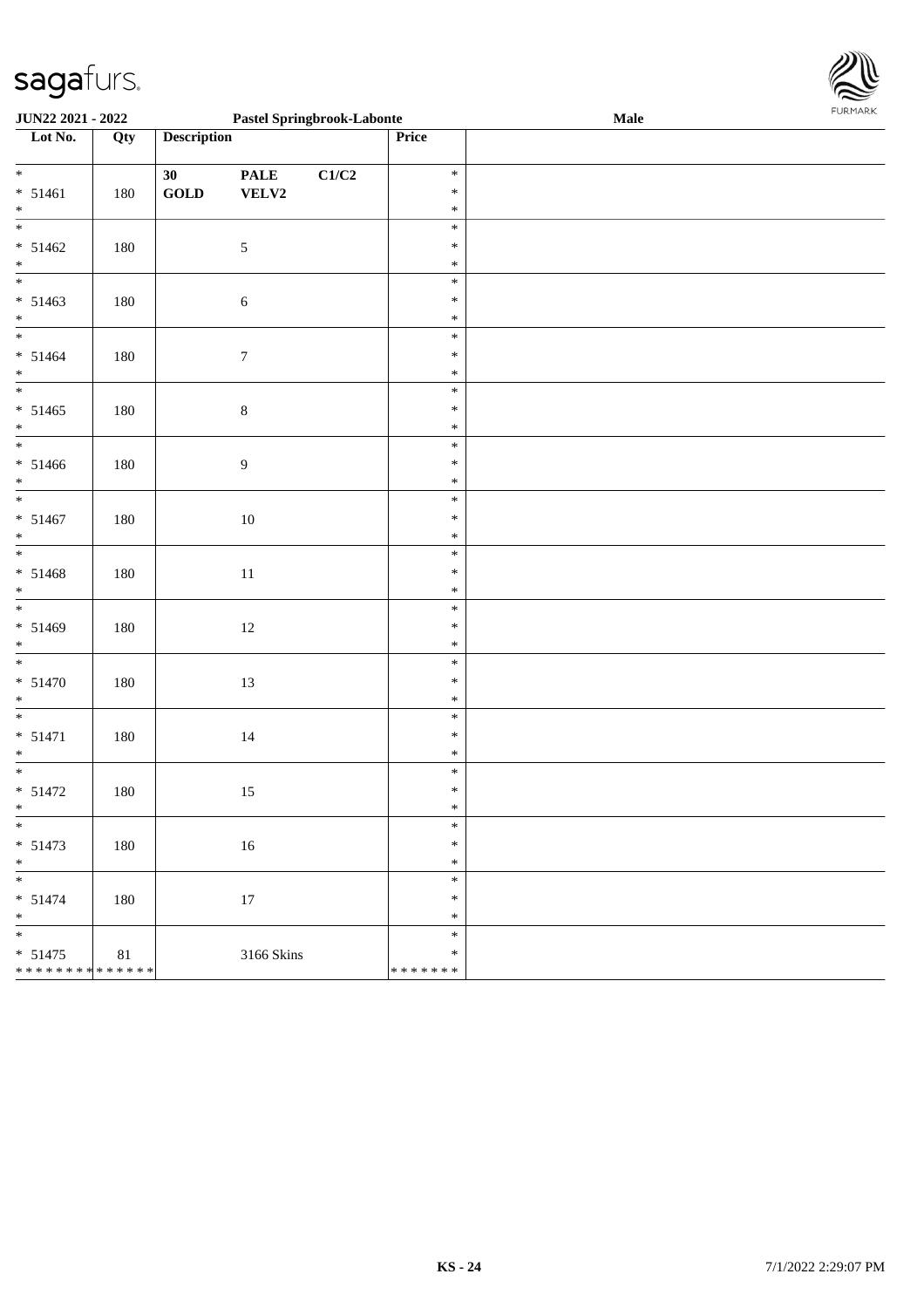| Lot No. | Qty | Description | Price | |
|---|---|---|---|---|
| * 51461 * | 180 | 30 GOLD PALE VELV2 C1/C2 | * * * | |
| * 51462 * | 180 | 5 | * * * | |
| * 51463 * | 180 | 6 | * * * | |
| * 51464 * | 180 | 7 | * * * | |
| * 51465 * | 180 | 8 | * * * | |
| * 51466 * | 180 | 9 | * * * | |
| * 51467 * | 180 | 10 | * * * | |
| * 51468 * | 180 | 11 | * * * | |
| * 51469 * | 180 | 12 | * * * | |
| * 51470 * | 180 | 13 | * * * | |
| * 51471 * | 180 | 14 | * * * | |
| * 51472 * | 180 | 15 | * * * | |
| * 51473 * | 180 | 16 | * * * | |
| * 51474 * | 180 | 17 | * * * | |
| * 51475 ************** | 81 | 3166 Skins | * * ******* | |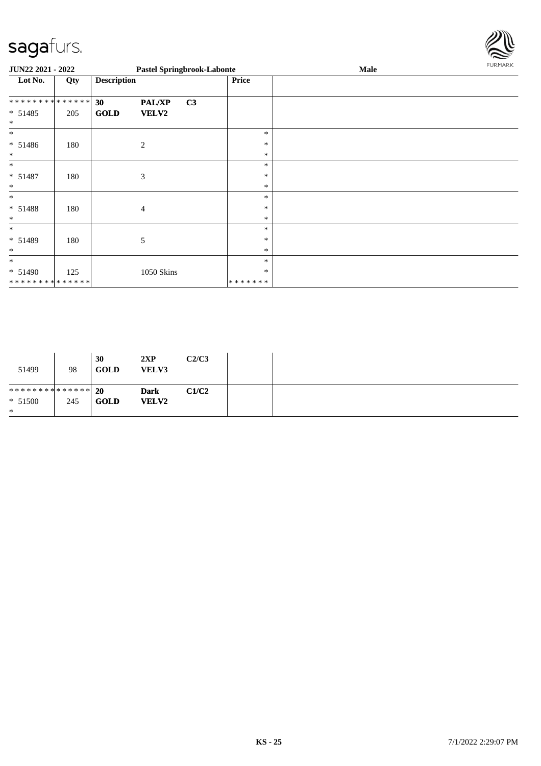JUN22 2021 - 2022 | Pastel Springbrook-Labonte | Male

| Lot No. | Qty | Description | | | Price | |
|---|---|---|---|---|---|---|
| * * * * * * * * * * * * * * | | 30 | PAL/XP | C3 | | |
| * 51485 | 205 | GOLD | VELV2 | | | |
| * | | | | | | |
| * | | | | | * | |
| * 51486 | 180 | | 2 | | * | |
| * | | | | | * | |
| * | | | | | * | |
| * 51487 | 180 | | 3 | | * | |
| * | | | | | * | |
| * | | | | | * | |
| * 51488 | 180 | | 4 | | * | |
| * | | | | | * | |
| * | | | | | * | |
| * 51489 | 180 | | 5 | | * | |
| * | | | | | * | |
| * | | | | | * | |
| * 51490 | 125 | | 1050 Skins | | * | |
| * * * * * * * * * * * * * * | | | | | * * * * * * * | |

| Lot No. | Qty | Description | | | Price | |
|---|---|---|---|---|---|---|
| 51499 | 98 | 30 GOLD | 2XP VELV3 | C2/C3 | | |
| * * * * * * * * * * * * * * | | 20 | Dark | C1/C2 | | |
| * 51500 | 245 | GOLD | VELV2 | | | |
| * | | | | | | |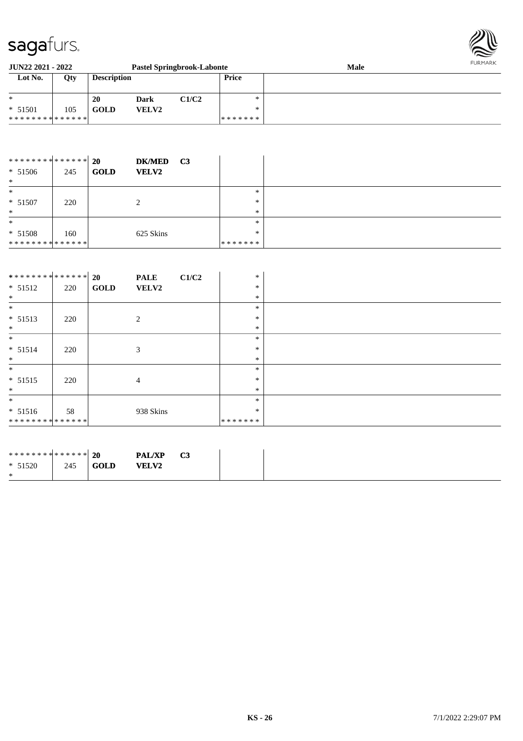**JUN22 2021 - 2022** **Pastel Springbrook-Labonte** **Male**

| Lot No. | Qty | Description | | | Price | |
|---|---|---|---|---|---|---|
| * | | **20** | **Dark** | **C1/C2** | * | |
| * 51501 | 105 | **GOLD** | **VELV2** | | * | |
| * * * * * * * * * * * * * * | | | | | * * * * * * * | |

| | | | | | | |
|---|---|---|---|---|---|---|
| * * * * * * * * * * * * * * | | **20** | **DK/MED** | **C3** | | |
| * 51506 | 245 | **GOLD** | **VELV2** | | | |
| * | | | | | | |
| * | | | | | * | |
| * 51507 | 220 | | 2 | | * | |
| * | | | | | * | |
| * | | | | | * | |
| * 51508 | 160 | | 625 Skins | | * | |
| * * * * * * * * * * * * * * | | | | | * * * * * * * | |

| | | | | | | |
|---|---|---|---|---|---|---|
| * * * * * * * * * * * * * * | | **20** | **PALE** | **C1/C2** | * | |
| * 51512 | 220 | **GOLD** | **VELV2** | | * | |
| * | | | | | * | |
| * | | | | | * | |
| * 51513 | 220 | | 2 | | * | |
| * | | | | | * | |
| * | | | | | * | |
| * 51514 | 220 | | 3 | | * | |
| * | | | | | * | |
| * | | | | | * | |
| * 51515 | 220 | | 4 | | * | |
| * | | | | | * | |
| * | | | | | * | |
| * 51516 | 58 | | 938 Skins | | * | |
| * * * * * * * * * * * * * * | | | | | * * * * * * * | |

| | | | | | | |
|---|---|---|---|---|---|---|
| * * * * * * * * * * * * * * | | **20** | **PAL/XP** | **C3** | | |
| * 51520 | 245 | **GOLD** | **VELV2** | | | |
| * | | | | | | |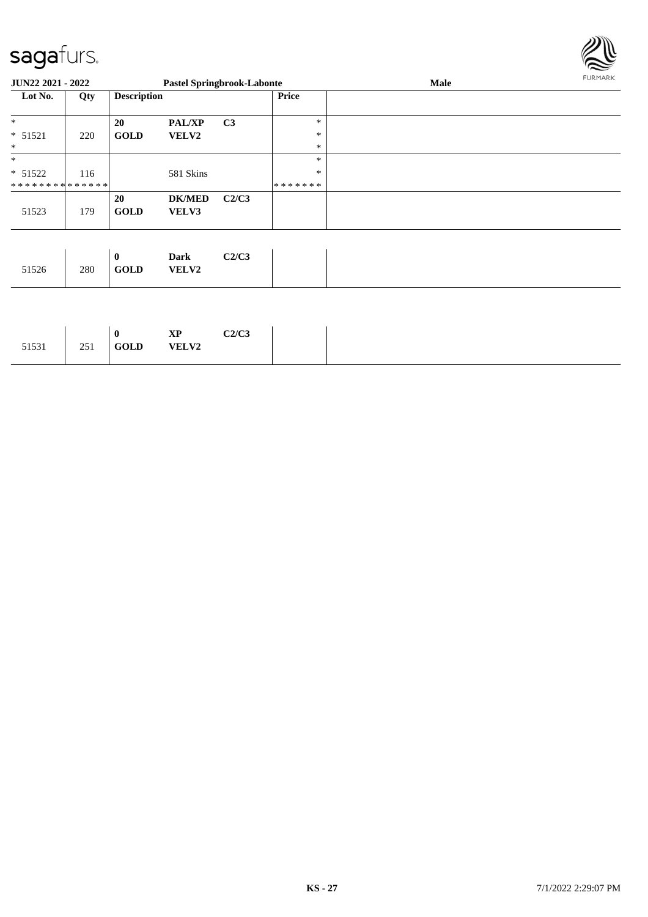**JUN22 2021 - 2022** | **Pastel Springbrook-Labonte** | **Male**

| Lot No. | Qty | Description | | | Price | |
|---|---|---|---|---|---|---|
| * | | **20** | **PAL/XP** | **C3** | * | |
| * 51521 | 220 | **GOLD** | **VELV2** | | * | |
| * | | | | | * | |
| * | | | | | * | |
| * 51522 | 116 | | 581 Skins | | * | |
| * * * * * * * * * * * * * * | | | | | * * * * * * * | |
| 51523 | 179 | **20** **GOLD** | **DK/MED** **VELV3** | **C2/C3** | | |
| 51526 | 280 | **0** **GOLD** | **Dark** **VELV2** | **C2/C3** | | |
| 51531 | 251 | **0** **GOLD** | **XP** **VELV2** | **C2/C3** | | |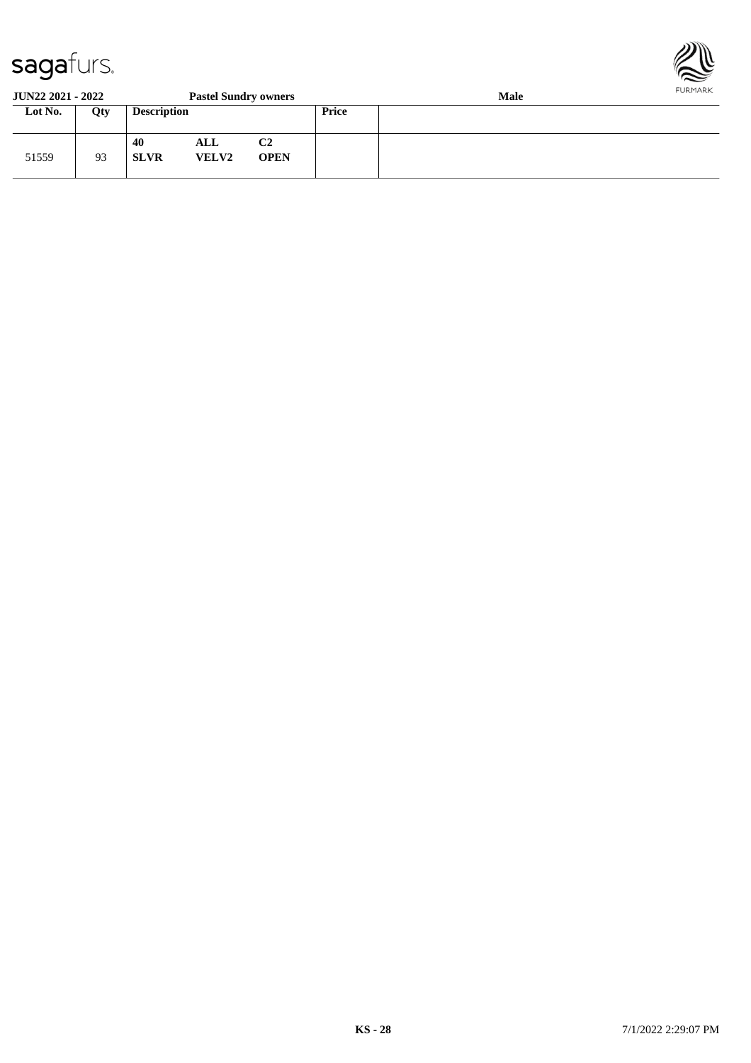**JUN22 2021 - 2022** **Pastel Sundry owners** **Male**

| Lot No. | Qty | Description | | | Price | |
|---|---|---|---|---|---|---|
| 51559 | 93 | **40** **SLVR** | **ALL** **VELV2** | **C2** **OPEN** | | |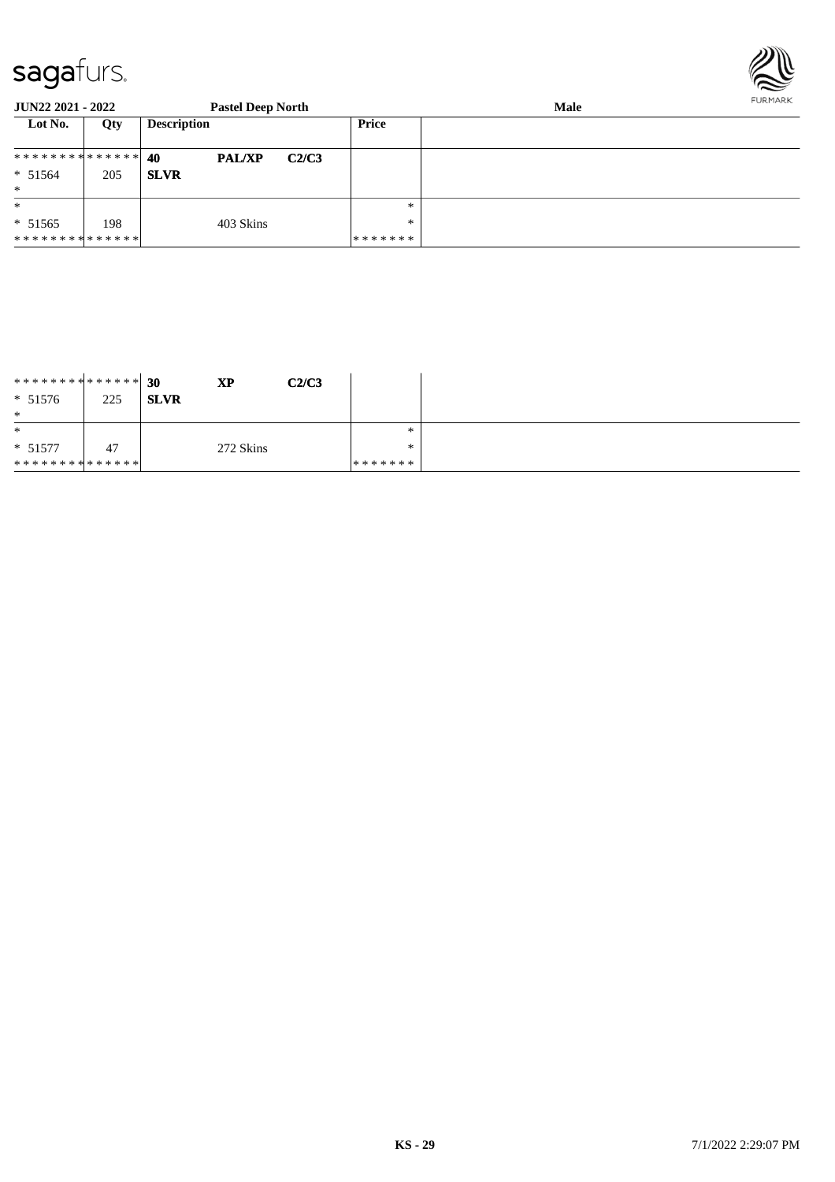**JUN22 2021 - 2022** | **Pastel Deep North** | **Male**

| Lot No. | Qty | Description | | | Price | |
|---|---|---|---|---|---|---|
| ************** | | **40** | **PAL/XP** | **C2/C3** | | |
| * 51564 | 205 | **SLVR** | | | | |
| * | | | | | | |
| * | | | | | * | |
| * 51565 | 198 | | 403 Skins | | * | |
| ************** | | | | | ******* | |

| Lot No. | Qty | Description | | | Price | |
|---|---|---|---|---|---|---|
| ************** | | **30** | **XP** | **C2/C3** | | |
| * 51576 | 225 | **SLVR** | | | | |
| * | | | | | | |
| * | | | | | * | |
| * 51577 | 47 | | 272 Skins | | * | |
| ************** | | | | | ******* | |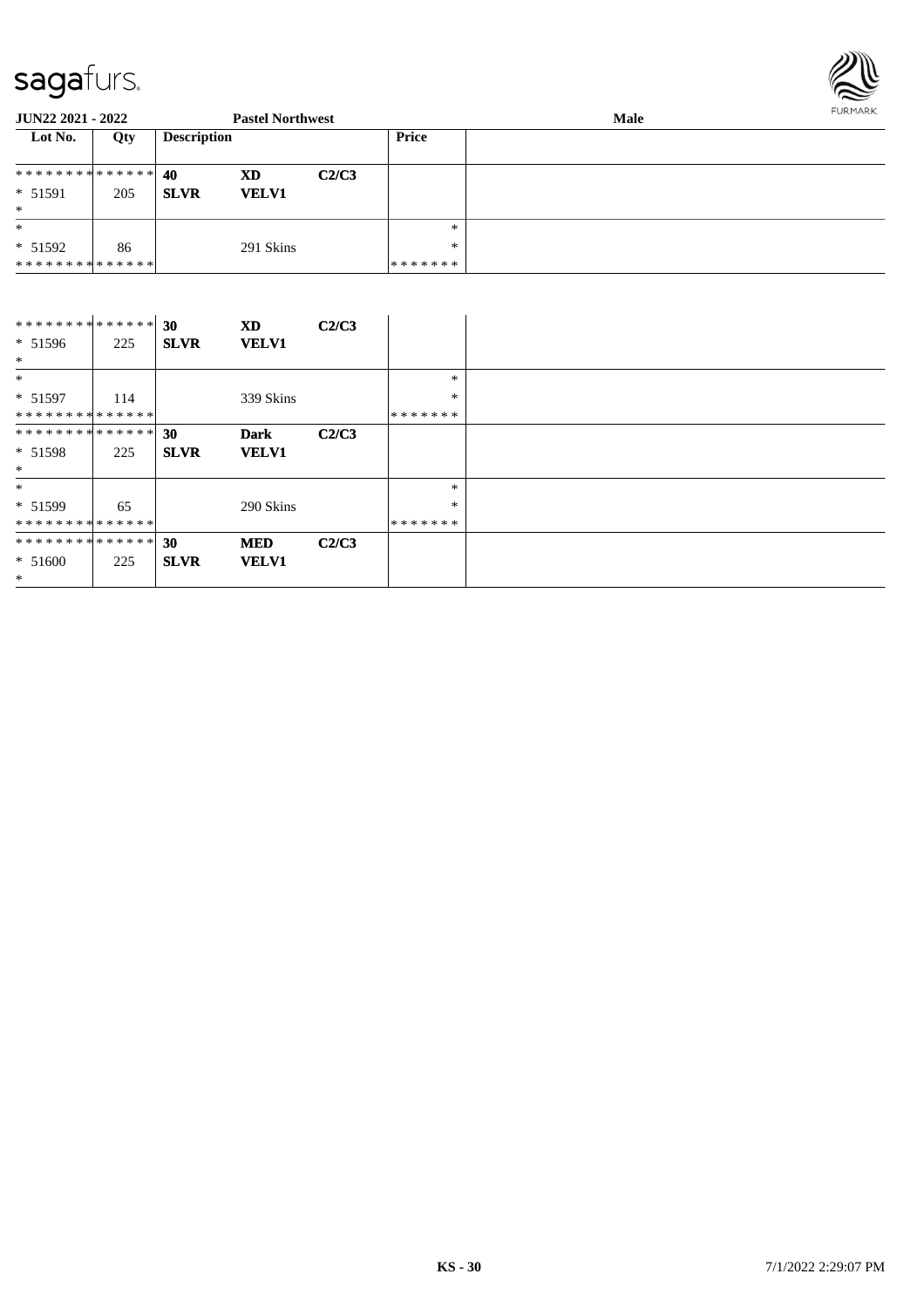**JUN22 2021 - 2022** | **Pastel Northwest** | **Male**

| Lot No. | Qty | Description | | | Price | |
|---|---|---|---|---|---|---|
| ************** | | **40** | **XD** | **C2/C3** | | |
| * 51591 | 205 | **SLVR** | **VELV1** | | | |
| * | | | | | | |
| * | | | | | * | |
| * 51592 | 86 | | 291 Skins | | * | |
| ************** | | | | | ******* | |

| Lot No. | Qty | Description | | | Price | |
|---|---|---|---|---|---|---|
| ************** | | **30** | **XD** | **C2/C3** | | |
| * 51596 | 225 | **SLVR** | **VELV1** | | | |
| * | | | | | | |
| * | | | | | * | |
| * 51597 | 114 | | 339 Skins | | * | |
| ************** | | | | | ******* | |
| ************** | | **30** | **Dark** | **C2/C3** | | |
| * 51598 | 225 | **SLVR** | **VELV1** | | | |
| * | | | | | | |
| * | | | | | * | |
| * 51599 | 65 | | 290 Skins | | * | |
| ************** | | | | | ******* | |
| ************** | | **30** | **MED** | **C2/C3** | | |
| * 51600 | 225 | **SLVR** | **VELV1** | | | |
| * | | | | | | |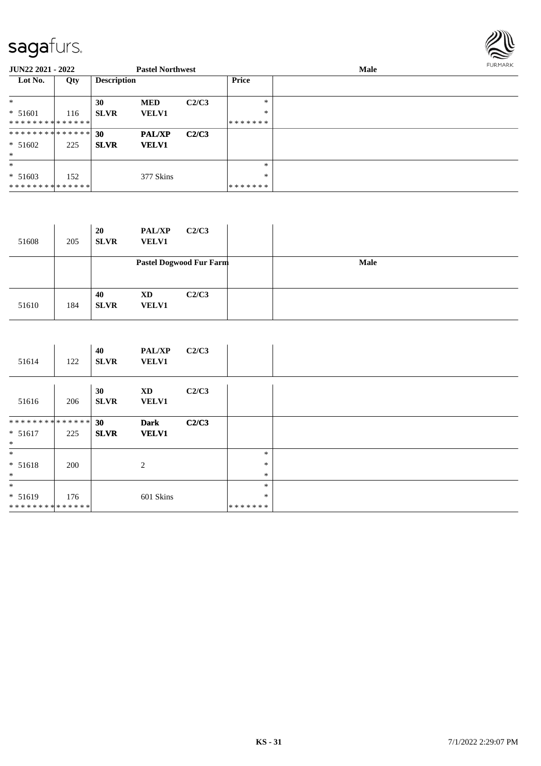| Lot No. | Qty | Description | | | Price | |
|---|---|---|---|---|---|---|
| * | | 30 | **MED** | **C2/C3** | * | |
| * 51601 | 116 | **SLVR** | **VELV1** | | * | |
| * * * * * * * * * * * * * * | | | | | * * * * * * * | |
| * * * * * * * * * * * * * * | | 30 | **PAL/XP** | **C2/C3** | | |
| * 51602 | 225 | **SLVR** | **VELV1** | | | |
| * | | | | | | |
| * | | | | | * | |
| * 51603 | 152 | | 377 Skins | | * | |
| * * * * * * * * * * * * * * | | | | | * * * * * * * | |
| 51608 | 205 | **20** **SLVR** | **PAL/XP** **VELV1** | **C2/C3** | | |
| | | **Pastel Dogwood Fur Farm** | | | | **Male** |
| 51610 | 184 | **40** **SLVR** | **XD** **VELV1** | **C2/C3** | | |
| 51614 | 122 | **40** **SLVR** | **PAL/XP** **VELV1** | **C2/C3** | | |
| 51616 | 206 | **30** **SLVR** | **XD** **VELV1** | **C2/C3** | | |
| * * * * * * * * * * * * * * | | 30 | **Dark** | **C2/C3** | | |
| * 51617 | 225 | **SLVR** | **VELV1** | | | |
| * | | | | | | |
| * | | | | | * | |
| * 51618 | 200 | | 2 | | * | |
| * | | | | | * | |
| * | | | | | * | |
| * 51619 | 176 | | 601 Skins | | * | |
| * * * * * * * * * * * * * * | | | | | * * * * * * * | |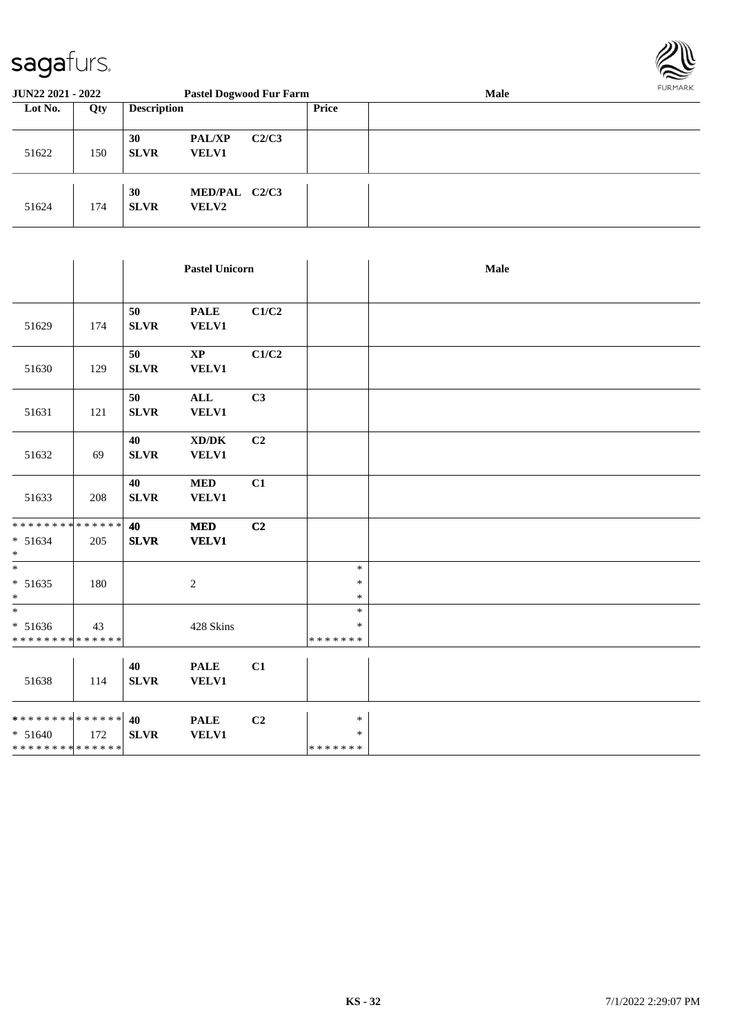| Lot No. | Qty | Description | | | Price | |
|---|---|---|---|---|---|---|
| | | **Pastel Dogwood Fur Farm** | | | | **Male** |
| 51622 | 150 | **30** **SLVR** | **PAL/XP** **VELV1** | **C2/C3** | | |
| 51624 | 174 | **30** **SLVR** | **MED/PAL** **VELV2** | **C2/C3** | | |
| | | **Pastel Unicorn** | | | | **Male** |
| 51629 | 174 | **50** **SLVR** | **PALE** **VELV1** | **C1/C2** | | |
| 51630 | 129 | **50** **SLVR** | **XP** **VELV1** | **C1/C2** | | |
| 51631 | 121 | **50** **SLVR** | **ALL** **VELV1** | **C3** | | |
| 51632 | 69 | **40** **SLVR** | **XD/DK** **VELV1** | **C2** | | |
| 51633 | 208 | **40** **SLVR** | **MED** **VELV1** | **C1** | | |
| * * * * * * * * * * * * * * <br>* 51634<br>* | 205 | **40** **SLVR** | **MED** **VELV1** | **C2** | | |
| *<br>* 51635<br>* | 180 | | 2 | | *<br>*<br>* | |
| *<br>* 51636<br>* * * * * * * * * * * * * * | 43 | | 428 Skins | | *<br>*<br>* * * * * * * | |
| 51638 | 114 | **40** **SLVR** | **PALE** **VELV1** | **C1** | | |
| * * * * * * * * * * * * * * <br>* 51640<br>* * * * * * * * * * * * * * | 172 | **40** **SLVR** | **PALE** **VELV1** | **C2** | *<br>*<br>* * * * * * * | |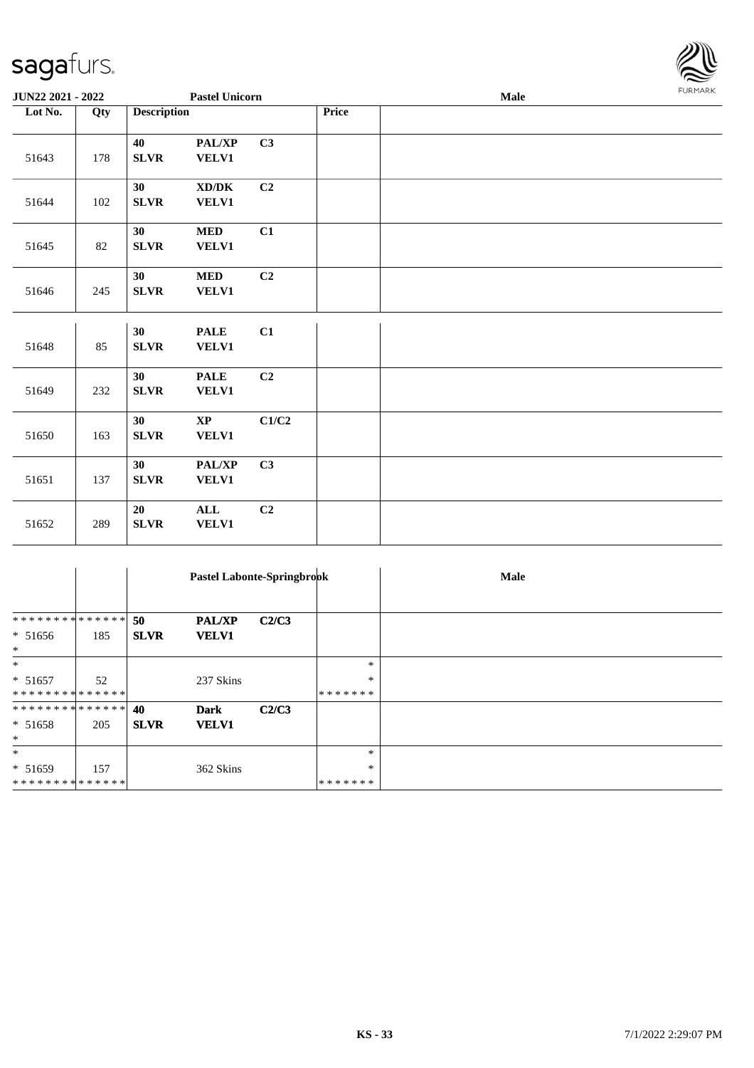**JUN22 2021 - 2022** **Pastel Unicorn** **Male**

| Lot No. | Qty | Description | | | Price | |
|---|---|---|---|---|---|---|
| 51643 | 178 | 40 SLVR | PAL/XP VELV1 | C3 | | |
| 51644 | 102 | 30 SLVR | XD/DK VELV1 | C2 | | |
| 51645 | 82 | 30 SLVR | MED VELV1 | C1 | | |
| 51646 | 245 | 30 SLVR | MED VELV1 | C2 | | |
| 51648 | 85 | 30 SLVR | PALE VELV1 | C1 | | |
| 51649 | 232 | 30 SLVR | PALE VELV1 | C2 | | |
| 51650 | 163 | 30 SLVR | XP VELV1 | C1/C2 | | |
| 51651 | 137 | 30 SLVR | PAL/XP VELV1 | C3 | | |
| 51652 | 289 | 20 SLVR | ALL VELV1 | C2 | | |

**Pastel Labonte-Springbrook** **Male**

| Lot No. | Qty | Description | | | Price | |
|---|---|---|---|---|---|---|
| * 51656 | 185 | 50 SLVR | PAL/XP VELV1 | C2/C3 | | |
| * 51657 | 52 | | 237 Skins | | * | |
| * 51658 | 205 | 40 SLVR | Dark VELV1 | C2/C3 | | |
| * 51659 | 157 | | 362 Skins | | * | |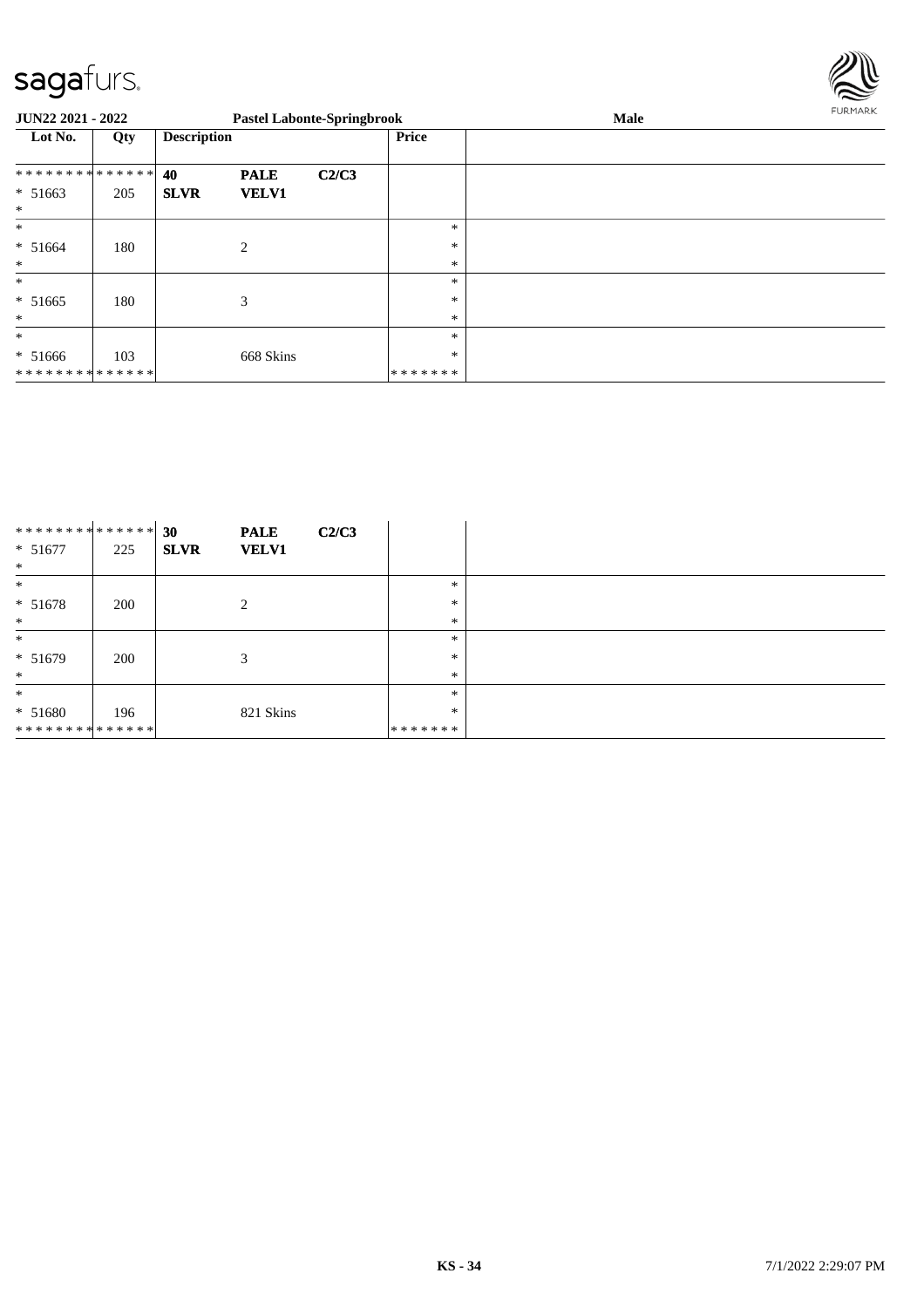| Lot No. | Qty | Description | | | Price | |
|---|---|---|---|---|---|---|
| ************** | | **40** | **PALE** | **C2/C3** | | |
| * 51663 | 205 | **SLVR** | **VELV1** | | | |
| * | | | | | | |
| * | | | | | * | |
| * 51664 | 180 | | 2 | | * | |
| * | | | | | * | |
| * | | | | | * | |
| * 51665 | 180 | | 3 | | * | |
| * | | | | | * | |
| * | | | | | * | |
| * 51666 | 103 | | 668 Skins | | * | |
| ************** | | | | | ******* | |

| Lot No. | Qty | Description | | | Price | |
|---|---|---|---|---|---|---|
| ************** | | **30** | **PALE** | **C2/C3** | | |
| * 51677 | 225 | **SLVR** | **VELV1** | | | |
| * | | | | | | |
| * | | | | | * | |
| * 51678 | 200 | | 2 | | * | |
| * | | | | | * | |
| * | | | | | * | |
| * 51679 | 200 | | 3 | | * | |
| * | | | | | * | |
| * | | | | | * | |
| * 51680 | 196 | | 821 Skins | | * | |
| ************** | | | | | ******* | |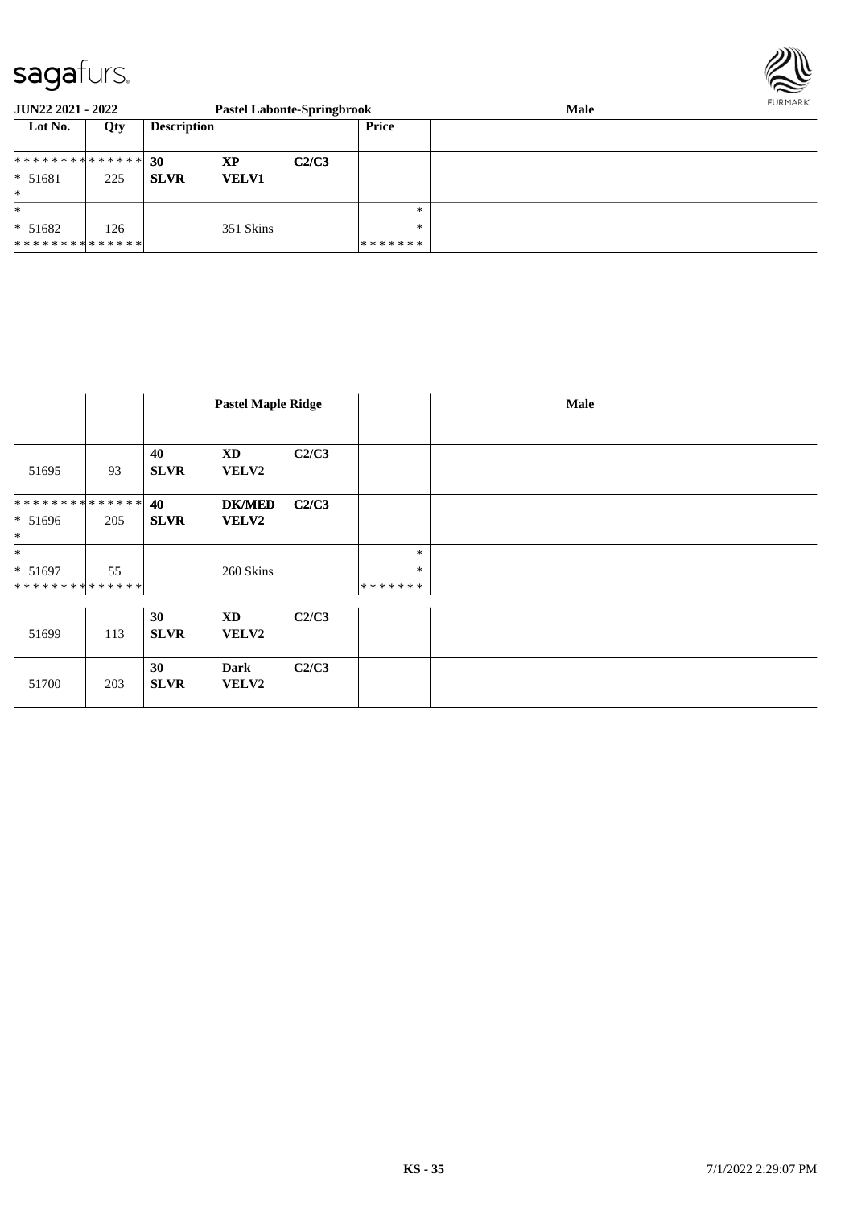| Lot No. | Qty | Description | | | Price | |
|---|---|---|---|---|---|---|
| * * * * * * * * * * * * * * | | 30 | XP | C2/C3 | | |
| * 51681 | 225 | SLVR | VELV1 | | | |
| * | | | | | | |
| * | | | | | * | |
| * 51682 | 126 | | 351 Skins | | * | |
| * * * * * * * * * * * * * * | | | | | * * * * * * * | |

| | | Pastel Maple Ridge | | | | Male |
|---|---|---|---|---|---|---|
| 51695 | 93 | 40 SLVR | XD VELV2 | C2/C3 | | |
| * * * * * * * * * * * * * * | | 40 | DK/MED | C2/C3 | | |
| * 51696 | 205 | SLVR | VELV2 | | | |
| * | | | | | | |
| * | | | | | * | |
| * 51697 | 55 | | 260 Skins | | * | |
| * * * * * * * * * * * * * * | | | | | * * * * * * * | |
| 51699 | 113 | 30 SLVR | XD VELV2 | C2/C3 | | |
| 51700 | 203 | 30 SLVR | Dark VELV2 | C2/C3 | | |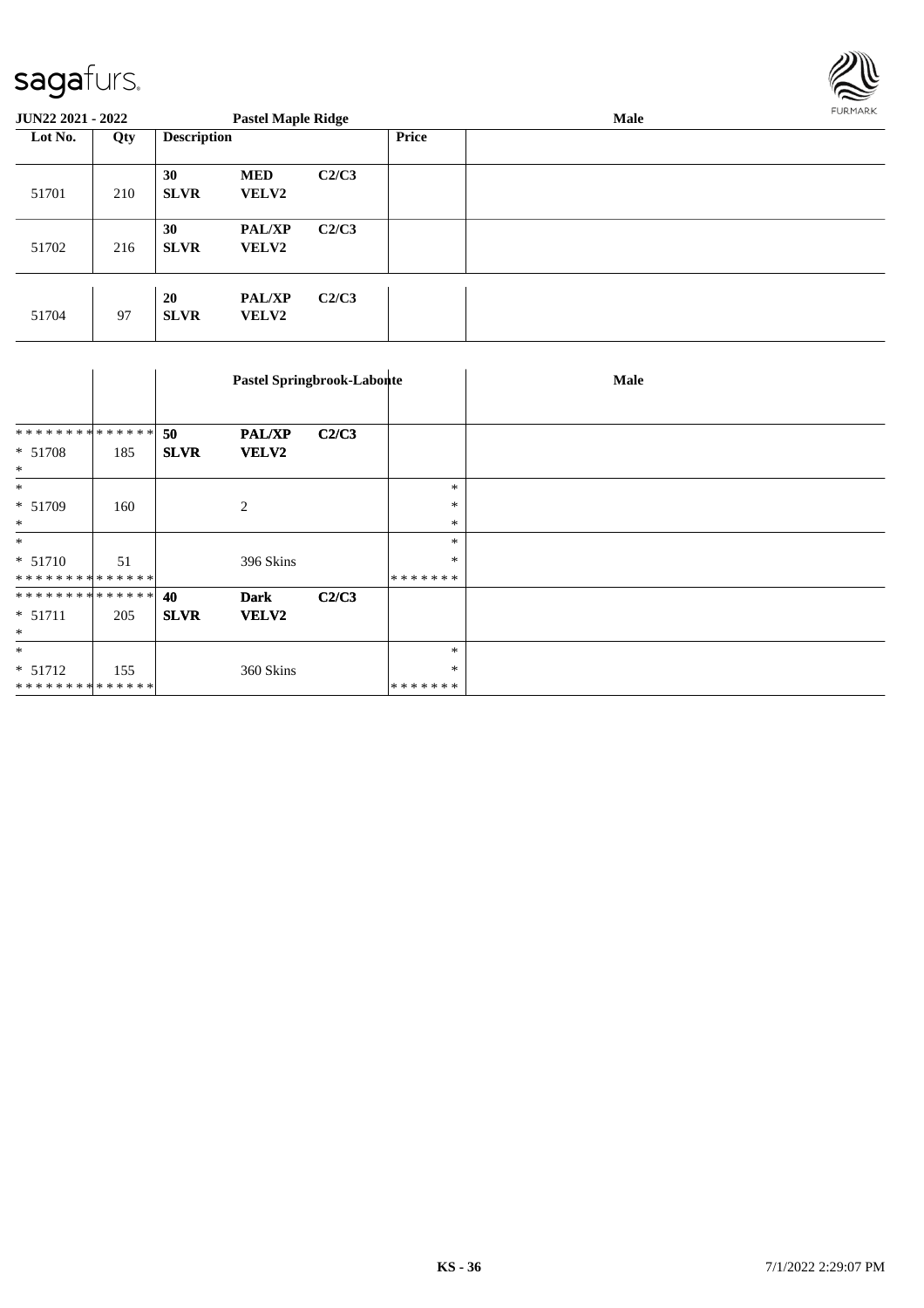**JUN22 2021 - 2022** | **Pastel Maple Ridge** | **Male**

| Lot No. | Qty | Description | | | Price | |
|---|---|---|---|---|---|---|
| 51701 | 210 | **30** **SLVR** | **MED** **VELV2** | **C2/C3** | | |
| 51702 | 216 | **30** **SLVR** | **PAL/XP** **VELV2** | **C2/C3** | | |
| 51704 | 97 | **20** **SLVR** | **PAL/XP** **VELV2** | **C2/C3** | | |

| | | **Pastel Springbrook-Labonte** | | | | **Male** |
|---|---|---|---|---|---|---|
| * * * * * * * * * * * * * * * 51708 * | 185 | **50** **SLVR** | **PAL/XP** **VELV2** | **C2/C3** | | |
| * * 51709 * | 160 | | 2 | | * * * | |
| * * 51710 * * * * * * * * * * * * * * | 51 | | 396 Skins | | * * * * * * * * * | |
| * * * * * * * * * * * * * * * 51711 * | 205 | **40** **SLVR** | **Dark** **VELV2** | **C2/C3** | | |
| * * 51712 * * * * * * * * * * * * * * | 155 | | 360 Skins | | * * * * * * * * | |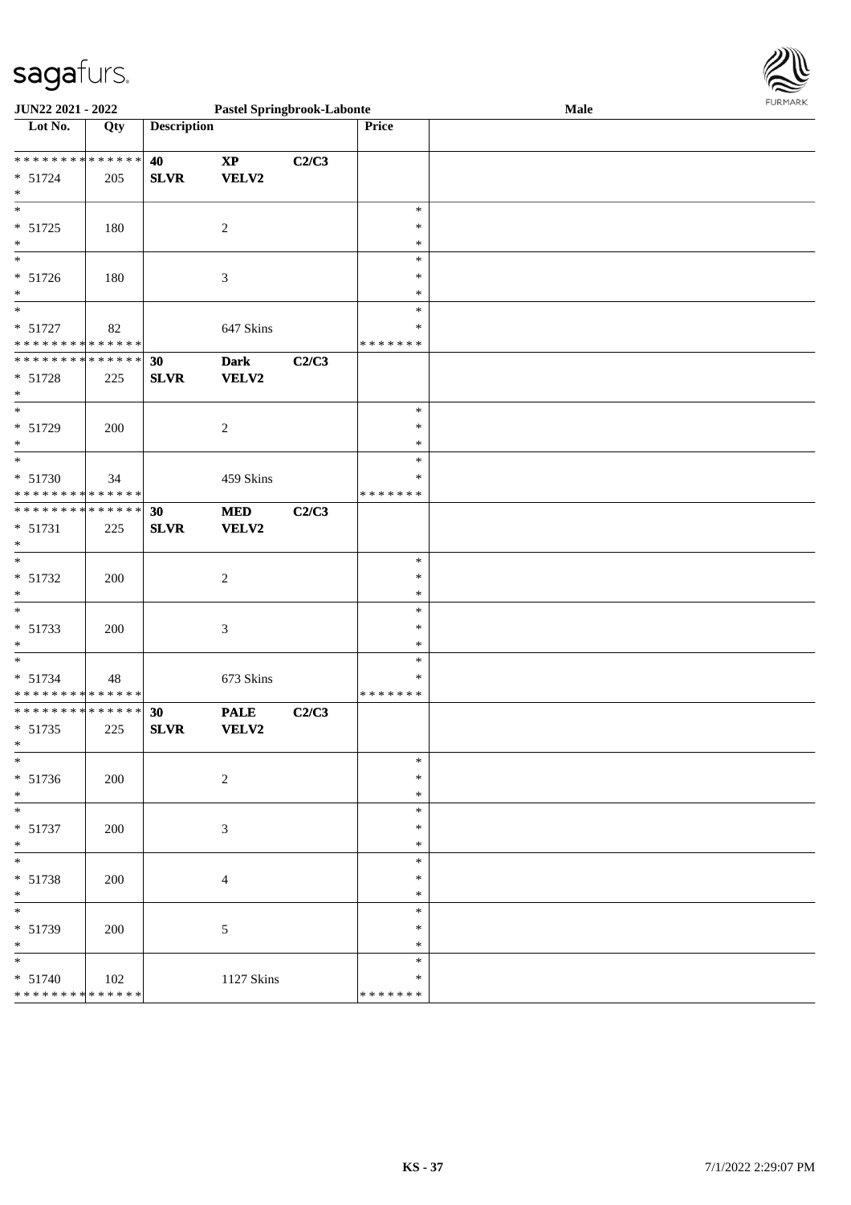| Lot No. | Qty | Description | | | Price | |
|---|---|---|---|---|---|---|
| * * * * * * * * * * * * * * | | 40 | XP | C2/C3 | | |
| * 51724 | 205 | SLVR | VELV2 | | | |
| * | | | | | | |
| * 51725 | 180 | | 2 | | * * * | |
| * 51726 | 180 | | 3 | | * * * | |
| * 51727 | 82 | | 647 Skins | | * * | |
| * * * * * * * * * * * * * * | | | | | * * * * * * * | |
| * * * * * * * * * * * * * * | | 30 | Dark | C2/C3 | | |
| * 51728 | 225 | SLVR | VELV2 | | | |
| * | | | | | | |
| * 51729 | 200 | | 2 | | * * * | |
| * 51730 | 34 | | 459 Skins | | * * | |
| * * * * * * * * * * * * * * | | | | | * * * * * * * | |
| * * * * * * * * * * * * * * | | 30 | MED | C2/C3 | | |
| * 51731 | 225 | SLVR | VELV2 | | | |
| * | | | | | | |
| * 51732 | 200 | | 2 | | * * * | |
| * 51733 | 200 | | 3 | | * * * | |
| * 51734 | 48 | | 673 Skins | | * * | |
| * * * * * * * * * * * * * * | | | | | * * * * * * * | |
| * * * * * * * * * * * * * * | | 30 | PALE | C2/C3 | | |
| * 51735 | 225 | SLVR | VELV2 | | | |
| * | | | | | | |
| * 51736 | 200 | | 2 | | * * * | |
| * 51737 | 200 | | 3 | | * * * | |
| * 51738 | 200 | | 4 | | * * * | |
| * 51739 | 200 | | 5 | | * * * | |
| * 51740 | 102 | | 1127 Skins | | * * | |
| * * * * * * * * * * * * * * | | | | | * * * * * * * | |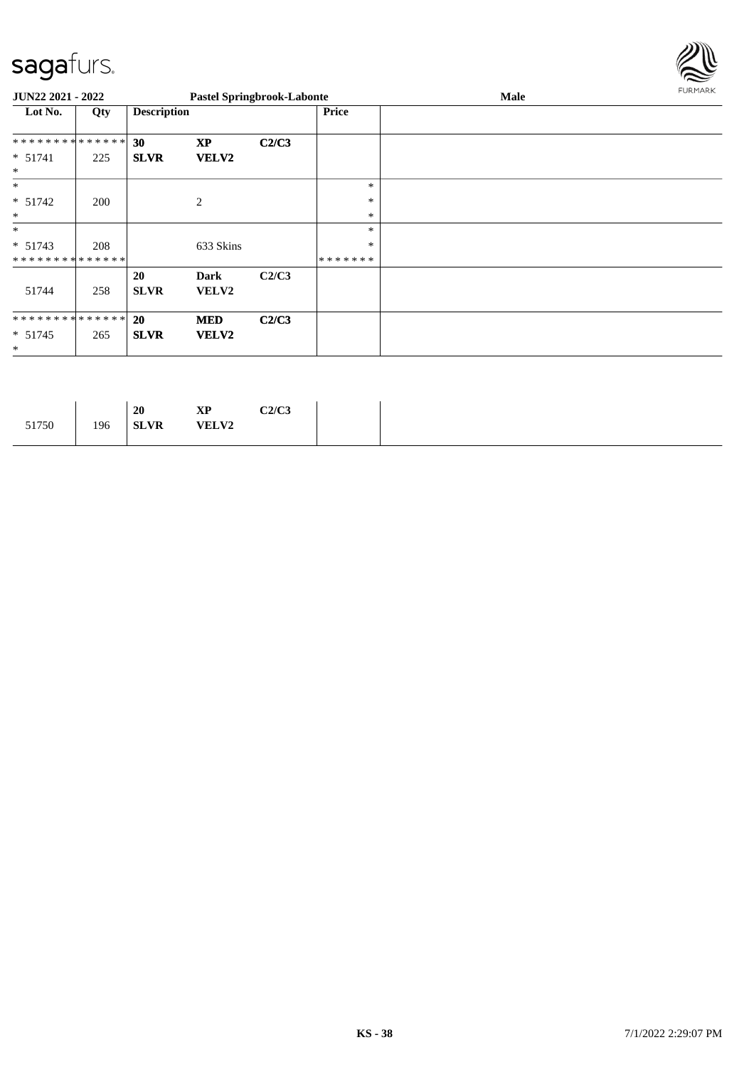**JUN22 2021 - 2022** | **Pastel Springbrook-Labonte** | **Male**

| Lot No. | Qty | Description | | | Price | |
|---|---|---|---|---|---|---|
| ************** | | **30** | **XP** | **C2/C3** | | |
| * 51741 | 225 | **SLVR** | **VELV2** | | | |
| * | | | | | | |
| * | | | | | * | |
| * 51742 | 200 | | 2 | | * | |
| * | | | | | * | |
| * | | | | | * | |
| * 51743 | 208 | | 633 Skins | | * | |
| ************** | | | | | ******* | |
| | | **20** | **Dark** | **C2/C3** | | |
| 51744 | 258 | **SLVR** | **VELV2** | | | |
| ************** | | **20** | **MED** | **C2/C3** | | |
| * 51745 | 265 | **SLVR** | **VELV2** | | | |
| * | | | | | | |

| | | | | | | |
|---|---|---|---|---|---|---|
| | | **20** | **XP** | **C2/C3** | | |
| 51750 | 196 | **SLVR** | **VELV2** | | | |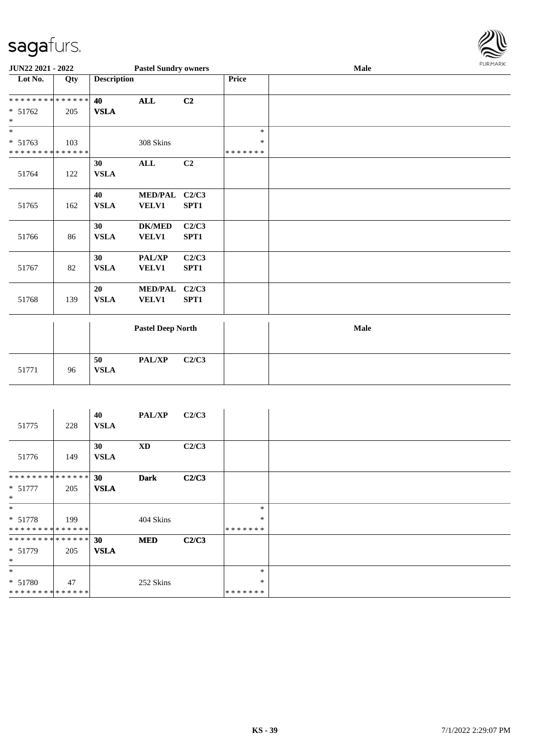**JUN22 2021 - 2022** **Pastel Sundry owners** **Male**

| Lot No. | Qty | Description | | | Price | |
|---|---|---|---|---|---|---|
| * * * * * * * * * * * * * * | | **40** | **ALL** | **C2** | | |
| * 51762 | 205 | **VSLA** | | | | |
| * | | | | | | |
| * | | | | | * | |
| * 51763 | 103 | | 308 Skins | | * | |
| * * * * * * * * * * * * * * | | | | | * * * * * * * | |
| | | **30** | **ALL** | **C2** | | |
| 51764 | 122 | **VSLA** | | | | |
| | | **40** | **MED/PAL** | **C2/C3** | | |
| 51765 | 162 | **VSLA** | **VELV1** | **SPT1** | | |
| | | **30** | **DK/MED** | **C2/C3** | | |
| 51766 | 86 | **VSLA** | **VELV1** | **SPT1** | | |
| | | **30** | **PAL/XP** | **C2/C3** | | |
| 51767 | 82 | **VSLA** | **VELV1** | **SPT1** | | |
| | | **20** | **MED/PAL** | **C2/C3** | | |
| 51768 | 139 | **VSLA** | **VELV1** | **SPT1** | | |

| | | **Pastel Deep North** | | | | **Male** |
|---|---|---|---|---|---|---|
| | | **50** | **PAL/XP** | **C2/C3** | | |
| 51771 | 96 | **VSLA** | | | | |
| | | **40** | **PAL/XP** | **C2/C3** | | |
| 51775 | 228 | **VSLA** | | | | |
| | | **30** | **XD** | **C2/C3** | | |
| 51776 | 149 | **VSLA** | | | | |
| * * * * * * * * * * * * * * | | **30** | **Dark** | **C2/C3** | | |
| * 51777 | 205 | **VSLA** | | | | |
| * | | | | | | |
| * | | | | | * | |
| * 51778 | 199 | | 404 Skins | | * | |
| * * * * * * * * * * * * * * | | | | | * * * * * * * | |
| * * * * * * * * * * * * * * | | **30** | **MED** | **C2/C3** | | |
| * 51779 | 205 | **VSLA** | | | | |
| * | | | | | | |
| * | | | | | * | |
| * 51780 | 47 | | 252 Skins | | * | |
| * * * * * * * * * * * * * * | | | | | * * * * * * * | |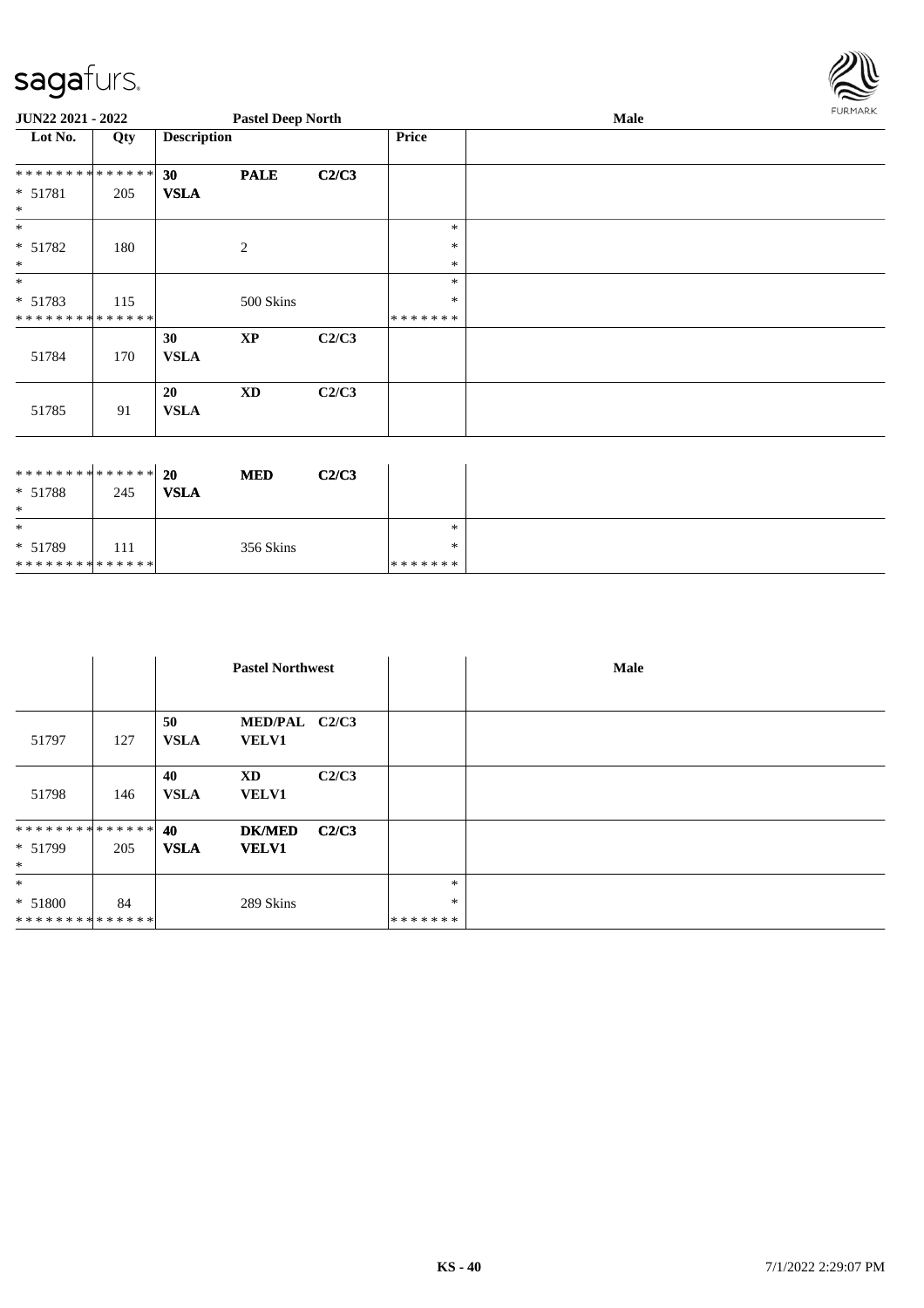**JUN22 2021 - 2022** | **Pastel Deep North** | **Male**

| Lot No. | Qty | Description | | | Price | |
|---|---|---|---|---|---|---|
| ************** | | 30 | PALE | C2/C3 | | |
| * 51781 | 205 | VSLA | | | | |
| * | | | | | | |
| * | | | | | * | |
| * 51782 | 180 | | 2 | | * | |
| * | | | | | * | |
| * | | | | | * | |
| * 51783 | 115 | | 500 Skins | | * | |
| ************** | | | | | ******* | |
| | | 30 | XP | C2/C3 | | |
| 51784 | 170 | VSLA | | | | |
| | | 20 | XD | C2/C3 | | |
| 51785 | 91 | VSLA | | | | |

| Lot No. | Qty | Description | | | Price | |
|---|---|---|---|---|---|---|
| ************** | | 20 | MED | C2/C3 | | |
| * 51788 | 245 | VSLA | | | | |
| * | | | | | | |
| * | | | | | * | |
| * 51789 | 111 | | 356 Skins | | * | |
| ************** | | | | | ******* | |

| | | | **Pastel Northwest** | | | **Male** |
|---|---|---|---|---|---|---|
| | | 50 | MED/PAL | C2/C3 | | |
| 51797 | 127 | VSLA | VELV1 | | | |
| | | 40 | XD | C2/C3 | | |
| 51798 | 146 | VSLA | VELV1 | | | |
| ************** | | 40 | DK/MED | C2/C3 | | |
| * 51799 | 205 | VSLA | VELV1 | | | |
| * | | | | | | |
| * | | | | | * | |
| * 51800 | 84 | | 289 Skins | | * | |
| ************** | | | | | ******* | |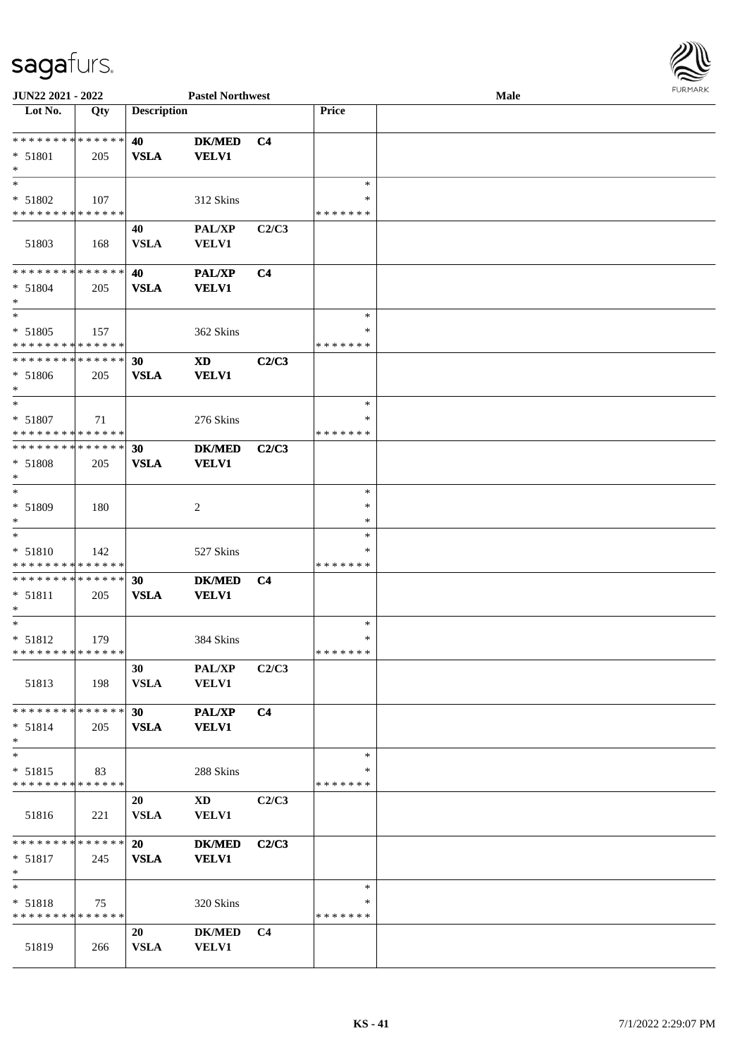| Lot No. | Qty | Description | | | Price | |
|---|---|---|---|---|---|---|
| * * * * * * * * * * * * * * | | 40 | DK/MED | C4 | | |
| * 51801 | 205 | VSLA | VELV1 | | | |
| * | | | | | | |
| * | | | | | * | |
| * 51802 | 107 | | 312 Skins | | * | |
| * * * * * * * * * * * * * * | | | | | * * * * * * * | |
| | | 40 | PAL/XP | C2/C3 | | |
| 51803 | 168 | VSLA | VELV1 | | | |
| * * * * * * * * * * * * * * | | 40 | PAL/XP | C4 | | |
| * 51804 | 205 | VSLA | VELV1 | | | |
| * | | | | | | |
| * | | | | | * | |
| * 51805 | 157 | | 362 Skins | | * | |
| * * * * * * * * * * * * * * | | | | | * * * * * * * | |
| * * * * * * * * * * * * * * | | 30 | XD | C2/C3 | | |
| * 51806 | 205 | VSLA | VELV1 | | | |
| * | | | | | | |
| * | | | | | * | |
| * 51807 | 71 | | 276 Skins | | * | |
| * * * * * * * * * * * * * * | | | | | * * * * * * * | |
| * * * * * * * * * * * * * * | | 30 | DK/MED | C2/C3 | | |
| * 51808 | 205 | VSLA | VELV1 | | | |
| * | | | | | | |
| * | | | | | * | |
| * 51809 | 180 | | 2 | | * | |
| * | | | | | * | |
| * | | | | | * | |
| * 51810 | 142 | | 527 Skins | | * | |
| * * * * * * * * * * * * * * | | | | | * * * * * * * | |
| * * * * * * * * * * * * * * | | 30 | DK/MED | C4 | | |
| * 51811 | 205 | VSLA | VELV1 | | | |
| * | | | | | | |
| * | | | | | * | |
| * 51812 | 179 | | 384 Skins | | * | |
| * * * * * * * * * * * * * * | | | | | * * * * * * * | |
| | | 30 | PAL/XP | C2/C3 | | |
| 51813 | 198 | VSLA | VELV1 | | | |
| * * * * * * * * * * * * * * | | 30 | PAL/XP | C4 | | |
| * 51814 | 205 | VSLA | VELV1 | | | |
| * | | | | | | |
| * | | | | | * | |
| * 51815 | 83 | | 288 Skins | | * | |
| * * * * * * * * * * * * * * | | | | | * * * * * * * | |
| | | 20 | XD | C2/C3 | | |
| 51816 | 221 | VSLA | VELV1 | | | |
| * * * * * * * * * * * * * * | | 20 | DK/MED | C2/C3 | | |
| * 51817 | 245 | VSLA | VELV1 | | | |
| * | | | | | | |
| * | | | | | * | |
| * 51818 | 75 | | 320 Skins | | * | |
| * * * * * * * * * * * * * * | | | | | * * * * * * * | |
| | | 20 | DK/MED | C4 | | |
| 51819 | 266 | VSLA | VELV1 | | | |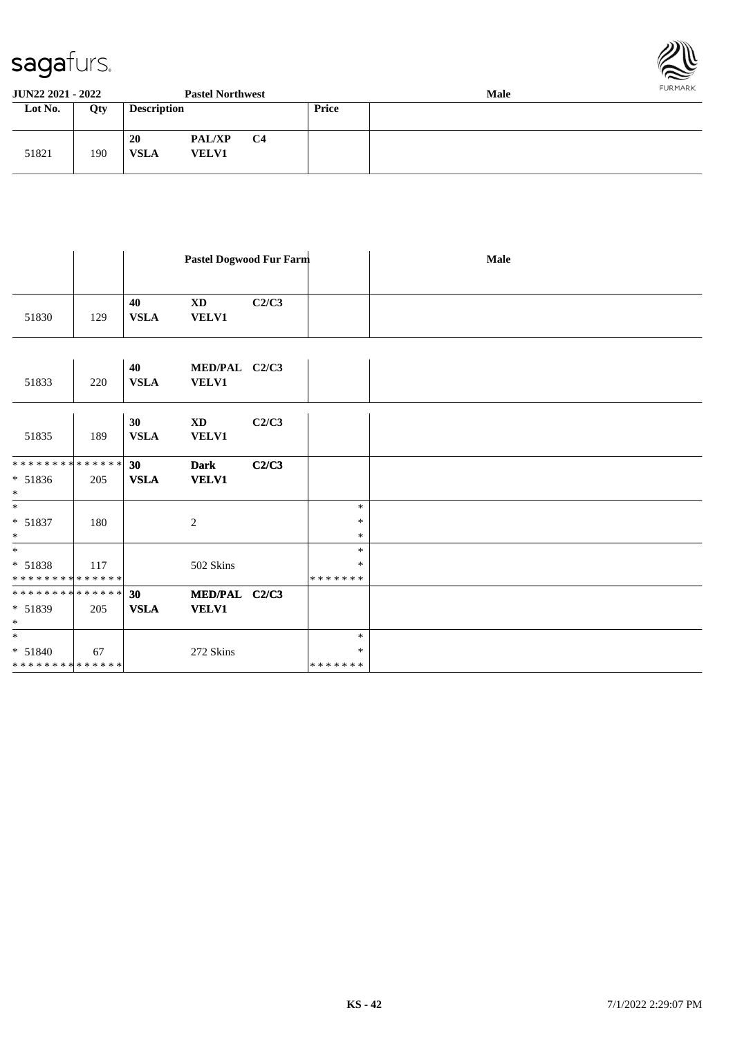| Lot No. | Qty | Description | | | Price | |
|---|---|---|---|---|---|---|
| 51821 | 190 | 20 **VSLA** | **PAL/XP VELV1** | **C4** | | |

| | | | **Pastel Dogwood Fur Farm** | | | **Male** |
|---|---|---|---|---|---|---|
| 51830 | 129 | **40 VSLA** | **XD VELV1** | **C2/C3** | | |
| 51833 | 220 | **40 VSLA** | **MED/PAL VELV1** | **C2/C3** | | |
| 51835 | 189 | **30 VSLA** | **XD VELV1** | **C2/C3** | | |
| * * * * * * * * * * * * * * <br>* 51836<br>* | 205 | **30 VSLA** | **Dark VELV1** | **C2/C3** | | |
| *<br>* 51837<br>* | 180 | | 2 | | *<br>*<br>* | |
| *<br>* 51838<br>* * * * * * * * * * * * * * | 117 | | 502 Skins | | *<br>*<br>* * * * * * * | |
| * * * * * * * * * * * * * * <br>* 51839<br>* | 205 | **30 VSLA** | **MED/PAL VELV1** | **C2/C3** | | |
| *<br>* 51840<br>* * * * * * * * * * * * * * | 67 | | 272 Skins | | *<br>*<br>* * * * * * * | |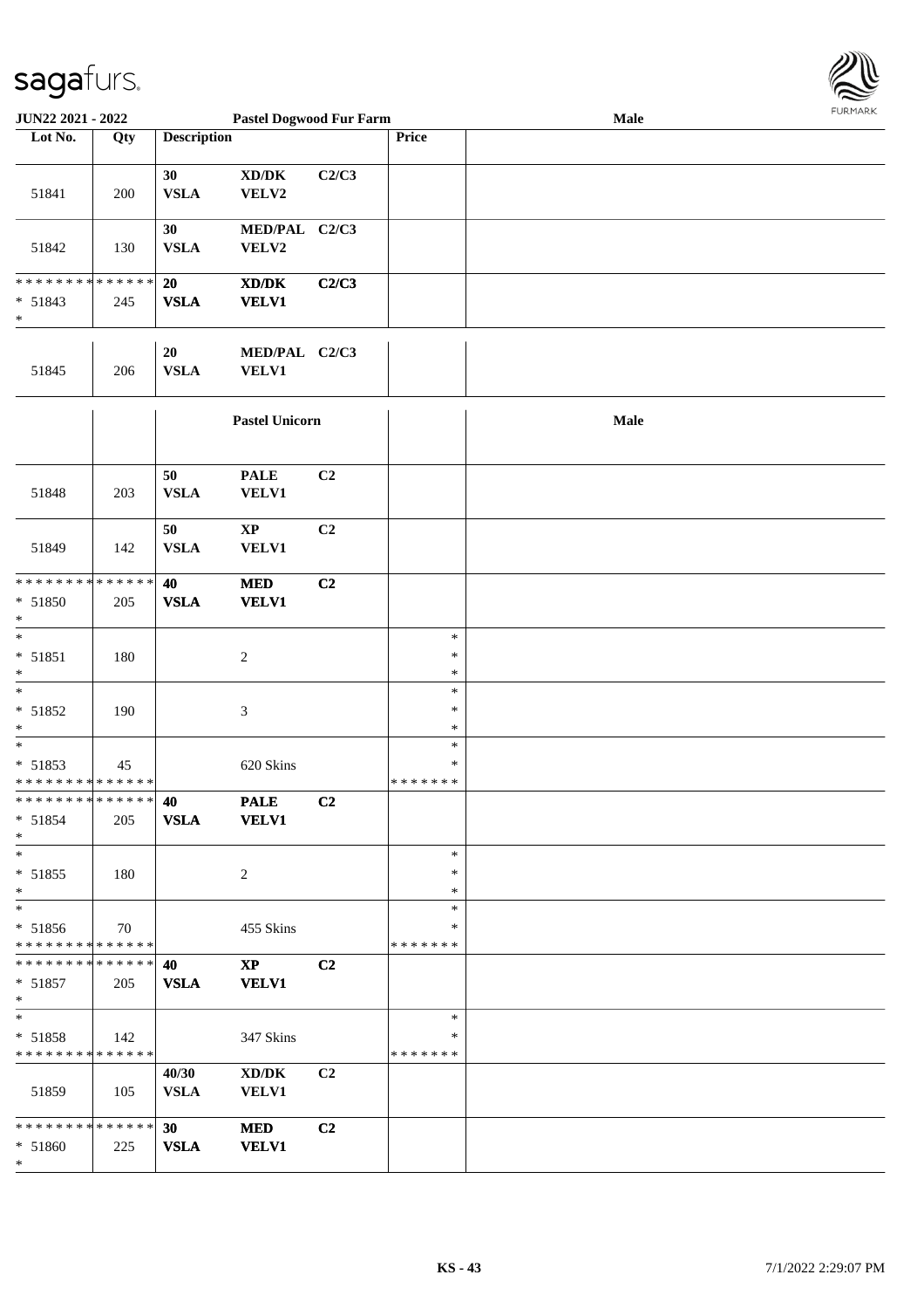| Lot No. | Qty | Description | | | Price | |
|---|---|---|---|---|---|---|
| 51841 | 200 | 30 VSLA | XD/DK VELV2 | C2/C3 | | |
| 51842 | 130 | 30 VSLA | MED/PAL VELV2 | C2/C3 | | |
| * * * * * * * * * * * * * * <br>* 51843<br>* | 245 | 20 VSLA | XD/DK VELV1 | C2/C3 | | |
| 51845 | 206 | 20 VSLA | MED/PAL VELV1 | C2/C3 | | |
| | | | **Pastel Unicorn** | | | **Male** |
| 51848 | 203 | 50 VSLA | PALE VELV1 | C2 | | |
| 51849 | 142 | 50 VSLA | XP VELV1 | C2 | | |
| * * * * * * * * * * * * * * <br>* 51850<br>* | 205 | 40 VSLA | MED VELV1 | C2 | | |
| * <br>* 51851<br>* | 180 | | 2 | | * <br>*<br>* | |
| * <br>* 51852<br>* | 190 | | 3 | | * <br>*<br>* | |
| * <br>* 51853<br>* * * * * * * * * * * * * * | 45 | | 620 Skins | | * <br>*<br>* * * * * * * | |
| * * * * * * * * * * * * * * <br>* 51854<br>* | 205 | 40 VSLA | PALE VELV1 | C2 | | |
| * <br>* 51855<br>* | 180 | | 2 | | * <br>*<br>* | |
| * <br>* 51856<br>* * * * * * * * * * * * * * | 70 | | 455 Skins | | * <br>*<br>* * * * * * * | |
| * * * * * * * * * * * * * * <br>* 51857<br>* | 205 | 40 VSLA | XP VELV1 | C2 | | |
| * <br>* 51858<br>* * * * * * * * * * * * * * | 142 | | 347 Skins | | * <br>*<br>* * * * * * * | |
| 51859 | 105 | 40/30 VSLA | XD/DK VELV1 | C2 | | |
| * * * * * * * * * * * * * * <br>* 51860<br>* | 225 | 30 VSLA | MED VELV1 | C2 | | |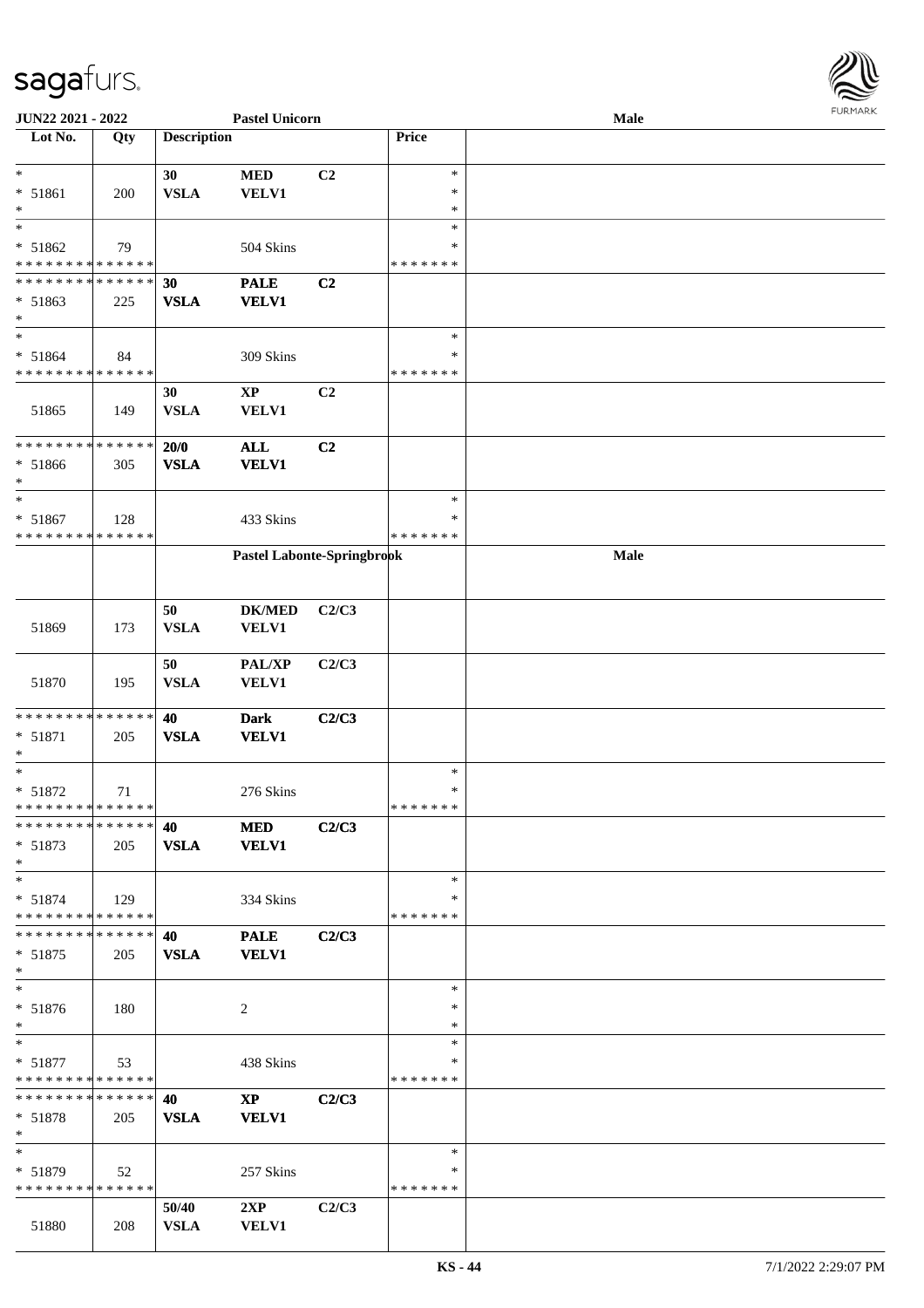| Lot No. | Qty | Description | | | Price | |
|---|---|---|---|---|---|---|
| * | | 30 | MED | C2 | * | |
| * 51861 | 200 | VSLA | VELV1 | | * | |
| * | | | | | * | |
| * | | | | | * | |
| * 51862 | 79 | | 504 Skins | | * | |
| * * * * * * * * * * * * * * | | | | | * * * * * * * | |
| * * * * * * * * * * * * * * | | 30 | PALE | C2 | | |
| * 51863 | 225 | VSLA | VELV1 | | | |
| * | | | | | | |
| * | | | | | * | |
| * 51864 | 84 | | 309 Skins | | * | |
| * * * * * * * * * * * * * * | | | | | * * * * * * * | |
| | | 30 | XP | C2 | | |
| 51865 | 149 | VSLA | VELV1 | | | |
| * * * * * * * * * * * * * * | | 20/0 | ALL | C2 | | |
| * 51866 | 305 | VSLA | VELV1 | | | |
| * | | | | | | |
| * | | | | | * | |
| * 51867 | 128 | | 433 Skins | | * | |
| * * * * * * * * * * * * * * | | | | | * * * * * * * | |
| | | Pastel Labonte-Springbrook | | | | Male |
| | | 50 | DK/MED | C2/C3 | | |
| 51869 | 173 | VSLA | VELV1 | | | |
| | | 50 | PAL/XP | C2/C3 | | |
| 51870 | 195 | VSLA | VELV1 | | | |
| * * * * * * * * * * * * * * | | 40 | Dark | C2/C3 | | |
| * 51871 | 205 | VSLA | VELV1 | | | |
| * | | | | | | |
| * | | | | | * | |
| * 51872 | 71 | | 276 Skins | | * | |
| * * * * * * * * * * * * * * | | | | | * * * * * * * | |
| * * * * * * * * * * * * * * | | 40 | MED | C2/C3 | | |
| * 51873 | 205 | VSLA | VELV1 | | | |
| * | | | | | | |
| * | | | | | * | |
| * 51874 | 129 | | 334 Skins | | * | |
| * * * * * * * * * * * * * * | | | | | * * * * * * * | |
| * * * * * * * * * * * * * * | | 40 | PALE | C2/C3 | | |
| * 51875 | 205 | VSLA | VELV1 | | | |
| * | | | | | | |
| * | | | | | * | |
| * 51876 | 180 | | 2 | | * | |
| * | | | | | * | |
| * | | | | | * | |
| * 51877 | 53 | | 438 Skins | | * | |
| * * * * * * * * * * * * * * | | | | | * * * * * * * | |
| * * * * * * * * * * * * * * | | 40 | XP | C2/C3 | | |
| * 51878 | 205 | VSLA | VELV1 | | | |
| * | | | | | | |
| * | | | | | * | |
| * 51879 | 52 | | 257 Skins | | * | |
| * * * * * * * * * * * * * * | | | | | * * * * * * * | |
| | | 50/40 | 2XP | C2/C3 | | |
| 51880 | 208 | VSLA | VELV1 | | | |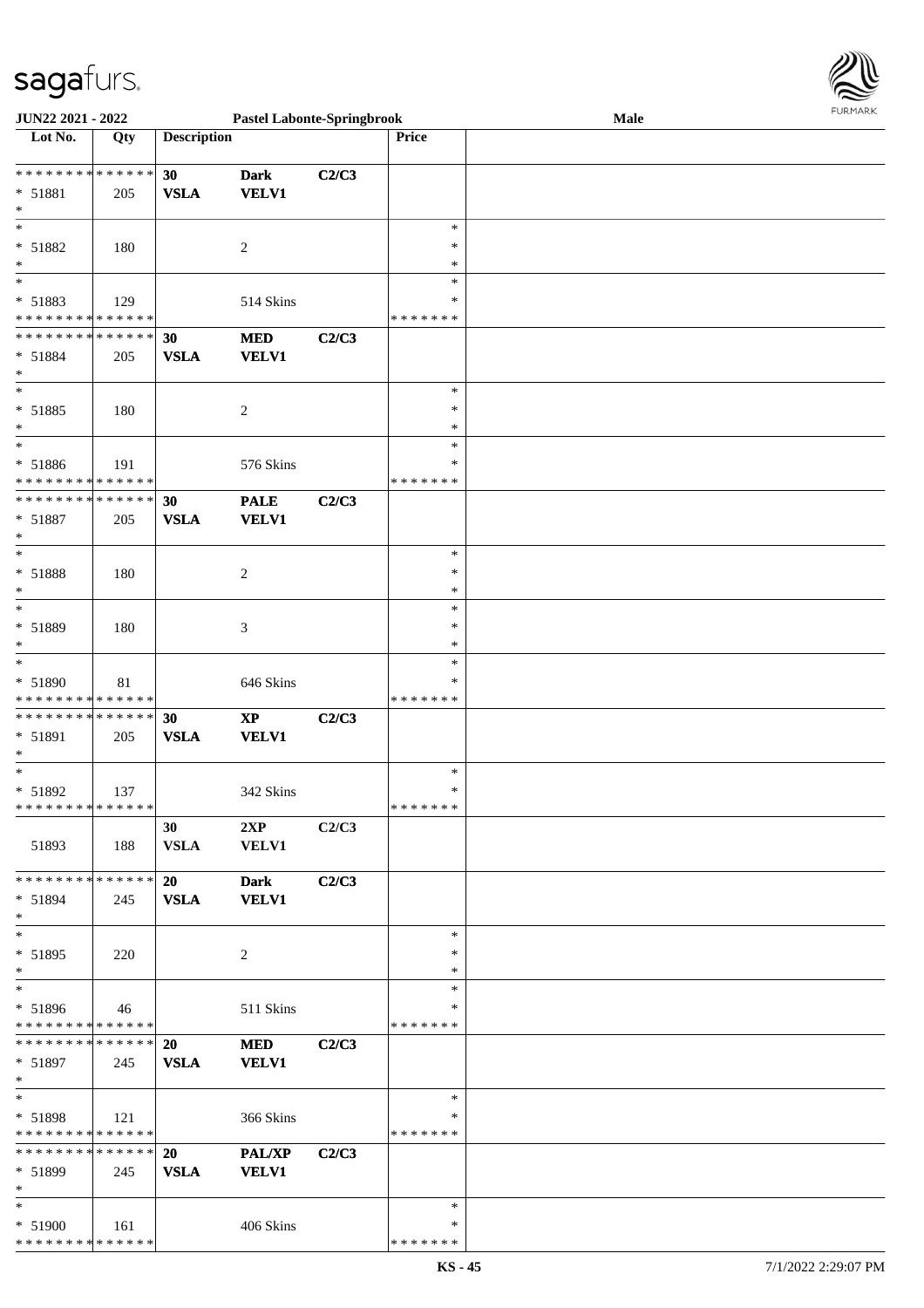**JUN22 2021 - 2022** **Pastel Labonte-Springbrook** **Male**

| Lot No. | Qty | Description | | | Price | |
|---|---|---|---|---|---|---|
| * * * * * * * * * * * * * * | | 30 | Dark | C2/C3 | | |
| * 51881 | 205 | VSLA | VELV1 | | | |
| * | | | | | | |
| * | | | | | * | |
| * 51882 | 180 | | 2 | | * | |
| * | | | | | * | |
| * | | | | | * | |
| * 51883 | 129 | | 514 Skins | | * | |
| * * * * * * * * * * * * * * | | | | | * * * * * * * | |
| * * * * * * * * * * * * * * | | 30 | MED | C2/C3 | | |
| * 51884 | 205 | VSLA | VELV1 | | | |
| * | | | | | | |
| * | | | | | * | |
| * 51885 | 180 | | 2 | | * | |
| * | | | | | * | |
| * | | | | | * | |
| * 51886 | 191 | | 576 Skins | | * | |
| * * * * * * * * * * * * * * | | | | | * * * * * * * | |
| * * * * * * * * * * * * * * | | 30 | PALE | C2/C3 | | |
| * 51887 | 205 | VSLA | VELV1 | | | |
| * | | | | | | |
| * | | | | | * | |
| * 51888 | 180 | | 2 | | * | |
| * | | | | | * | |
| * | | | | | * | |
| * 51889 | 180 | | 3 | | * | |
| * | | | | | * | |
| * | | | | | * | |
| * 51890 | 81 | | 646 Skins | | * | |
| * * * * * * * * * * * * * * | | | | | * * * * * * * | |
| * * * * * * * * * * * * * * | | 30 | XP | C2/C3 | | |
| * 51891 | 205 | VSLA | VELV1 | | | |
| * | | | | | | |
| * | | | | | * | |
| * 51892 | 137 | | 342 Skins | | * | |
| * * * * * * * * * * * * * * | | | | | * * * * * * * | |
| | | 30 | 2XP | C2/C3 | | |
| 51893 | 188 | VSLA | VELV1 | | | |
| * * * * * * * * * * * * * * | | 20 | Dark | C2/C3 | | |
| * 51894 | 245 | VSLA | VELV1 | | | |
| * | | | | | | |
| * | | | | | * | |
| * 51895 | 220 | | 2 | | * | |
| * | | | | | * | |
| * | | | | | * | |
| * 51896 | 46 | | 511 Skins | | * | |
| * * * * * * * * * * * * * * | | | | | * * * * * * * | |
| * * * * * * * * * * * * * * | | 20 | MED | C2/C3 | | |
| * 51897 | 245 | VSLA | VELV1 | | | |
| * | | | | | | |
| * | | | | | * | |
| * 51898 | 121 | | 366 Skins | | * | |
| * * * * * * * * * * * * * * | | | | | * * * * * * * | |
| * * * * * * * * * * * * * * | | 20 | PAL/XP | C2/C3 | | |
| * 51899 | 245 | VSLA | VELV1 | | | |
| * | | | | | | |
| * | | | | | * | |
| * 51900 | 161 | | 406 Skins | | * | |
| * * * * * * * * * * * * * * | | | | | * * * * * * * | |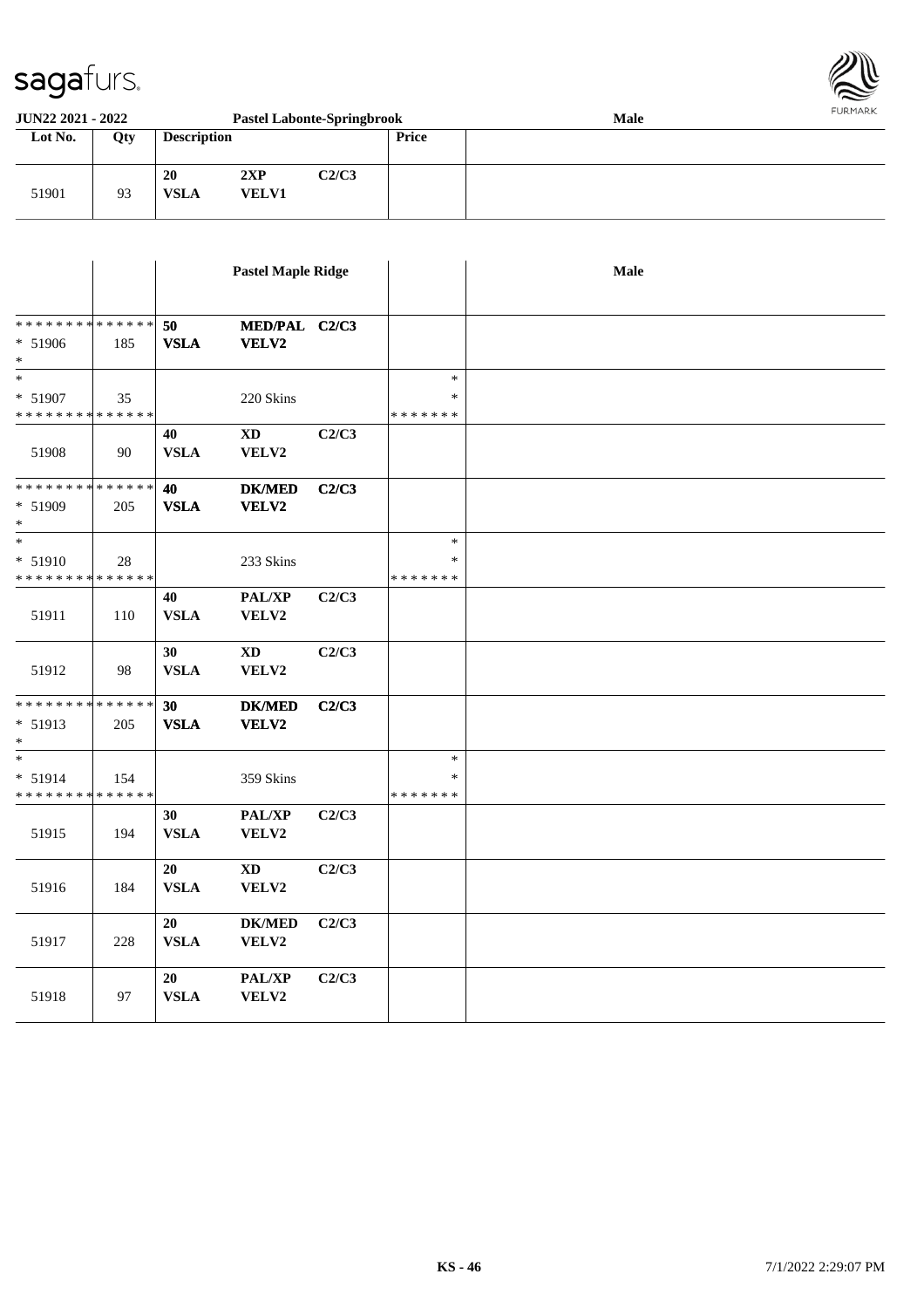**JUN22 2021 - 2022** | **Pastel Labonte-Springbrook** | **Male**

| Lot No. | Qty | Description | | | Price | |
|---|---|---|---|---|---|---|
| 51901 | 93 | 20 VSLA | 2XP VELV1 | C2/C3 | | |

| | | Pastel Maple Ridge | | | | Male |
|---|---|---|---|---|---|---|
| * * * * * * * * * * * * * * <br>* 51906 <br>* | 185 | 50 VSLA | MED/PAL VELV2 | C2/C3 | | |
| * <br>* 51907 <br>* * * * * * * * * * * * * * | 35 | | 220 Skins | | * <br>* <br>* * * * * * * | |
| 51908 | 90 | 40 VSLA | XD VELV2 | C2/C3 | | |
| * * * * * * * * * * * * * * <br>* 51909 <br>* | 205 | 40 VSLA | DK/MED VELV2 | C2/C3 | | |
| * <br>* 51910 <br>* * * * * * * * * * * * * * | 28 | | 233 Skins | | * <br>* <br>* * * * * * * | |
| 51911 | 110 | 40 VSLA | PAL/XP VELV2 | C2/C3 | | |
| 51912 | 98 | 30 VSLA | XD VELV2 | C2/C3 | | |
| * * * * * * * * * * * * * * <br>* 51913 <br>* | 205 | 30 VSLA | DK/MED VELV2 | C2/C3 | | |
| * <br>* 51914 <br>* * * * * * * * * * * * * * | 154 | | 359 Skins | | * <br>* <br>* * * * * * * | |
| 51915 | 194 | 30 VSLA | PAL/XP VELV2 | C2/C3 | | |
| 51916 | 184 | 20 VSLA | XD VELV2 | C2/C3 | | |
| 51917 | 228 | 20 VSLA | DK/MED VELV2 | C2/C3 | | |
| 51918 | 97 | 20 VSLA | PAL/XP VELV2 | C2/C3 | | |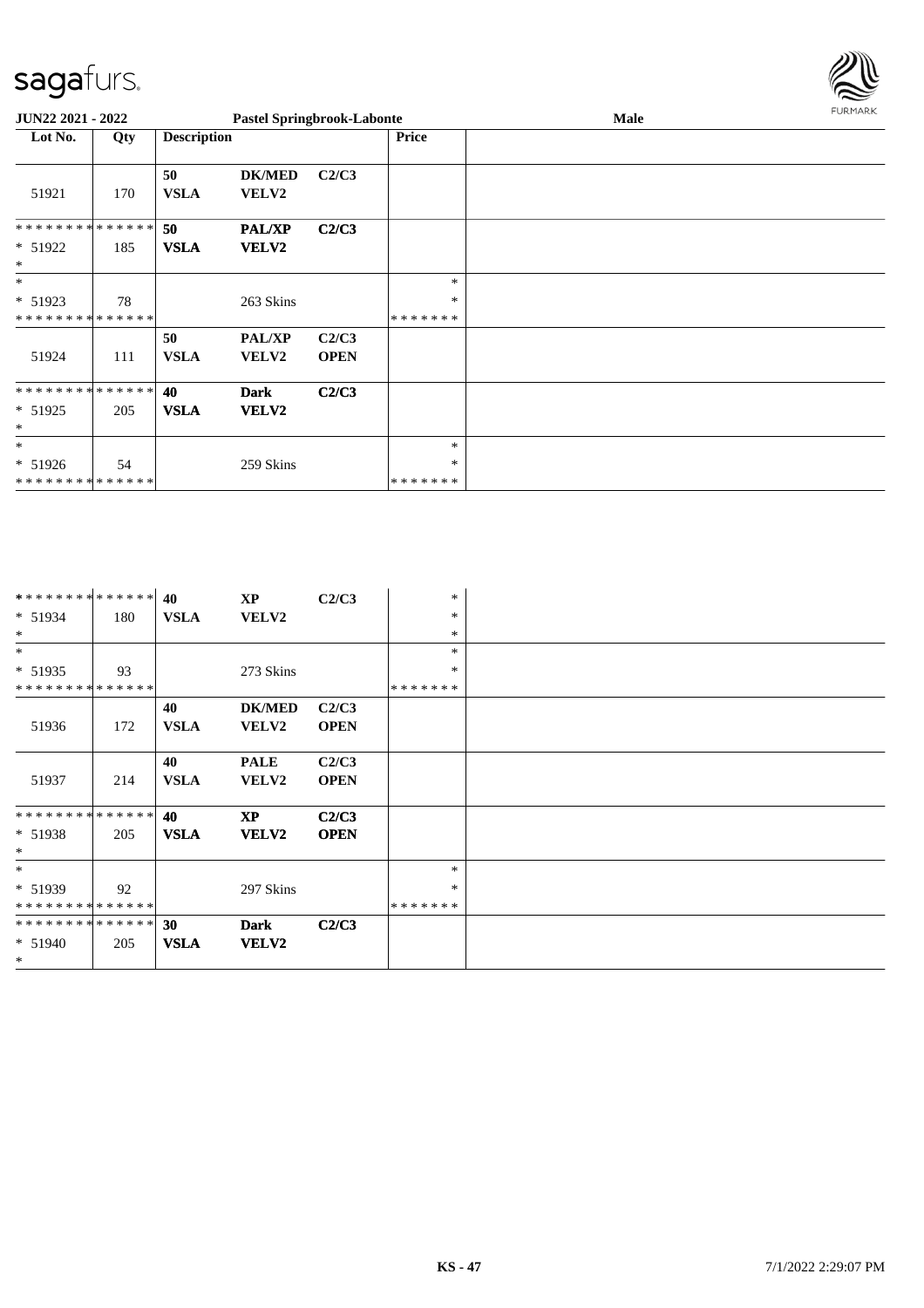**JUN22 2021 - 2022** | **Pastel Springbrook-Labonte** | **Male**

| Lot No. | Qty | Description | | | Price | |
|---|---|---|---|---|---|---|
| 51921 | 170 | **50** **VSLA** | **DK/MED** **VELV2** | **C2/C3** | | |
| * * * * * * * * * * * * * * * 51922 * | 185 | **50** **VSLA** | **PAL/XP** **VELV2** | **C2/C3** | | |
| * * 51923 * * * * * * * * * * * * * * | 78 | | 263 Skins | | * * * * * * * * * * | |
| 51924 | 111 | **50** **VSLA** | **PAL/XP** **VELV2** | **C2/C3** **OPEN** | | |
| * * * * * * * * * * * * * * * 51925 * | 205 | **40** **VSLA** | **Dark** **VELV2** | **C2/C3** | | |
| * * 51926 * * * * * * * * * * * * * * | 54 | | 259 Skins | | * * * * * * * * * * | |

| Lot No. | Qty | Description | | | Price | |
|---|---|---|---|---|---|---|
| * * * * * * * * * * * * * * * 51934 * | 180 | **40** **VSLA** | **XP** **VELV2** | **C2/C3** | * * * | |
| * * 51935 * * * * * * * * * * * * * * | 93 | | 273 Skins | | * * * * * * * * * * | |
| 51936 | 172 | **40** **VSLA** | **DK/MED** **VELV2** | **C2/C3** **OPEN** | | |
| 51937 | 214 | **40** **VSLA** | **PALE** **VELV2** | **C2/C3** **OPEN** | | |
| * * * * * * * * * * * * * * * 51938 * | 205 | **40** **VSLA** | **XP** **VELV2** | **C2/C3** **OPEN** | | |
| * * 51939 * * * * * * * * * * * * * * | 92 | | 297 Skins | | * * * * * * * * * * | |
| * * * * * * * * * * * * * * * 51940 * | 205 | **30** **VSLA** | **Dark** **VELV2** | **C2/C3** | | |

**KS - 47** 7/1/2022 2:29:07 PM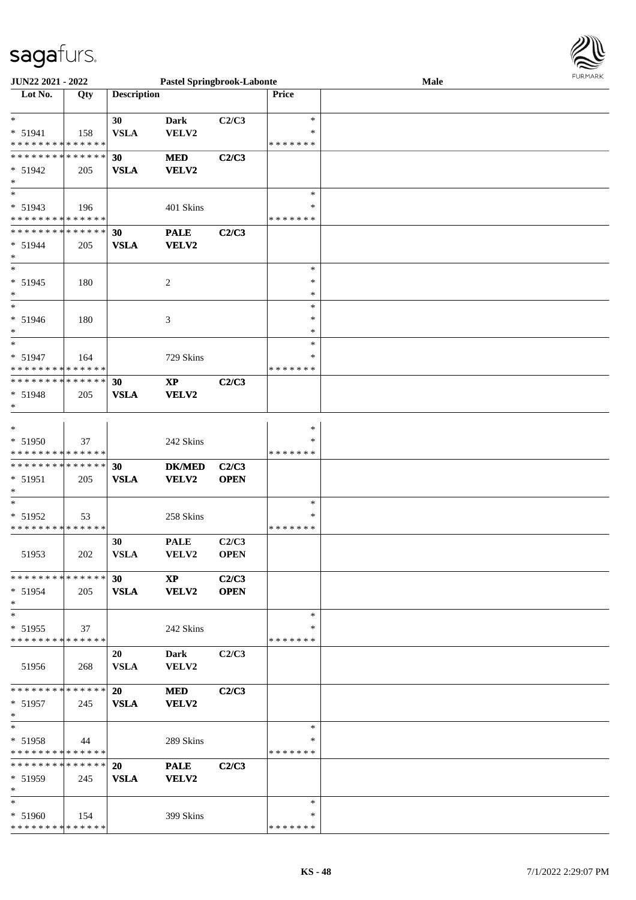**JUN22 2021 - 2022** **Pastel Springbrook-Labonte** **Male**

| Lot No. | Qty | Description | | | Price | |
|---|---|---|---|---|---|---|
| * | | 30 | Dark | C2/C3 | * | |
| * 51941 | 158 | VSLA | VELV2 | | * | |
| * * * * * * * * * * * * * * | | | | | * * * * * * * | |
| * * * * * * * * * * * * * * | | 30 | MED | C2/C3 | | |
| * 51942 | 205 | VSLA | VELV2 | | | |
| * | | | | | | |
| * | | | | | * | |
| * 51943 | 196 | | 401 Skins | | * | |
| * * * * * * * * * * * * * * | | | | | * * * * * * * | |
| * * * * * * * * * * * * * * | | 30 | PALE | C2/C3 | | |
| * 51944 | 205 | VSLA | VELV2 | | | |
| * | | | | | | |
| * | | | | | * | |
| * 51945 | 180 | | 2 | | * | |
| * | | | | | * | |
| * | | | | | * | |
| * 51946 | 180 | | 3 | | * | |
| * | | | | | * | |
| * | | | | | * | |
| * 51947 | 164 | | 729 Skins | | * | |
| * * * * * * * * * * * * * * | | | | | * * * * * * * | |
| * * * * * * * * * * * * * * | | 30 | XP | C2/C3 | | |
| * 51948 | 205 | VSLA | VELV2 | | | |
| * | | | | | | |
| * | | | | | * | |
| * 51950 | 37 | | 242 Skins | | * | |
| * * * * * * * * * * * * * * | | | | | * * * * * * * | |
| * * * * * * * * * * * * * * | | 30 | DK/MED | C2/C3 | | |
| * 51951 | 205 | VSLA | VELV2 | OPEN | | |
| * | | | | | | |
| * | | | | | * | |
| * 51952 | 53 | | 258 Skins | | * | |
| * * * * * * * * * * * * * * | | | | | * * * * * * * | |
| | | 30 | PALE | C2/C3 | | |
| 51953 | 202 | VSLA | VELV2 | OPEN | | |
| * * * * * * * * * * * * * * | | 30 | XP | C2/C3 | | |
| * 51954 | 205 | VSLA | VELV2 | OPEN | | |
| * | | | | | | |
| * | | | | | * | |
| * 51955 | 37 | | 242 Skins | | * | |
| * * * * * * * * * * * * * * | | | | | * * * * * * * | |
| | | 20 | Dark | C2/C3 | | |
| 51956 | 268 | VSLA | VELV2 | | | |
| * * * * * * * * * * * * * * | | 20 | MED | C2/C3 | | |
| * 51957 | 245 | VSLA | VELV2 | | | |
| * | | | | | | |
| * | | | | | * | |
| * 51958 | 44 | | 289 Skins | | * | |
| * * * * * * * * * * * * * * | | | | | * * * * * * * | |
| * * * * * * * * * * * * * * | | 20 | PALE | C2/C3 | | |
| * 51959 | 245 | VSLA | VELV2 | | | |
| * | | | | | | |
| * | | | | | * | |
| * 51960 | 154 | | 399 Skins | | * | |
| * * * * * * * * * * * * * * | | | | | * * * * * * * | |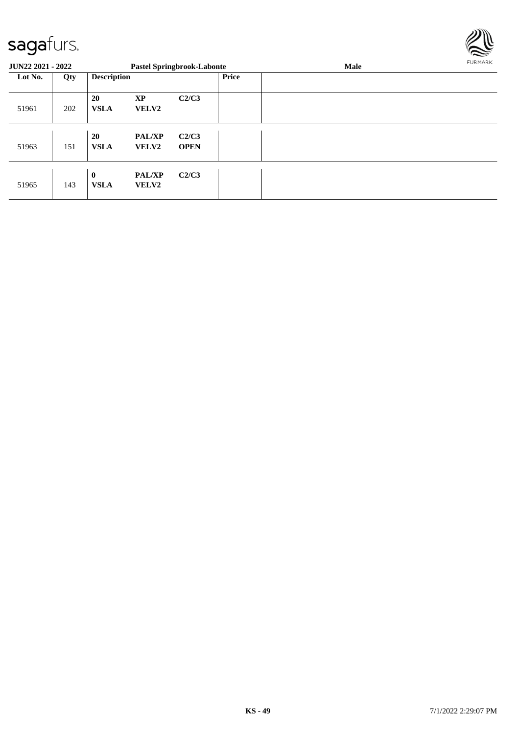| JUN22 2021 - 2022 | | Pastel Springbrook-Labonte | | | | Male |
|---|---|---|---|---|---|---|
| **Lot No.** | **Qty** | **Description** | | | **Price** | |
| 51961 | 202 | **20** **VSLA** | **XP** **VELV2** | **C2/C3** | | |
| 51963 | 151 | **20** **VSLA** | **PAL/XP** **VELV2** | **C2/C3** **OPEN** | | |
| 51965 | 143 | **0** **VSLA** | **PAL/XP** **VELV2** | **C2/C3** | | |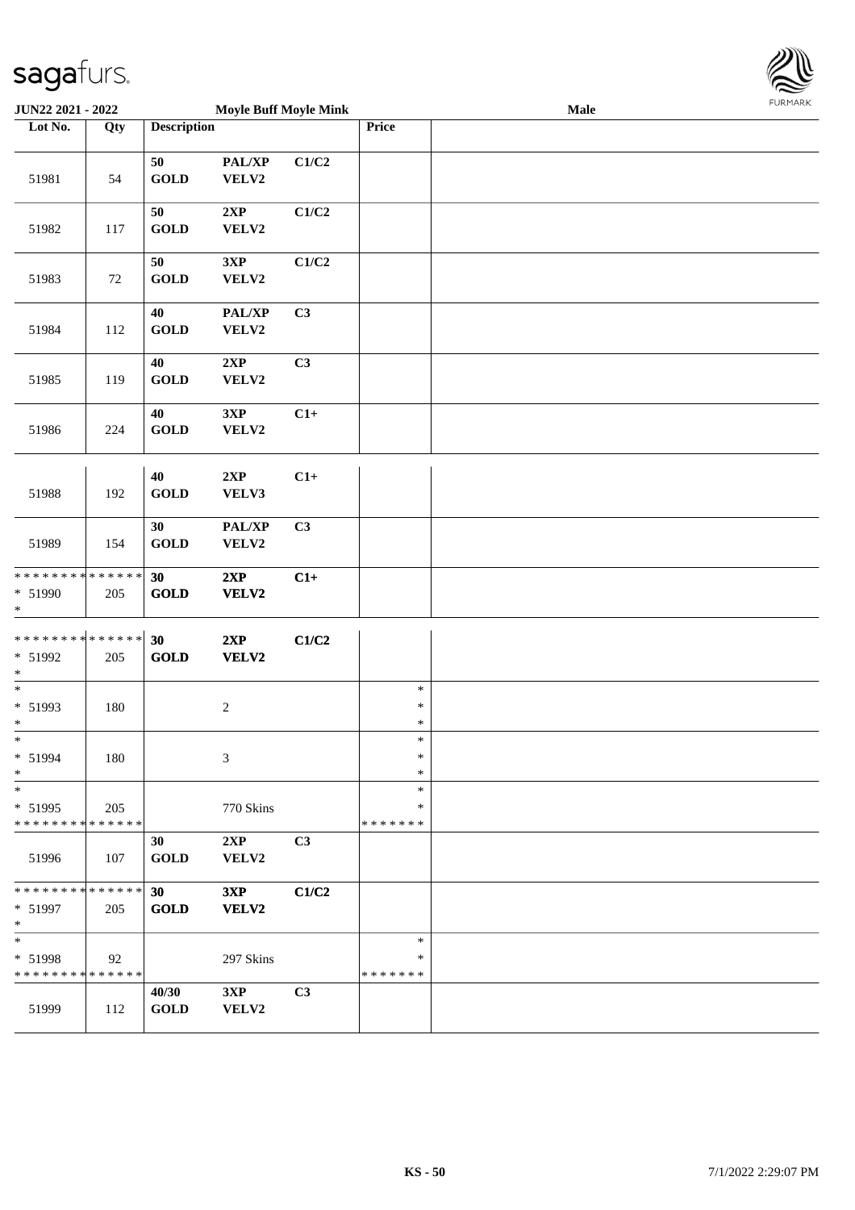**JUN22 2021 - 2022** **Moyle Buff Moyle Mink** **Male**

| Lot No. | Qty | Description | | | Price | |
|---|---|---|---|---|---|---|
| 51981 | 54 | 50 GOLD | PAL/XP VELV2 | C1/C2 | | |
| 51982 | 117 | 50 GOLD | 2XP VELV2 | C1/C2 | | |
| 51983 | 72 | 50 GOLD | 3XP VELV2 | C1/C2 | | |
| 51984 | 112 | 40 GOLD | PAL/XP VELV2 | C3 | | |
| 51985 | 119 | 40 GOLD | 2XP VELV2 | C3 | | |
| 51986 | 224 | 40 GOLD | 3XP VELV2 | C1+ | | |
| 51988 | 192 | 40 GOLD | 2XP VELV3 | C1+ | | |
| 51989 | 154 | 30 GOLD | PAL/XP VELV2 | C3 | | |
| * * * * * * * * * * * * * * <br>* 51990<br>* | 205 | 30 GOLD | 2XP VELV2 | C1+ | | |
| * * * * * * * * * * * * * * <br>* 51992<br>* | 205 | 30 GOLD | 2XP VELV2 | C1/C2 | | |
| * <br>* 51993<br>* | 180 | | 2 | | *<br>*<br>* | |
| * <br>* 51994<br>* | 180 | | 3 | | *<br>*<br>* | |
| * <br>* 51995<br>* * * * * * * * * * * * * * | 205 | | 770 Skins | | *<br>*<br>* * * * * * * | |
| 51996 | 107 | 30 GOLD | 2XP VELV2 | C3 | | |
| * * * * * * * * * * * * * * <br>* 51997<br>* | 205 | 30 GOLD | 3XP VELV2 | C1/C2 | | |
| * <br>* 51998<br>* * * * * * * * * * * * * * | 92 | | 297 Skins | | *<br>*<br>* * * * * * * | |
| 51999 | 112 | 40/30 GOLD | 3XP VELV2 | C3 | | |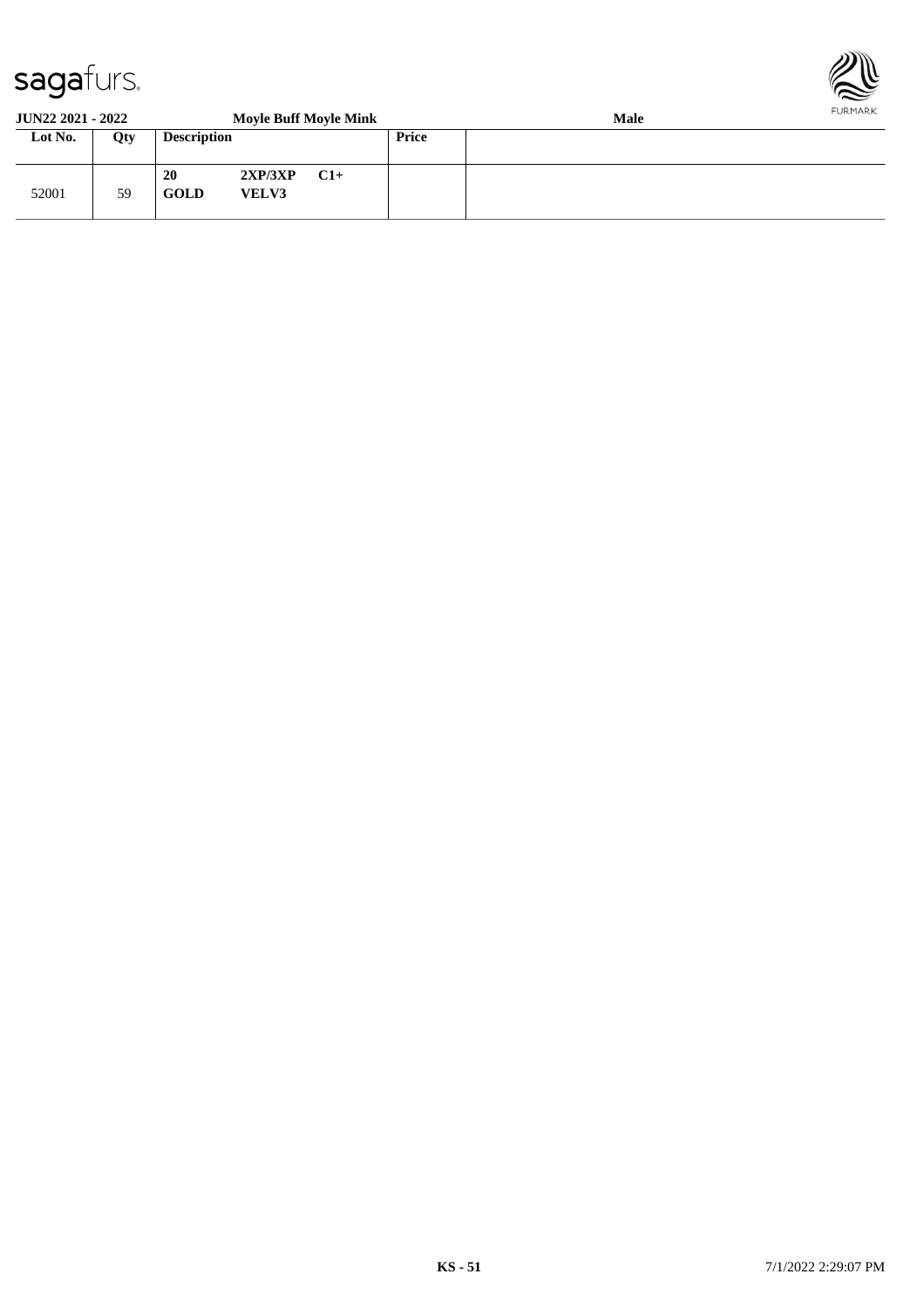**JUN22 2021 - 2022** **Moyle Buff Moyle Mink** **Male**

| Lot No. | Qty | Description | Price | |
|---|---|---|---|---|
| 52001 | 59 | **20** **2XP/3XP** **C1+** **GOLD** **VELV3** | | |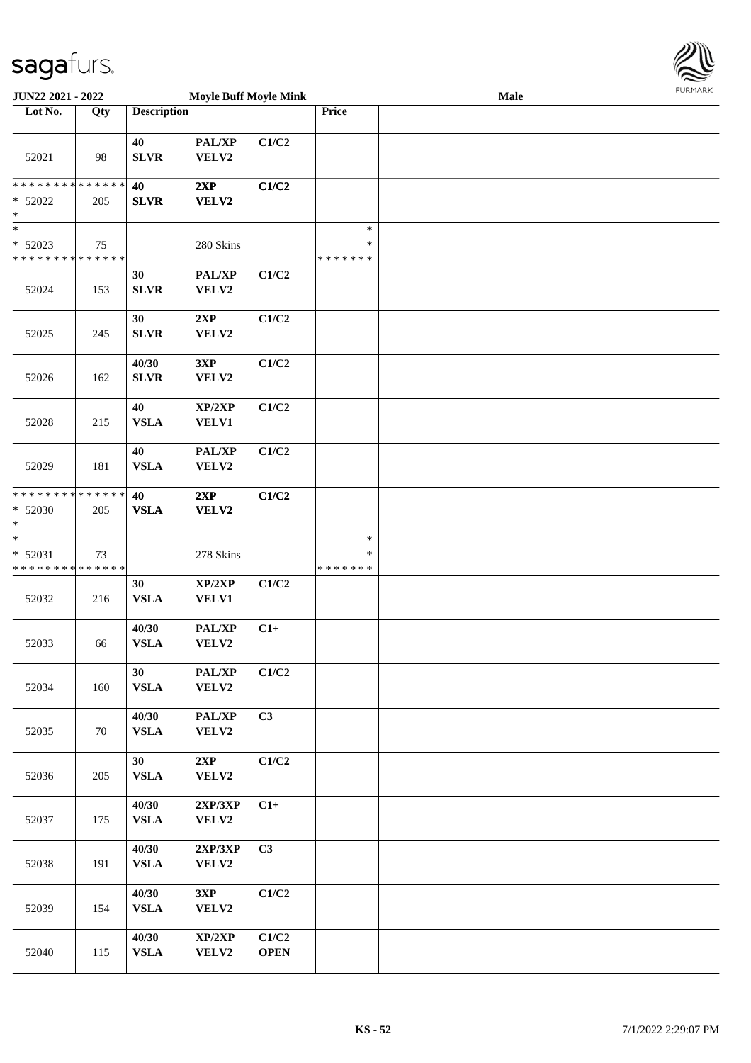**JUN22 2021 - 2022** **Moyle Buff Moyle Mink** **Male**

| Lot No. | Qty | Description | | | Price | |
|---|---|---|---|---|---|---|
| 52021 | 98 | 40<br>SLVR | PAL/XP<br>VELV2 | C1/C2 | | |
| * * * * * * * * * * * * * *<br>* 52022<br>* | 205 | **40**<br>**SLVR** | **2XP**<br>**VELV2** | **C1/C2** | | |
| *<br>* 52023<br>* * * * * * * * * * * * * * | 75 | | 280 Skins | | *<br>*<br>* * * * * * * | |
| 52024 | 153 | 30<br>SLVR | PAL/XP<br>VELV2 | C1/C2 | | |
| 52025 | 245 | 30<br>SLVR | 2XP<br>VELV2 | C1/C2 | | |
| 52026 | 162 | 40/30<br>SLVR | 3XP<br>VELV2 | C1/C2 | | |
| 52028 | 215 | 40<br>VSLA | XP/2XP<br>VELV1 | C1/C2 | | |
| 52029 | 181 | 40<br>VSLA | PAL/XP<br>VELV2 | C1/C2 | | |
| * * * * * * * * * * * * * *<br>* 52030<br>* | 205 | **40**<br>**VSLA** | **2XP**<br>**VELV2** | **C1/C2** | | |
| *<br>* 52031<br>* * * * * * * * * * * * * * | 73 | | 278 Skins | | *<br>*<br>* * * * * * * | |
| 52032 | 216 | 30<br>VSLA | XP/2XP<br>VELV1 | C1/C2 | | |
| 52033 | 66 | 40/30<br>VSLA | PAL/XP<br>VELV2 | C1+ | | |
| 52034 | 160 | 30<br>VSLA | PAL/XP<br>VELV2 | C1/C2 | | |
| 52035 | 70 | 40/30<br>VSLA | PAL/XP<br>VELV2 | C3 | | |
| 52036 | 205 | 30<br>VSLA | 2XP<br>VELV2 | C1/C2 | | |
| 52037 | 175 | 40/30<br>VSLA | 2XP/3XP<br>VELV2 | C1+ | | |
| 52038 | 191 | 40/30<br>VSLA | 2XP/3XP<br>VELV2 | C3 | | |
| 52039 | 154 | 40/30<br>VSLA | 3XP<br>VELV2 | C1/C2 | | |
| 52040 | 115 | 40/30<br>VSLA | XP/2XP<br>VELV2 | C1/C2<br>OPEN | | |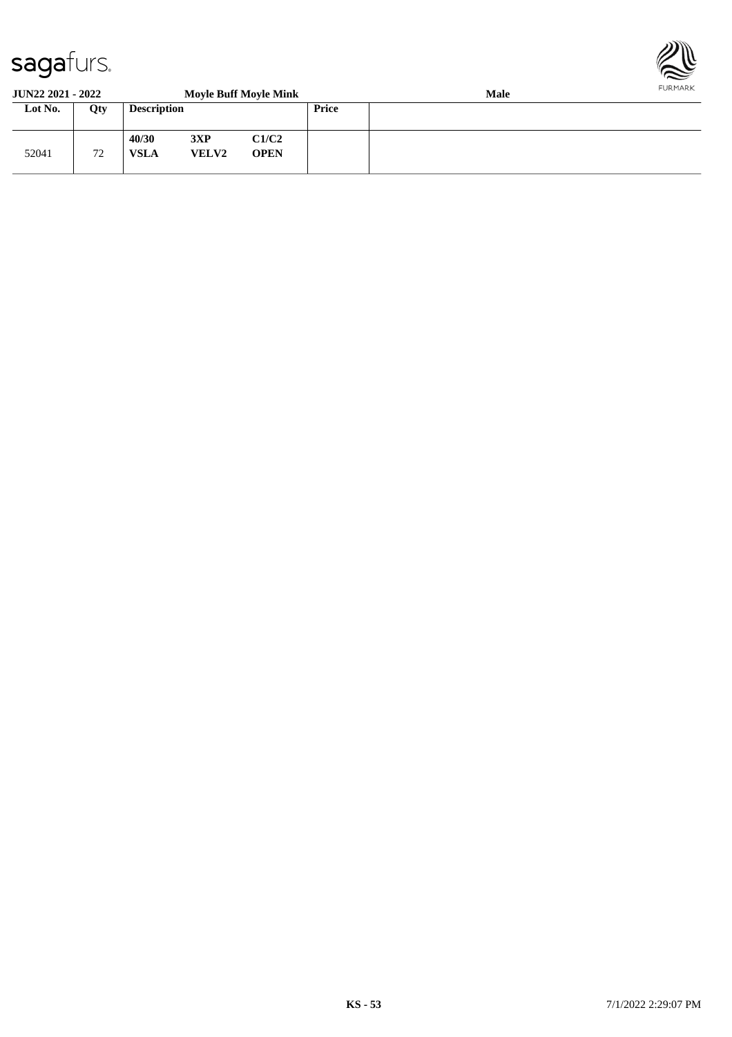**JUN22 2021 - 2022** **Moyle Buff Moyle Mink** **Male**

| Lot No. | Qty | Description | | | Price | |
|---|---|---|---|---|---|---|
| 52041 | 72 | **40/30** **VSLA** | **3XP** **VELV2** | **C1/C2** **OPEN** | | |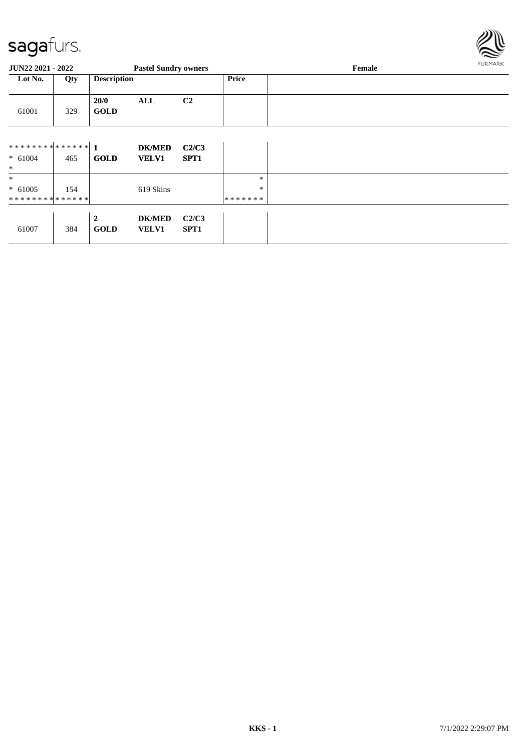**JUN22 2021 - 2022** | **Pastel Sundry owners** | **Female**

| Lot No. | Qty | Description | | | Price | |
|---|---|---|---|---|---|---|
| 61001 | 329 | **20/0 GOLD** | **ALL** | **C2** | | |
| * * * * * * * * * * * * * * <br>* 61004<br>* | 465 | **1 GOLD** | **DK/MED VELV1** | **C2/C3 SPT1** | | |
| *<br>* 61005<br>* * * * * * * * * * * * * * | 154 | | 619 Skins | | *<br>*<br>* * * * * * * | |
| 61007 | 384 | **2 GOLD** | **DK/MED VELV1** | **C2/C3 SPT1** | | |

**KKS - 1** 7/1/2022 2:29:07 PM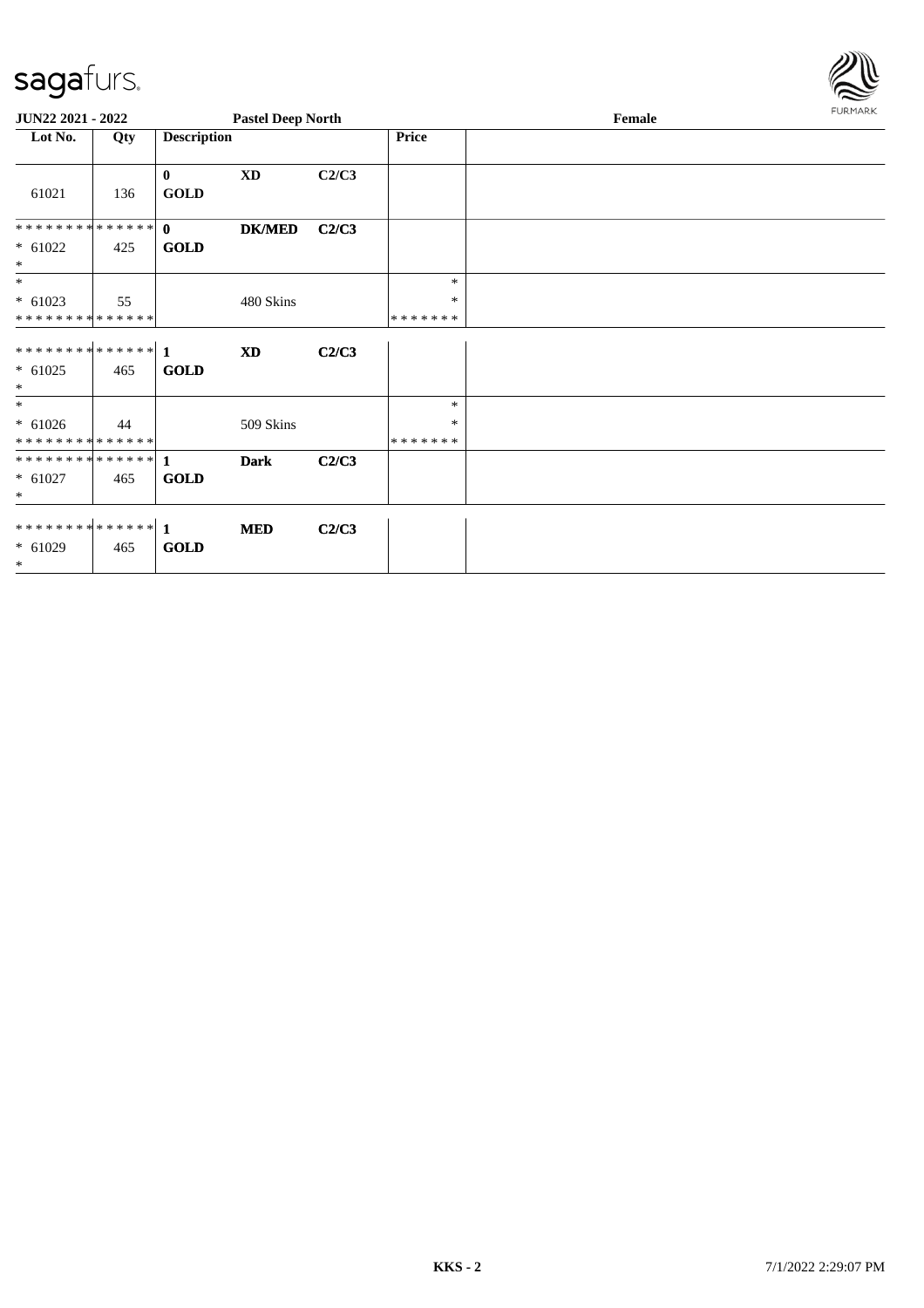**JUN22 2021 - 2022** **Pastel Deep North** **Female**

| Lot No. | Qty | Description | | | Price | |
|---|---|---|---|---|---|---|
| 61021 | 136 | **0** **GOLD** | **XD** | **C2/C3** | | |
| ************** * 61022 * | 425 | **0** **GOLD** | **DK/MED** | **C2/C3** | | |
| * * 61023 ************** | 55 | | 480 Skins | | * * ******* | |
| ************** * 61025 * | 465 | **1** **GOLD** | **XD** | **C2/C3** | | |
| * * 61026 ************** | 44 | | 509 Skins | | * * ******* | |
| ************** * 61027 * | 465 | **1** **GOLD** | **Dark** | **C2/C3** | | |
| ************** * 61029 * | 465 | **1** **GOLD** | **MED** | **C2/C3** | | |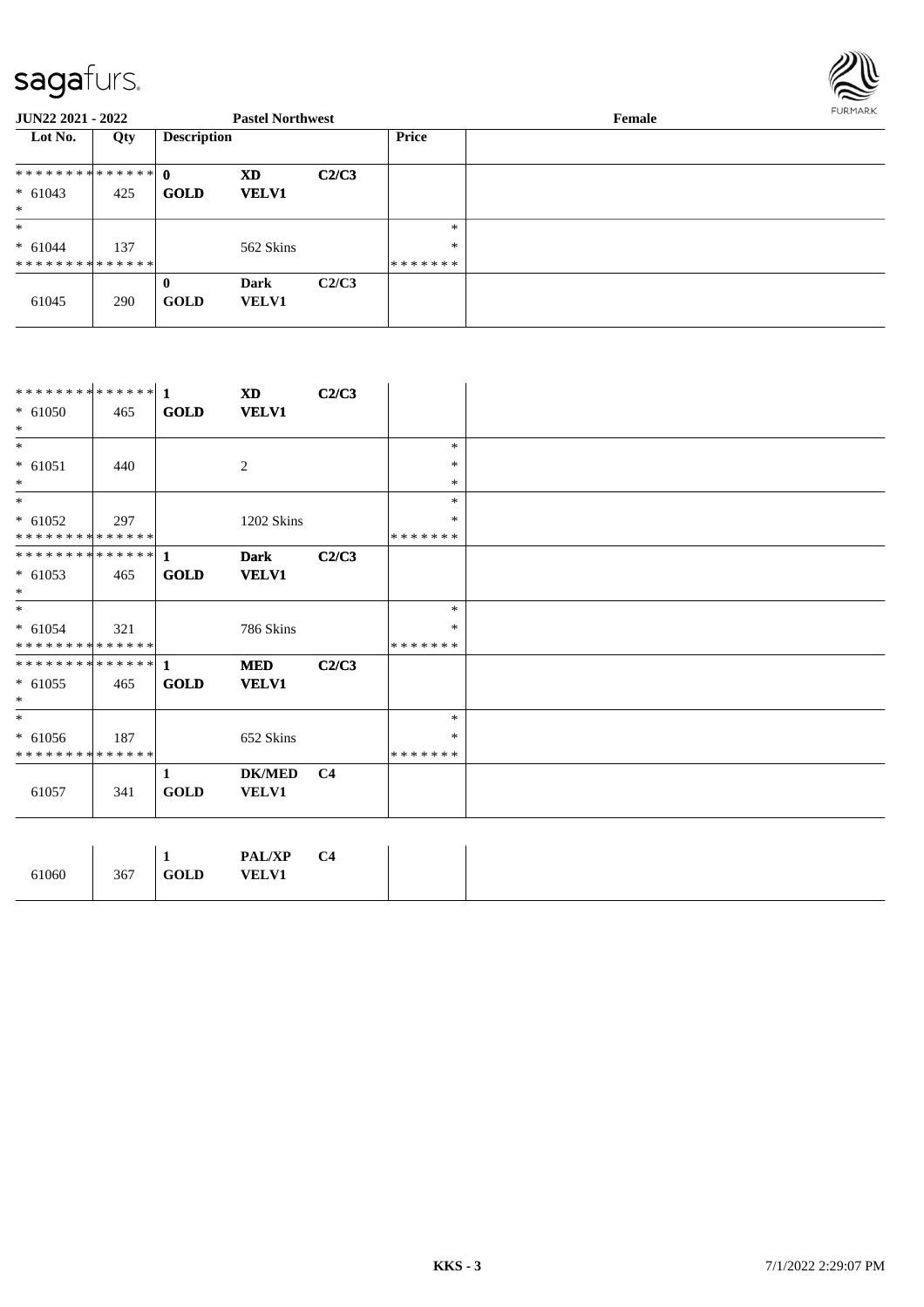| Lot No. | Qty | Description | | | Price | |
|---|---|---|---|---|---|---|
| * * * * * * * * * * * * * * | | 0 | **XD** | **C2/C3** | | |
| * 61043 | 425 | **GOLD** | **VELV1** | | | |
| * | | | | | | |
| * | | | | | * | |
| * 61044 | 137 | | 562 Skins | | * | |
| * * * * * * * * * * * * * * | | | | | * * * * * * * | |
| | | **0** | **Dark** | **C2/C3** | | |
| 61045 | 290 | **GOLD** | **VELV1** | | | |

| Lot No. | Qty | Description | | | Price | |
|---|---|---|---|---|---|---|
| * * * * * * * * * * * * * * | | **1** | **XD** | **C2/C3** | | |
| * 61050 | 465 | **GOLD** | **VELV1** | | | |
| * | | | | | | |
| * | | | | | * | |
| * 61051 | 440 | | 2 | | * | |
| * | | | | | * | |
| * | | | | | * | |
| * 61052 | 297 | | 1202 Skins | | * | |
| * * * * * * * * * * * * * * | | | | | * * * * * * * | |
| * * * * * * * * * * * * * * | | **1** | **Dark** | **C2/C3** | | |
| * 61053 | 465 | **GOLD** | **VELV1** | | | |
| * | | | | | | |
| * | | | | | * | |
| * 61054 | 321 | | 786 Skins | | * | |
| * * * * * * * * * * * * * * | | | | | * * * * * * * | |
| * * * * * * * * * * * * * * | | **1** | **MED** | **C2/C3** | | |
| * 61055 | 465 | **GOLD** | **VELV1** | | | |
| * | | | | | | |
| * | | | | | * | |
| * 61056 | 187 | | 652 Skins | | * | |
| * * * * * * * * * * * * * * | | | | | * * * * * * * | |
| | | **1** | **DK/MED** | **C4** | | |
| 61057 | 341 | **GOLD** | **VELV1** | | | |

| Lot No. | Qty | Description | | | Price | |
|---|---|---|---|---|---|---|
| | | **1** | **PAL/XP** | **C4** | | |
| 61060 | 367 | **GOLD** | **VELV1** | | | |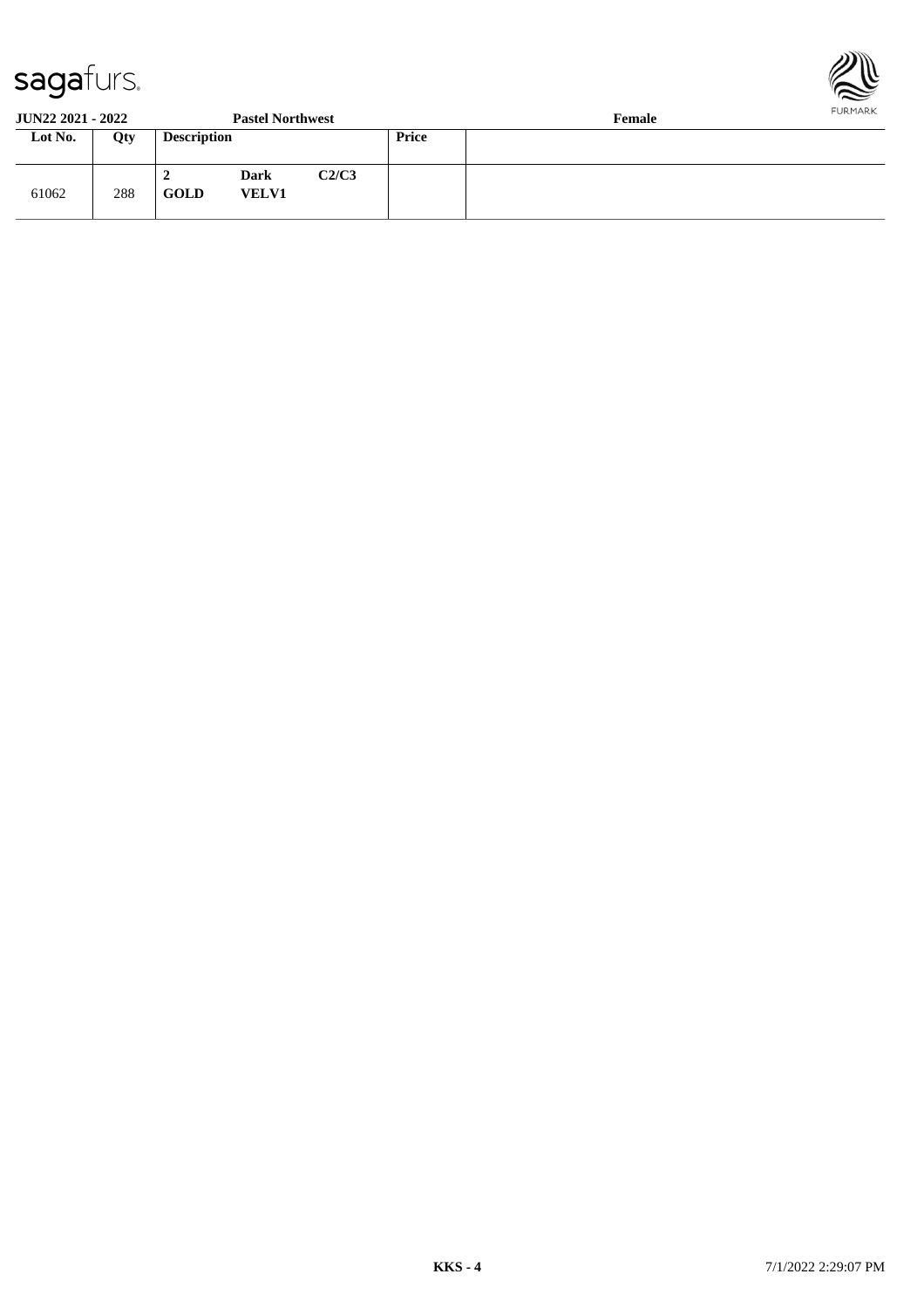**JUN22 2021 - 2022** **Pastel Northwest** **Female**

| Lot No. | Qty | Description | | | Price | |
|---|---|---|---|---|---|---|
| 61062 | 288 | **2** **GOLD** | **Dark** **VELV1** | **C2/C3** | | |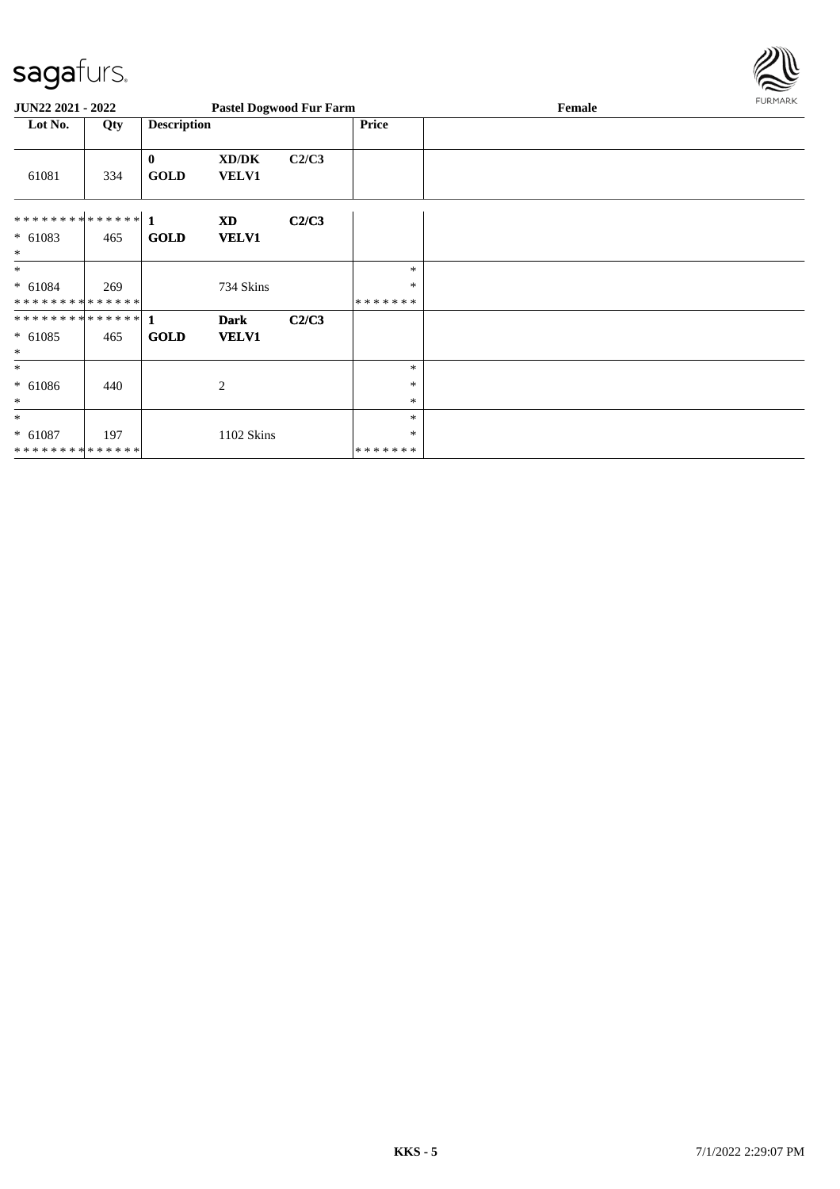**JUN22 2021 - 2022** **Pastel Dogwood Fur Farm** **Female**

| Lot No. | Qty | Description | | | Price | |
|---|---|---|---|---|---|---|
| 61081 | 334 | **0 GOLD** | **XD/DK VELV1** | **C2/C3** | | |
| ************** * 61083 * | 465 | **1 GOLD** | **XD VELV1** | **C2/C3** | | |
| * * 61084 ************** | 269 | | 734 Skins | | * * ******* | |
| ************** * 61085 * | 465 | **1 GOLD** | **Dark VELV1** | **C2/C3** | | |
| * * 61086 * | 440 | | 2 | | * * * | |
| * * 61087 ************** | 197 | | 1102 Skins | | * * ******* | |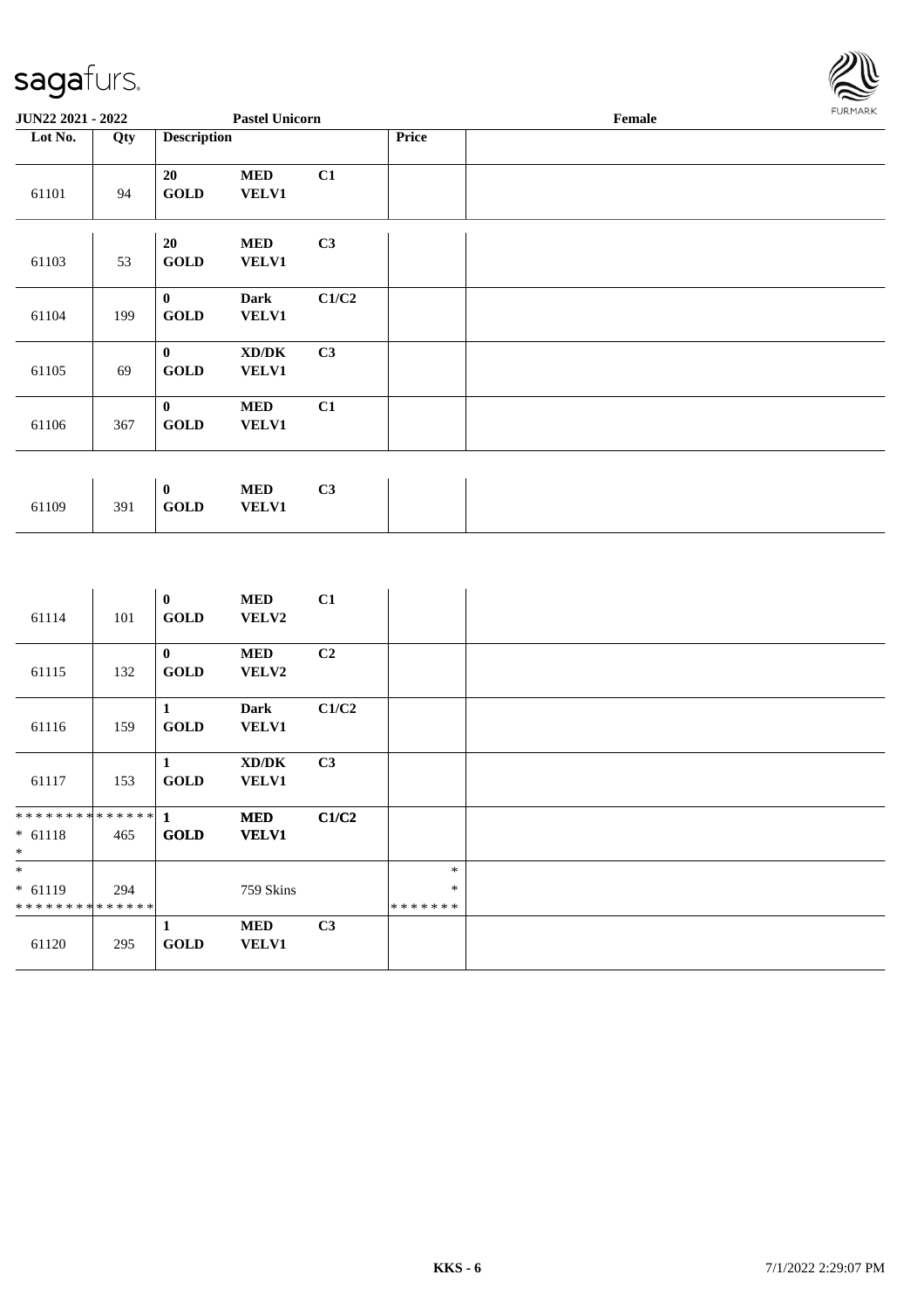sagafurs.

| JUN22 2021 - 2022 | | Pastel Unicorn | | | | Female |
|---|---|---|---|---|---|---|
| Lot No. | Qty | Description | | | Price | |
| 61101 | 94 | 20 GOLD | MED VELV1 | C1 | | |
| 61103 | 53 | 20 GOLD | MED VELV1 | C3 | | |
| 61104 | 199 | 0 GOLD | Dark VELV1 | C1/C2 | | |
| 61105 | 69 | 0 GOLD | XD/DK VELV1 | C3 | | |
| 61106 | 367 | 0 GOLD | MED VELV1 | C1 | | |
| 61109 | 391 | 0 GOLD | MED VELV1 | C3 | | |
| 61114 | 101 | 0 GOLD | MED VELV2 | C1 | | |
| 61115 | 132 | 0 GOLD | MED VELV2 | C2 | | |
| 61116 | 159 | 1 GOLD | Dark VELV1 | C1/C2 | | |
| 61117 | 153 | 1 GOLD | XD/DK VELV1 | C3 | | |
| ************** * 61118 * | 465 | 1 GOLD | MED VELV1 | C1/C2 | | |
| * * 61119 ************** | 294 | | 759 Skins | | * * ******* | |
| 61120 | 295 | 1 GOLD | MED VELV1 | C3 | | |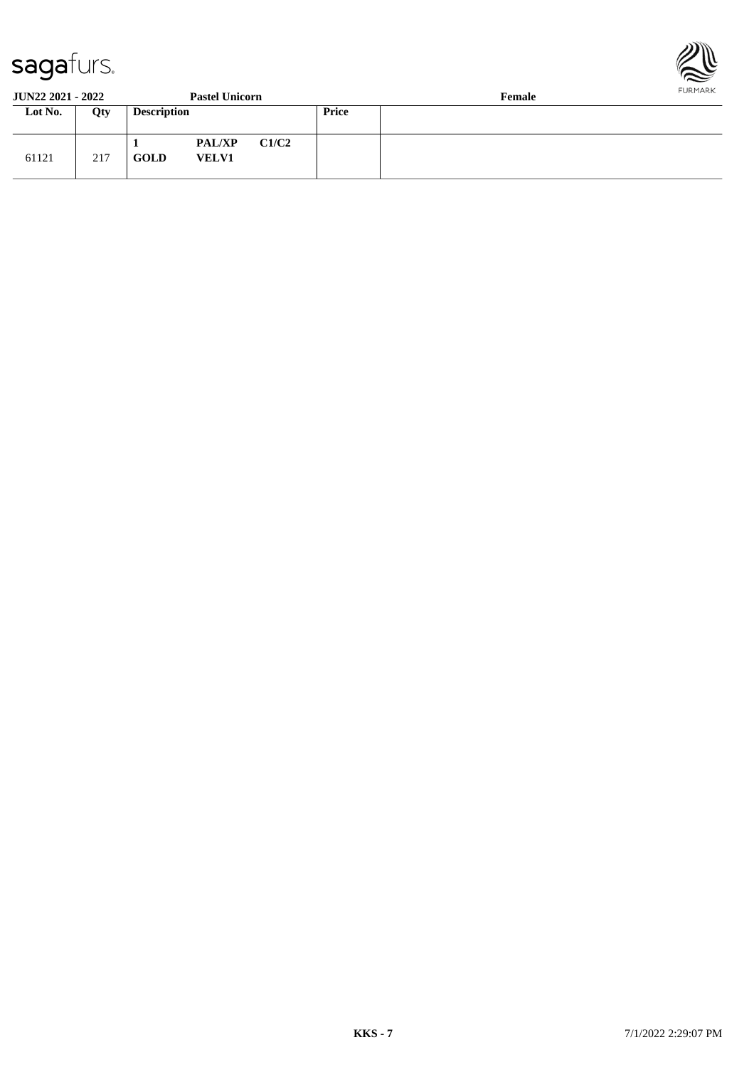| Lot No. | Qty | Description | | | Price | |
|---|---|---|---|---|---|---|
| 61121 | 217 | **1** **GOLD** | **PAL/XP** **VELV1** | **C1/C2** | | |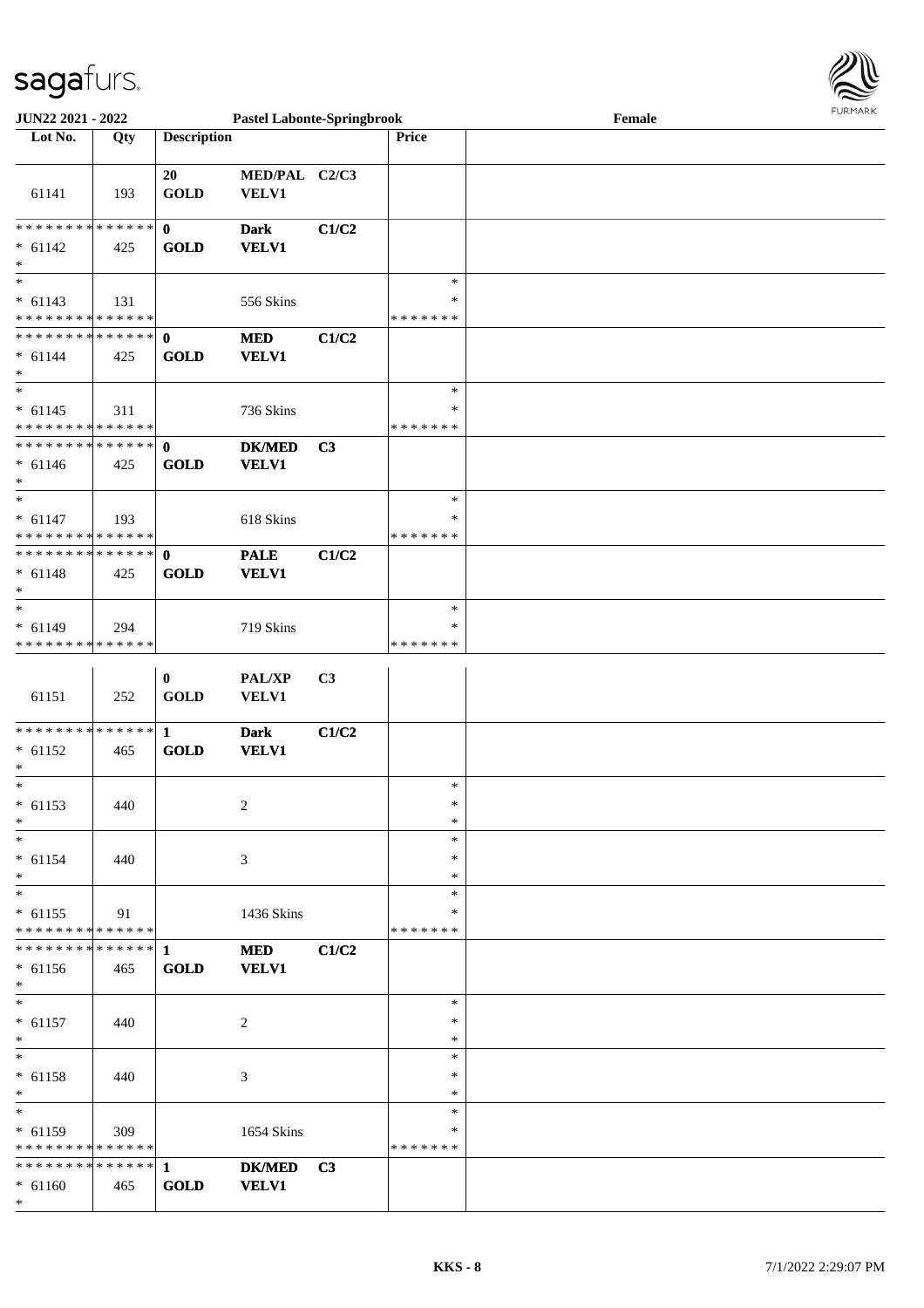| Lot No. | Qty | Description | | | Price | |
|---|---|---|---|---|---|---|
| 61141 | 193 | 20 GOLD | MED/PAL VELV1 | C2/C3 | | |
| * * * * * * * * * * * * * * * 61142 * | 425 | 0 GOLD | Dark VELV1 | C1/C2 | | |
| * * 61143 * * * * * * * * * * * * * * | 131 | | 556 Skins | | * * * * * * * * * | |
| * * * * * * * * * * * * * * * 61144 * | 425 | 0 GOLD | MED VELV1 | C1/C2 | | |
| * * 61145 * * * * * * * * * * * * * * | 311 | | 736 Skins | | * * * * * * * * * | |
| * * * * * * * * * * * * * * * 61146 * | 425 | 0 GOLD | DK/MED VELV1 | C3 | | |
| * * 61147 * * * * * * * * * * * * * * | 193 | | 618 Skins | | * * * * * * * * * | |
| * * * * * * * * * * * * * * * 61148 * | 425 | 0 GOLD | PALE VELV1 | C1/C2 | | |
| * * 61149 * * * * * * * * * * * * * * | 294 | | 719 Skins | | * * * * * * * * * | |
| 61151 | 252 | 0 GOLD | PAL/XP VELV1 | C3 | | |
| * * * * * * * * * * * * * * * 61152 * | 465 | 1 GOLD | Dark VELV1 | C1/C2 | | |
| * * 61153 * | 440 | | 2 | | * * * | |
| * * 61154 * | 440 | | 3 | | * * * | |
| * * 61155 * * * * * * * * * * * * * * | 91 | | 1436 Skins | | * * * * * * * * * | |
| * * * * * * * * * * * * * * * 61156 * | 465 | 1 GOLD | MED VELV1 | C1/C2 | | |
| * * 61157 * | 440 | | 2 | | * * * | |
| * * 61158 * | 440 | | 3 | | * * * | |
| * * 61159 * * * * * * * * * * * * * * | 309 | | 1654 Skins | | * * * * * * * * * | |
| * * * * * * * * * * * * * * * 61160 * | 465 | 1 GOLD | DK/MED VELV1 | C3 | | |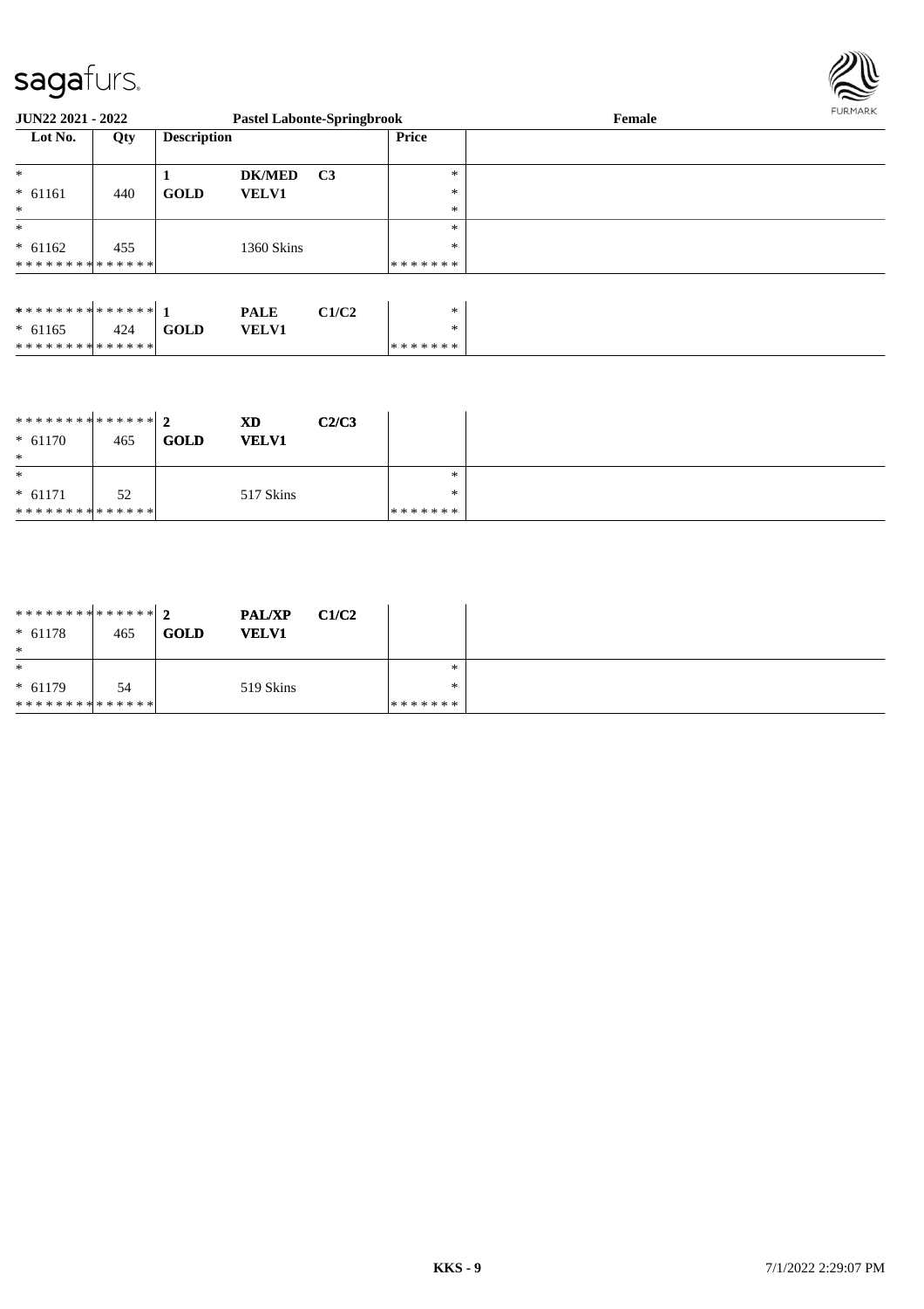**JUN22 2021 - 2022** | **Pastel Labonte-Springbrook** | **Female**

| Lot No. | Qty | Description | | | Price | |
|---|---|---|---|---|---|---|
| * | | 1 | **DK/MED** | **C3** | * | |
| * 61161 | 440 | **GOLD** | **VELV1** | | * | |
| * | | | | | * | |
| * | | | | | * | |
| * 61162 | 455 | | 1360 Skins | | * | |
| * * * * * * * * * * * * * * | | | | | * * * * * * * | |

| Lot No. | Qty | Description | | | Price | |
|---|---|---|---|---|---|---|
| * * * * * * * * * * * * * * | | 1 | **PALE** | **C1/C2** | * | |
| * 61165 | 424 | **GOLD** | **VELV1** | | * | |
| * * * * * * * * * * * * * * | | | | | * * * * * * * | |

| Lot No. | Qty | Description | | | Price | |
|---|---|---|---|---|---|---|
| * * * * * * * * * * * * * * | | 2 | **XD** | **C2/C3** | | |
| * 61170 | 465 | **GOLD** | **VELV1** | | | |
| * | | | | | | |
| * | | | | | * | |
| * 61171 | 52 | | 517 Skins | | * | |
| * * * * * * * * * * * * * * | | | | | * * * * * * * | |

| Lot No. | Qty | Description | | | Price | |
|---|---|---|---|---|---|---|
| * * * * * * * * * * * * * * | | 2 | **PAL/XP** | **C1/C2** | | |
| * 61178 | 465 | **GOLD** | **VELV1** | | | |
| * | | | | | | |
| * | | | | | * | |
| * 61179 | 54 | | 519 Skins | | * | |
| * * * * * * * * * * * * * * | | | | | * * * * * * * | |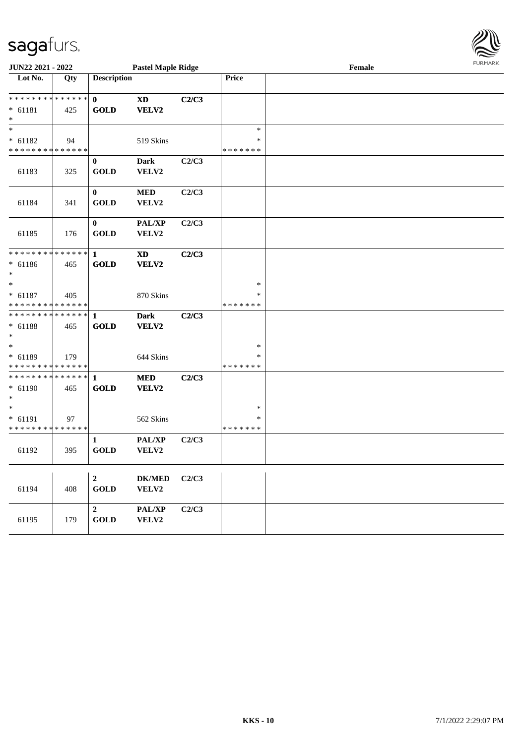| Lot No. | Qty | Description | | | Price | |
|---|---|---|---|---|---|---|
| * * * * * * * * * * * * * * | | 0 | **XD** | **C2/C3** | | |
| * 61181 | 425 | **GOLD** | **VELV2** | | | |
| * | | | | | | |
| * | | | | | * | |
| * 61182 | 94 | | 519 Skins | | * | |
| * * * * * * * * * * * * * * | | | | | * * * * * * * | |
| | | 0 | **Dark** | **C2/C3** | | |
| 61183 | 325 | **GOLD** | **VELV2** | | | |
| | | 0 | **MED** | **C2/C3** | | |
| 61184 | 341 | **GOLD** | **VELV2** | | | |
| | | 0 | **PAL/XP** | **C2/C3** | | |
| 61185 | 176 | **GOLD** | **VELV2** | | | |
| * * * * * * * * * * * * * * | | 1 | **XD** | **C2/C3** | | |
| * 61186 | 465 | **GOLD** | **VELV2** | | | |
| * | | | | | | |
| * | | | | | * | |
| * 61187 | 405 | | 870 Skins | | * | |
| * * * * * * * * * * * * * * | | | | | * * * * * * * | |
| * * * * * * * * * * * * * * | | 1 | **Dark** | **C2/C3** | | |
| * 61188 | 465 | **GOLD** | **VELV2** | | | |
| * | | | | | | |
| * | | | | | * | |
| * 61189 | 179 | | 644 Skins | | * | |
| * * * * * * * * * * * * * * | | | | | * * * * * * * | |
| * * * * * * * * * * * * * * | | 1 | **MED** | **C2/C3** | | |
| * 61190 | 465 | **GOLD** | **VELV2** | | | |
| * | | | | | | |
| * | | | | | * | |
| * 61191 | 97 | | 562 Skins | | * | |
| * * * * * * * * * * * * * * | | | | | * * * * * * * | |
| | | 1 | **PAL/XP** | **C2/C3** | | |
| 61192 | 395 | **GOLD** | **VELV2** | | | |
| | | 2 | **DK/MED** | **C2/C3** | | |
| 61194 | 408 | **GOLD** | **VELV2** | | | |
| | | 2 | **PAL/XP** | **C2/C3** | | |
| 61195 | 179 | **GOLD** | **VELV2** | | | |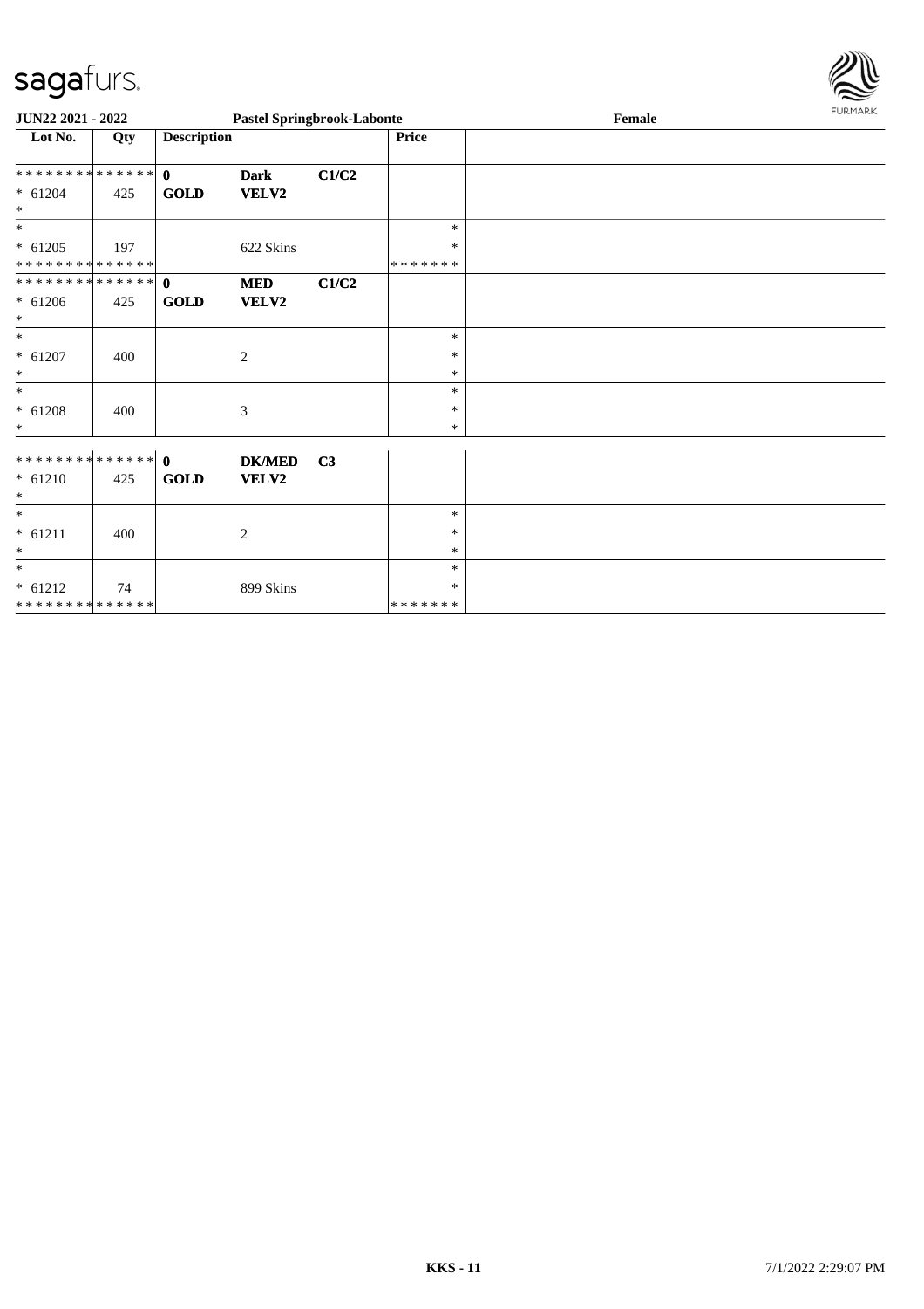| Lot No. | Qty | Description | | | Price | |
|---|---|---|---|---|---|---|
| * * * * * * * * * * * * * * | | 0 | **Dark** | **C1/C2** | | |
| * 61204 | 425 | **GOLD** | **VELV2** | | | |
| * | | | | | | |
| * | | | | | * | |
| * 61205 | 197 | | 622 Skins | | * | |
| * * * * * * * * * * * * * * | | | | | * * * * * * * | |
| * * * * * * * * * * * * * * | | 0 | **MED** | **C1/C2** | | |
| * 61206 | 425 | **GOLD** | **VELV2** | | | |
| * | | | | | | |
| * | | | | | * | |
| * 61207 | 400 | | 2 | | * | |
| * | | | | | * | |
| * | | | | | * | |
| * 61208 | 400 | | 3 | | * | |
| * | | | | | * | |
| * * * * * * * * * * * * * * | | 0 | **DK/MED** | **C3** | | |
| * 61210 | 425 | **GOLD** | **VELV2** | | | |
| * | | | | | | |
| * | | | | | * | |
| * 61211 | 400 | | 2 | | * | |
| * | | | | | * | |
| * | | | | | * | |
| * 61212 | 74 | | 899 Skins | | * | |
| * * * * * * * * * * * * * * | | | | | * * * * * * * | |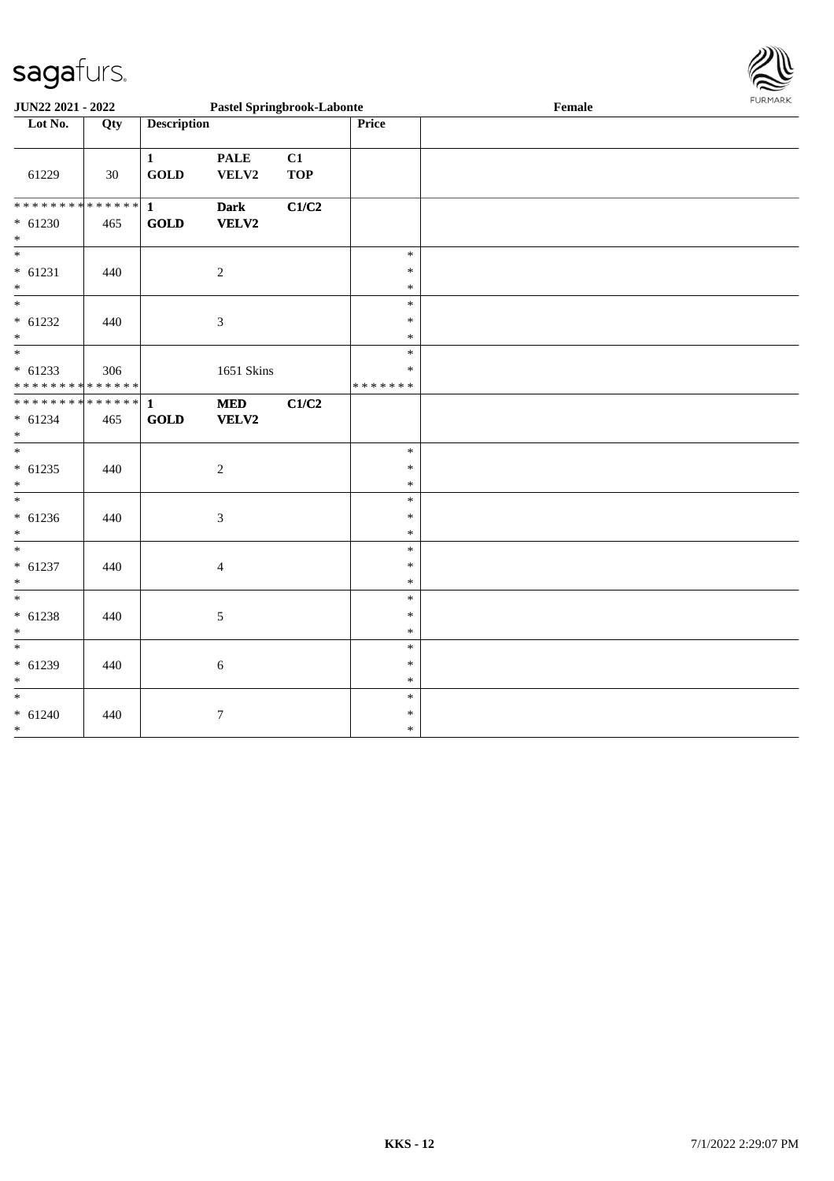| Lot No. | Qty | Description | | | Price | |
|---|---|---|---|---|---|---|
| 61229 | 30 | 1 GOLD | PALE VELV2 | C1 TOP | | |
| * * * * * * * * * * * * * * <br>* 61230<br>* | 465 | 1 GOLD | Dark VELV2 | C1/C2 | | |
| *<br>* 61231<br>* | 440 | | 2 | | *<br>*<br>* | |
| *<br>* 61232<br>* | 440 | | 3 | | *<br>*<br>* | |
| *<br>* 61233<br>* * * * * * * * * * * * * * | 306 | | 1651 Skins | | *<br>*<br>* * * * * * * | |
| * * * * * * * * * * * * * * <br>* 61234<br>* | 465 | 1 GOLD | MED VELV2 | C1/C2 | | |
| *<br>* 61235<br>* | 440 | | 2 | | *<br>*<br>* | |
| *<br>* 61236<br>* | 440 | | 3 | | *<br>*<br>* | |
| *<br>* 61237<br>* | 440 | | 4 | | *<br>*<br>* | |
| *<br>* 61238<br>* | 440 | | 5 | | *<br>*<br>* | |
| *<br>* 61239<br>* | 440 | | 6 | | *<br>*<br>* | |
| *<br>* 61240<br>* | 440 | | 7 | | *<br>*<br>* | |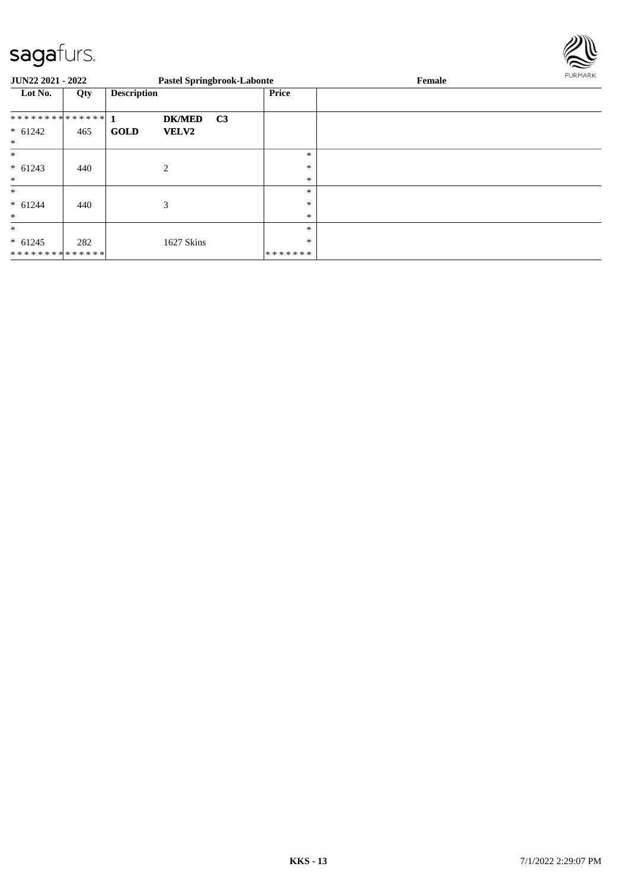**JUN22 2021 - 2022** **Pastel Springbrook-Labonte** **Female**

| Lot No. | Qty | Description | | | Price | |
|---|---|---|---|---|---|---|
| ************** | | **1** | **DK/MED** | **C3** | | |
| * 61242 | 465 | **GOLD** | **VELV2** | | | |
| * | | | | | | |
| * | | | | | * | |
| * 61243 | 440 | | 2 | | * | |
| * | | | | | * | |
| * | | | | | * | |
| * 61244 | 440 | | 3 | | * | |
| * | | | | | * | |
| * | | | | | * | |
| * 61245 | 282 | | 1627 Skins | | * | |
| ************** | | | | | ******* | |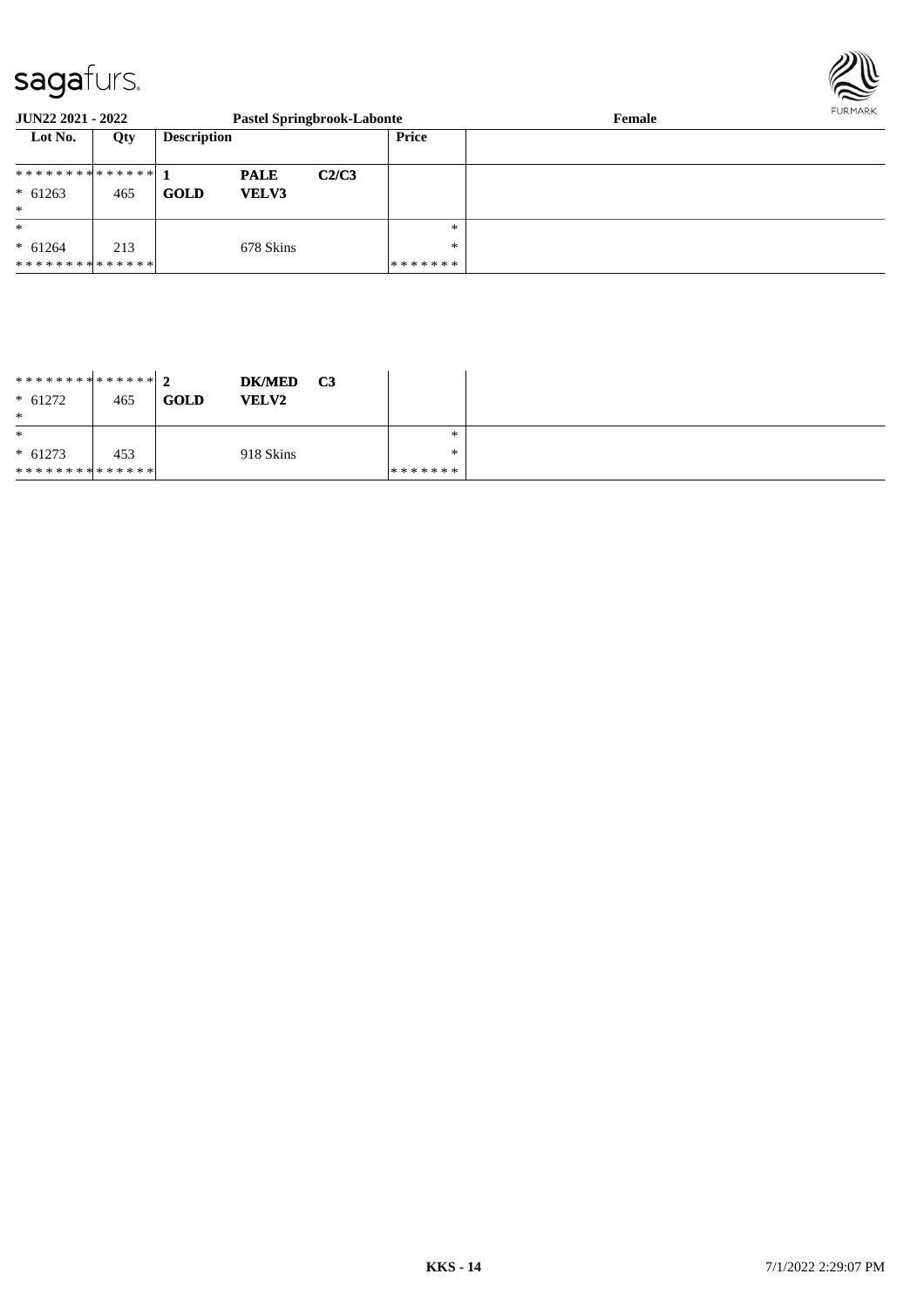**JUN22 2021 - 2022** **Pastel Springbrook-Labonte** **Female**

| Lot No. | Qty | Description | | | Price | |
|---|---|---|---|---|---|---|
| ************** | | 1 | **PALE** | **C2/C3** | | |
| * 61263 | 465 | **GOLD** | **VELV3** | | | |
| * | | | | | | |
| * | | | | | * | |
| * 61264 | 213 | | 678 Skins | | * | |
| ************** | | | | | ******* | |

| Lot No. | Qty | Description | | | Price | |
|---|---|---|---|---|---|---|
| ************** | | 2 | **DK/MED** | **C3** | | |
| * 61272 | 465 | **GOLD** | **VELV2** | | | |
| * | | | | | | |
| * | | | | | * | |
| * 61273 | 453 | | 918 Skins | | * | |
| ************** | | | | | ******* | |

KKS - 14 7/1/2022 2:29:07 PM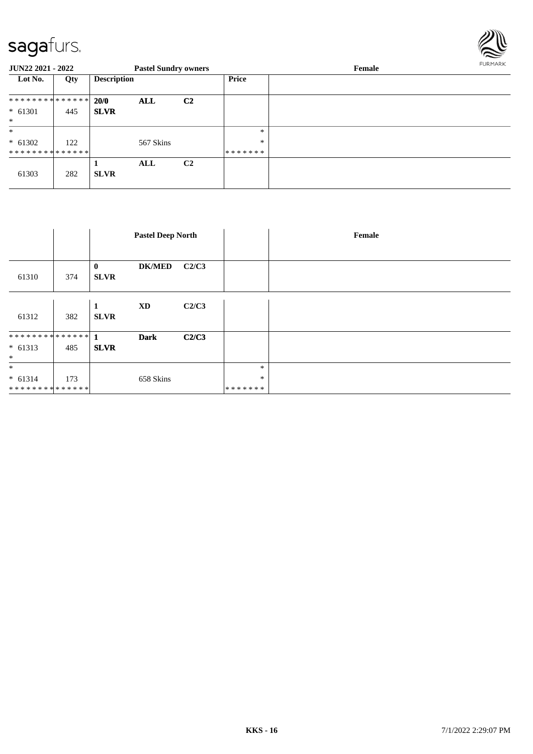| Lot No. | Qty | Description | | | Price | |
|---|---|---|---|---|---|---|
| * * * * * * * * * * * * * * | | 20/0 | ALL | C2 | | |
| * 61301 | 445 | SLVR | | | | |
| * | | | | | | |
| * | | | | | * | |
| * 61302 | 122 | | 567 Skins | | * | |
| * * * * * * * * * * * * * * | | | | | * * * * * * * | |
| | | 1 | ALL | C2 | | |
| 61303 | 282 | SLVR | | | | |

| | | | Pastel Deep North | | | Female |
|---|---|---|---|---|---|---|
| | | 0 | DK/MED | C2/C3 | | |
| 61310 | 374 | SLVR | | | | |
| | | 1 | XD | C2/C3 | | |
| 61312 | 382 | SLVR | | | | |
| * * * * * * * * * * * * * * | | 1 | Dark | C2/C3 | | |
| * 61313 | 485 | SLVR | | | | |
| * | | | | | | |
| * | | | | | * | |
| * 61314 | 173 | | 658 Skins | | * | |
| * * * * * * * * * * * * * * | | | | | * * * * * * * | |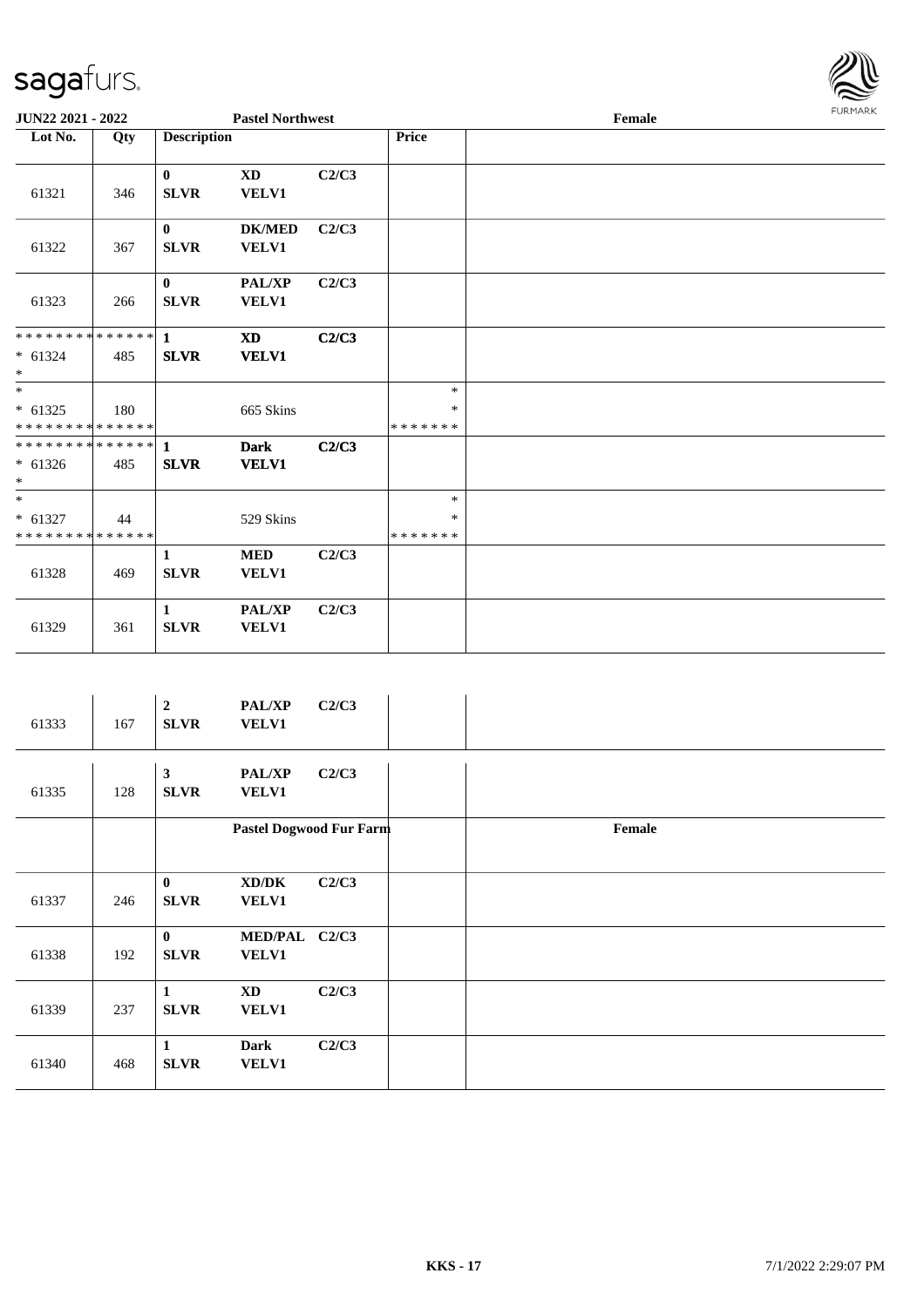**JUN22 2021 - 2022** | **Pastel Northwest** | **Female**

| Lot No. | Qty | Description | | | Price | |
|---|---|---|---|---|---|---|
| 61321 | 346 | 0 SLVR | XD VELV1 | C2/C3 | | |
| 61322 | 367 | 0 SLVR | DK/MED VELV1 | C2/C3 | | |
| 61323 | 266 | 0 SLVR | PAL/XP VELV1 | C2/C3 | | |
| * * * * * * * * * * * * * * * 61324 * | 485 | 1 SLVR | XD VELV1 | C2/C3 | | |
| * * 61325 * * * * * * * * * * * * * * | 180 | | 665 Skins | | * * * * * * * * * | |
| * * * * * * * * * * * * * * * 61326 * | 485 | 1 SLVR | Dark VELV1 | C2/C3 | | |
| * * 61327 * * * * * * * * * * * * * * | 44 | | 529 Skins | | * * * * * * * * * | |
| 61328 | 469 | 1 SLVR | MED VELV1 | C2/C3 | | |
| 61329 | 361 | 1 SLVR | PAL/XP VELV1 | C2/C3 | | |

| Lot No. | Qty | Description | | | Price | |
|---|---|---|---|---|---|---|
| 61333 | 167 | 2 SLVR | PAL/XP VELV1 | C2/C3 | | |
| 61335 | 128 | 3 SLVR | PAL/XP VELV1 | C2/C3 | | |
| | | **Pastel Dogwood Fur Farm** | | | | **Female** |
| 61337 | 246 | 0 SLVR | XD/DK VELV1 | C2/C3 | | |
| 61338 | 192 | 0 SLVR | MED/PAL VELV1 | C2/C3 | | |
| 61339 | 237 | 1 SLVR | XD VELV1 | C2/C3 | | |
| 61340 | 468 | 1 SLVR | Dark VELV1 | C2/C3 | | |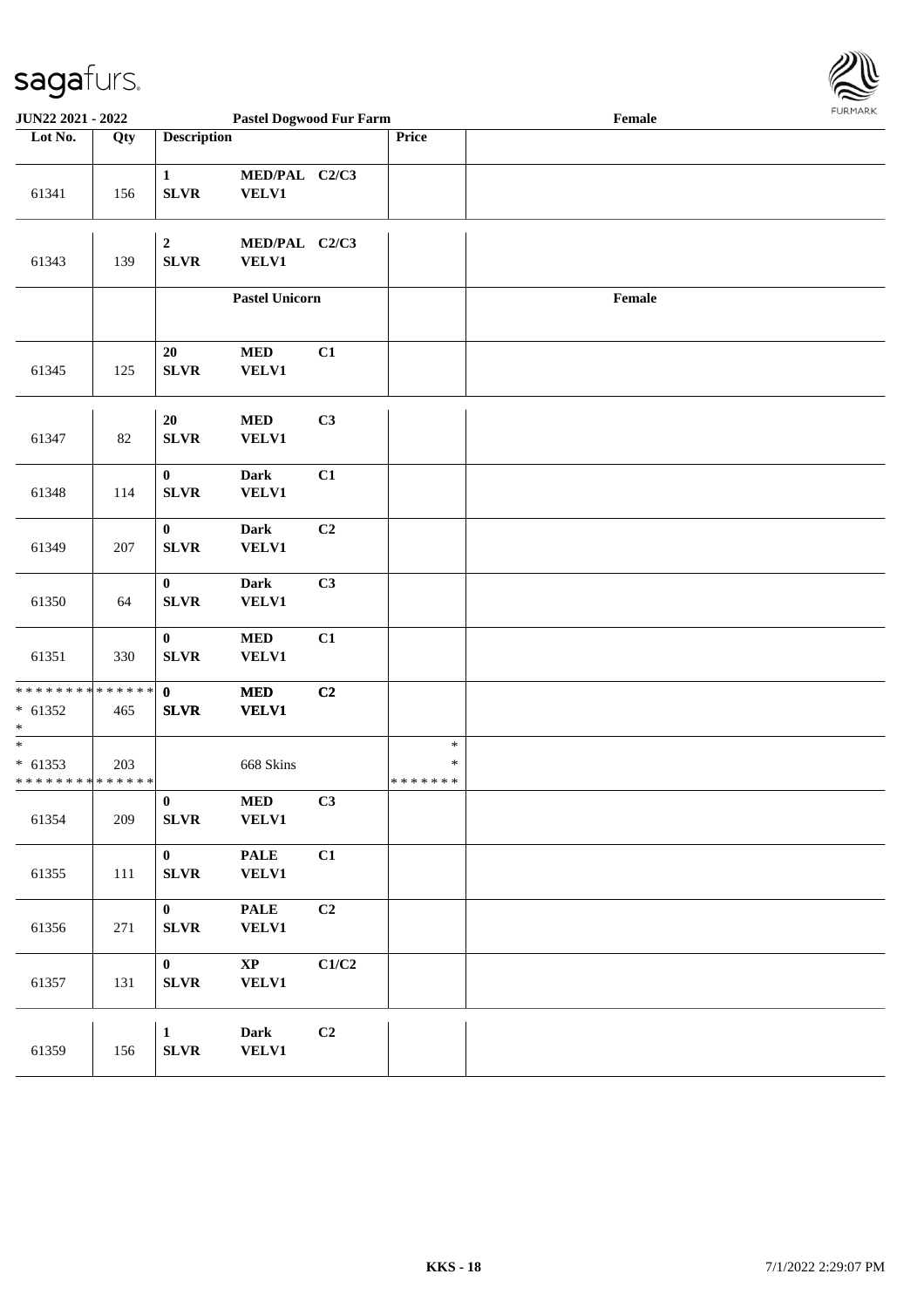| Lot No. | Qty | Description | | | Price | |
|---|---|---|---|---|---|---|
| 61341 | 156 | 1 SLVR | MED/PAL VELV1 | C2/C3 | | |
| 61343 | 139 | 2 SLVR | MED/PAL VELV1 | C2/C3 | | |
| | | | Pastel Unicorn | | | Female |
| 61345 | 125 | 20 SLVR | MED VELV1 | C1 | | |
| 61347 | 82 | 20 SLVR | MED VELV1 | C3 | | |
| 61348 | 114 | 0 SLVR | Dark VELV1 | C1 | | |
| 61349 | 207 | 0 SLVR | Dark VELV1 | C2 | | |
| 61350 | 64 | 0 SLVR | Dark VELV1 | C3 | | |
| 61351 | 330 | 0 SLVR | MED VELV1 | C1 | | |
| * * * * * * * * * * * * * * <br>* 61352<br>* | 465 | 0 SLVR | MED VELV1 | C2 | | |
| *<br>* 61353<br>* * * * * * * * * * * * * * | 203 | | 668 Skins | | *<br>*<br>* * * * * * * | |
| 61354 | 209 | 0 SLVR | MED VELV1 | C3 | | |
| 61355 | 111 | 0 SLVR | PALE VELV1 | C1 | | |
| 61356 | 271 | 0 SLVR | PALE VELV1 | C2 | | |
| 61357 | 131 | 0 SLVR | XP VELV1 | C1/C2 | | |
| 61359 | 156 | 1 SLVR | Dark VELV1 | C2 | | |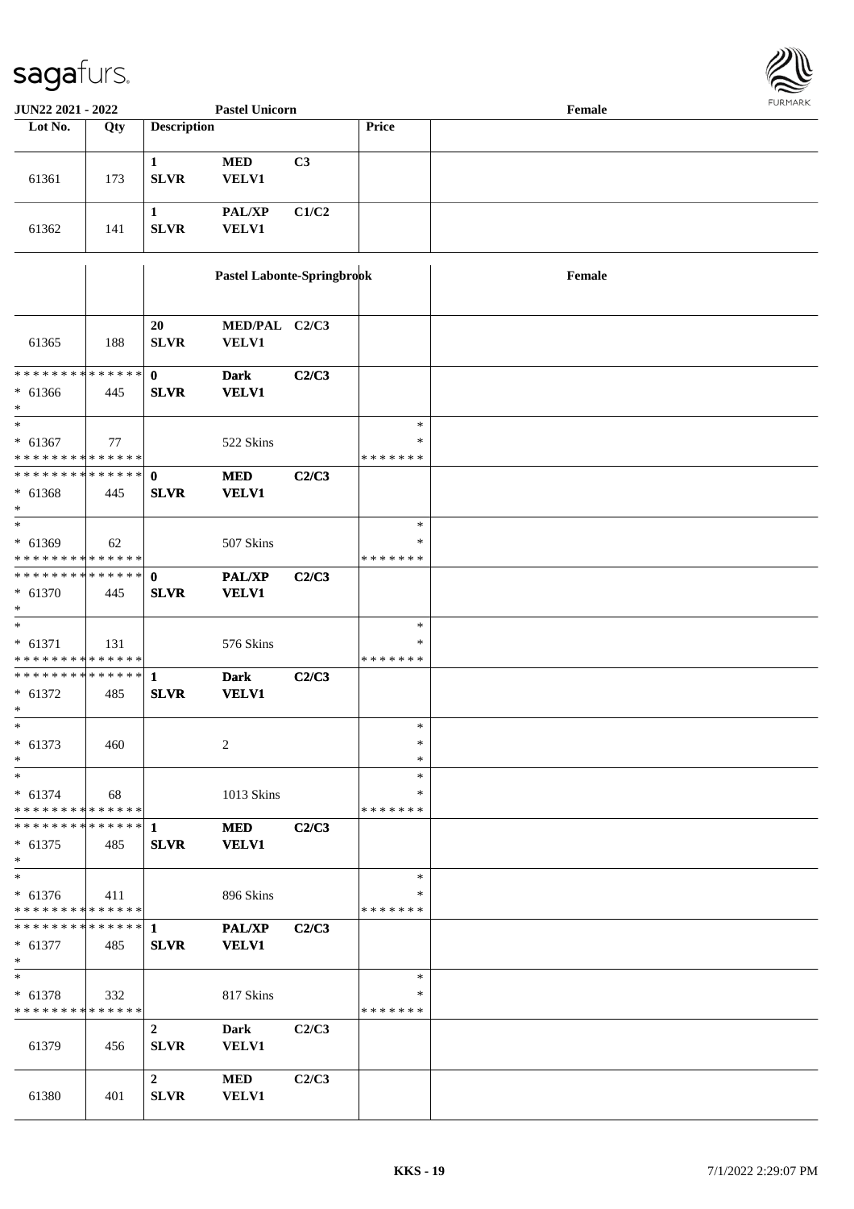**JUN22 2021 - 2022** **Pastel Unicorn** **Female**

| Lot No. | Qty | Description | | | Price | |
|---|---|---|---|---|---|---|
| 61361 | 173 | 1 SLVR | MED VELV1 | C3 | | |
| 61362 | 141 | 1 SLVR | PAL/XP VELV1 | C1/C2 | | |
| | | **Pastel Labonte-Springbrook** | | | | **Female** |
| 61365 | 188 | 20 SLVR | MED/PAL VELV1 | C2/C3 | | |
| * * * * * * * * * * * * * * * 61366 * | 445 | 0 SLVR | Dark VELV1 | C2/C3 | | |
| * * 61367 * * * * * * * * * * * * * * | 77 | | 522 Skins | | * * * * * * * * * | |
| * * * * * * * * * * * * * * * 61368 * | 445 | 0 SLVR | MED VELV1 | C2/C3 | | |
| * * 61369 * * * * * * * * * * * * * * | 62 | | 507 Skins | | * * * * * * * * * | |
| * * * * * * * * * * * * * * * 61370 * | 445 | 0 SLVR | PAL/XP VELV1 | C2/C3 | | |
| * * 61371 * * * * * * * * * * * * * * | 131 | | 576 Skins | | * * * * * * * * * | |
| * * * * * * * * * * * * * * * 61372 * | 485 | 1 SLVR | Dark VELV1 | C2/C3 | | |
| * * 61373 * | 460 | | 2 | | * * * | |
| * * 61374 * * * * * * * * * * * * * * | 68 | | 1013 Skins | | * * * * * * * * * | |
| * * * * * * * * * * * * * * * 61375 * | 485 | 1 SLVR | MED VELV1 | C2/C3 | | |
| * * 61376 * * * * * * * * * * * * * * | 411 | | 896 Skins | | * * * * * * * * * | |
| * * * * * * * * * * * * * * * 61377 * | 485 | 1 SLVR | PAL/XP VELV1 | C2/C3 | | |
| * * 61378 * * * * * * * * * * * * * * | 332 | | 817 Skins | | * * * * * * * * * | |
| 61379 | 456 | 2 SLVR | Dark VELV1 | C2/C3 | | |
| 61380 | 401 | 2 SLVR | MED VELV1 | C2/C3 | | |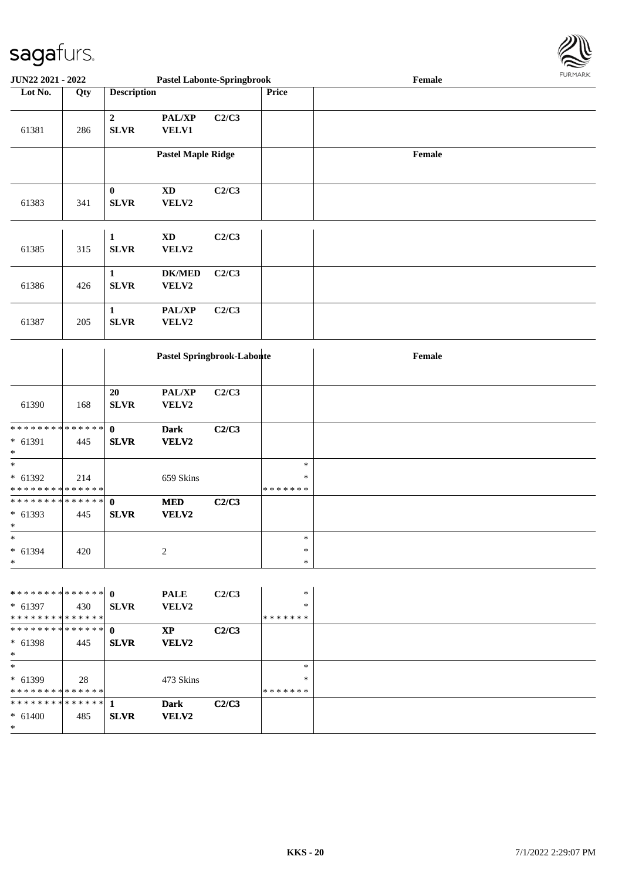| Lot No. | Qty | Description | | | Price | |
|---|---|---|---|---|---|---|
| | | **Pastel Labonte-Springbrook** | | | | **Female** |
| 61381 | 286 | **2** **SLVR** | **PAL/XP** **VELV1** | **C2/C3** | | |
| | | **Pastel Maple Ridge** | | | | **Female** |
| 61383 | 341 | **0** **SLVR** | **XD** **VELV2** | **C2/C3** | | |
| 61385 | 315 | **1** **SLVR** | **XD** **VELV2** | **C2/C3** | | |
| 61386 | 426 | **1** **SLVR** | **DK/MED** **VELV2** | **C2/C3** | | |
| 61387 | 205 | **1** **SLVR** | **PAL/XP** **VELV2** | **C2/C3** | | |
| | | **Pastel Springbrook-Labonte** | | | | **Female** |
| 61390 | 168 | **20** **SLVR** | **PAL/XP** **VELV2** | **C2/C3** | | |
| * * * * * * * * * * * * * * * 61391 * | 445 | **0** **SLVR** | **Dark** **VELV2** | **C2/C3** | | |
| * * 61392 * * * * * * * * * * * * * * | 214 | | 659 Skins | | * * * * * * * * * | |
| * * * * * * * * * * * * * * * 61393 * | 445 | **0** **SLVR** | **MED** **VELV2** | **C2/C3** | | |
| * * 61394 * | 420 | | 2 | | * * * | |
| * * * * * * * * * * * * * * * 61397 * * * * * * * * * * * * * * | 430 | **0** **SLVR** | **PALE** **VELV2** | **C2/C3** | * * * * * * * * * | |
| * * * * * * * * * * * * * * * 61398 * | 445 | **0** **SLVR** | **XP** **VELV2** | **C2/C3** | | |
| * * 61399 * * * * * * * * * * * * * * | 28 | | 473 Skins | | * * * * * * * * * | |
| * * * * * * * * * * * * * * * 61400 * | 485 | **1** **SLVR** | **Dark** **VELV2** | **C2/C3** | | |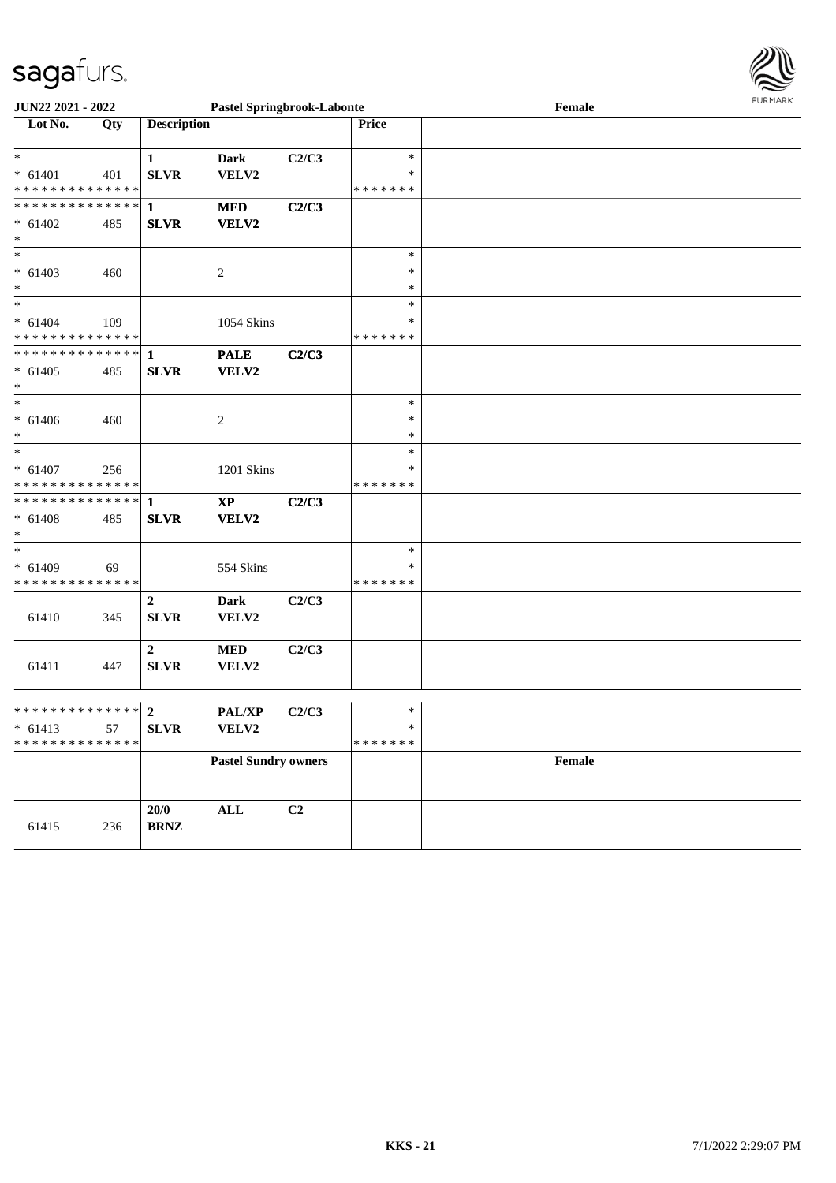| Lot No. | Qty | Description | | | Price | |
|---|---|---|---|---|---|---|
| * | | 1 | **Dark** | **C2/C3** | * | |
| * 61401 | 401 | **SLVR** | **VELV2** | | * | |
| * * * * * * * * * * * * * * | | | | | * * * * * * * | |
| * * * * * * * * * * * * * * | | **1** | **MED** | **C2/C3** | | |
| * 61402 | 485 | **SLVR** | **VELV2** | | | |
| * | | | | | | |
| * | | | | | * | |
| * 61403 | 460 | | 2 | | * | |
| * | | | | | * | |
| * | | | | | * | |
| * 61404 | 109 | | 1054 Skins | | * | |
| * * * * * * * * * * * * * * | | | | | * * * * * * * | |
| * * * * * * * * * * * * * * | | **1** | **PALE** | **C2/C3** | | |
| * 61405 | 485 | **SLVR** | **VELV2** | | | |
| * | | | | | | |
| * | | | | | * | |
| * 61406 | 460 | | 2 | | * | |
| * | | | | | * | |
| * | | | | | * | |
| * 61407 | 256 | | 1201 Skins | | * | |
| * * * * * * * * * * * * * * | | | | | * * * * * * * | |
| * * * * * * * * * * * * * * | | **1** | **XP** | **C2/C3** | | |
| * 61408 | 485 | **SLVR** | **VELV2** | | | |
| * | | | | | | |
| * | | | | | * | |
| * 61409 | 69 | | 554 Skins | | * | |
| * * * * * * * * * * * * * * | | | | | * * * * * * * | |
| 61410 | 345 | **2 SLVR** | **Dark VELV2** | **C2/C3** | | |
| 61411 | 447 | **2 SLVR** | **MED VELV2** | **C2/C3** | | |
| * * * * * * * * * * * * * * | | **2** | **PAL/XP** | **C2/C3** | * | |
| * 61413 | 57 | **SLVR** | **VELV2** | | * | |
| * * * * * * * * * * * * * * | | | | | * * * * * * * | |
| | | | **Pastel Sundry owners** | | | **Female** |
| 61415 | 236 | **20/0 BRNZ** | **ALL** | **C2** | | |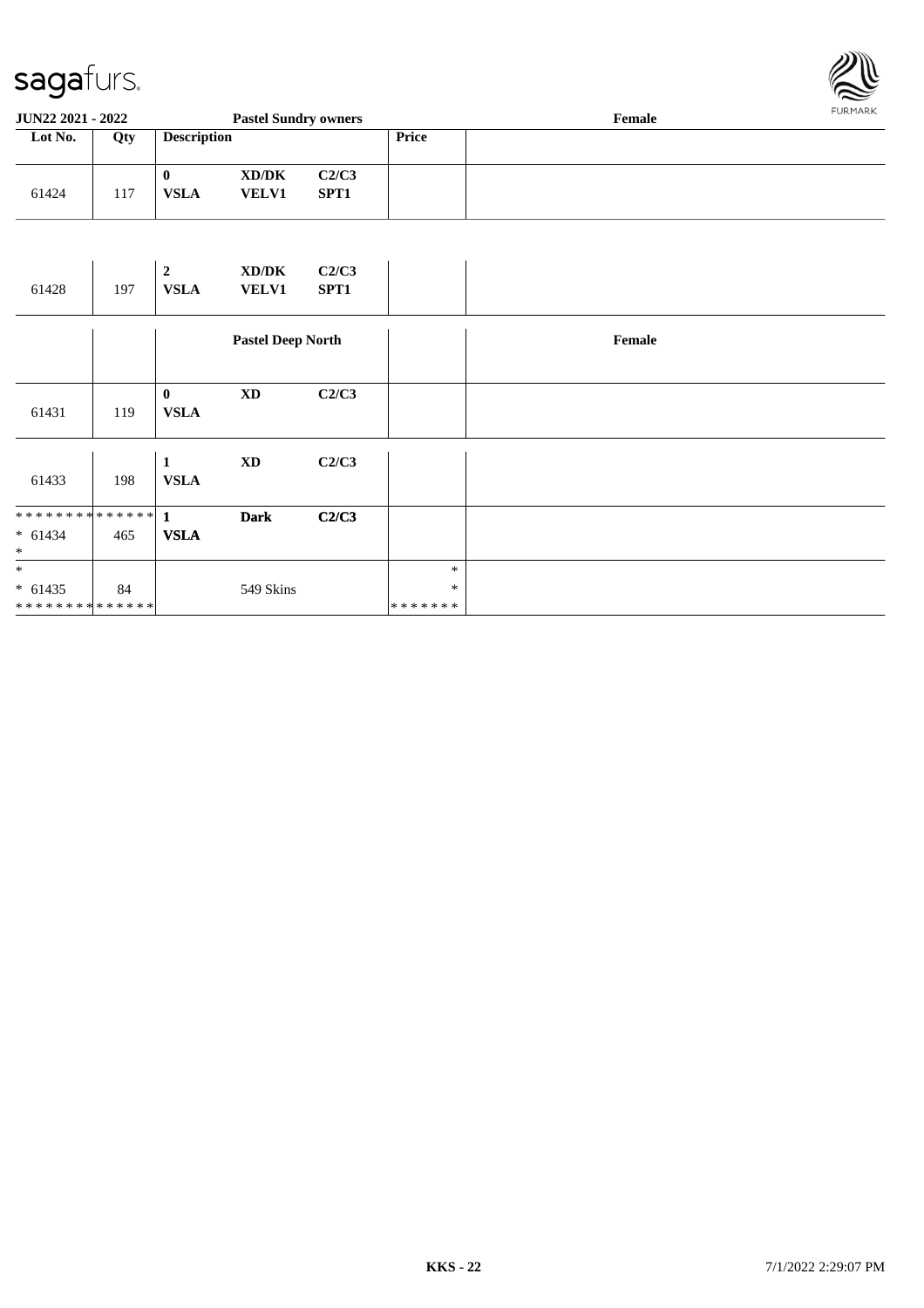| Lot No. | Qty | Description | | | Price | |
|---|---|---|---|---|---|---|
| 61424 | 117 | **0** **VSLA** | **XD/DK** **VELV1** | **C2/C3** **SPT1** | | |
| 61428 | 197 | **2** **VSLA** | **XD/DK** **VELV1** | **C2/C3** **SPT1** | | |
| | | | **Pastel Deep North** | | | **Female** |
| 61431 | 119 | **0** **VSLA** | **XD** | **C2/C3** | | |
| 61433 | 198 | **1** **VSLA** | **XD** | **C2/C3** | | |
| * * * * * * * * * * * * * * * 61434 * | 465 | **1** **VSLA** | **Dark** | **C2/C3** | | |
| * * 61435 * * * * * * * * * * * * * * | 84 | | 549 Skins | | * * * * * * * * * | |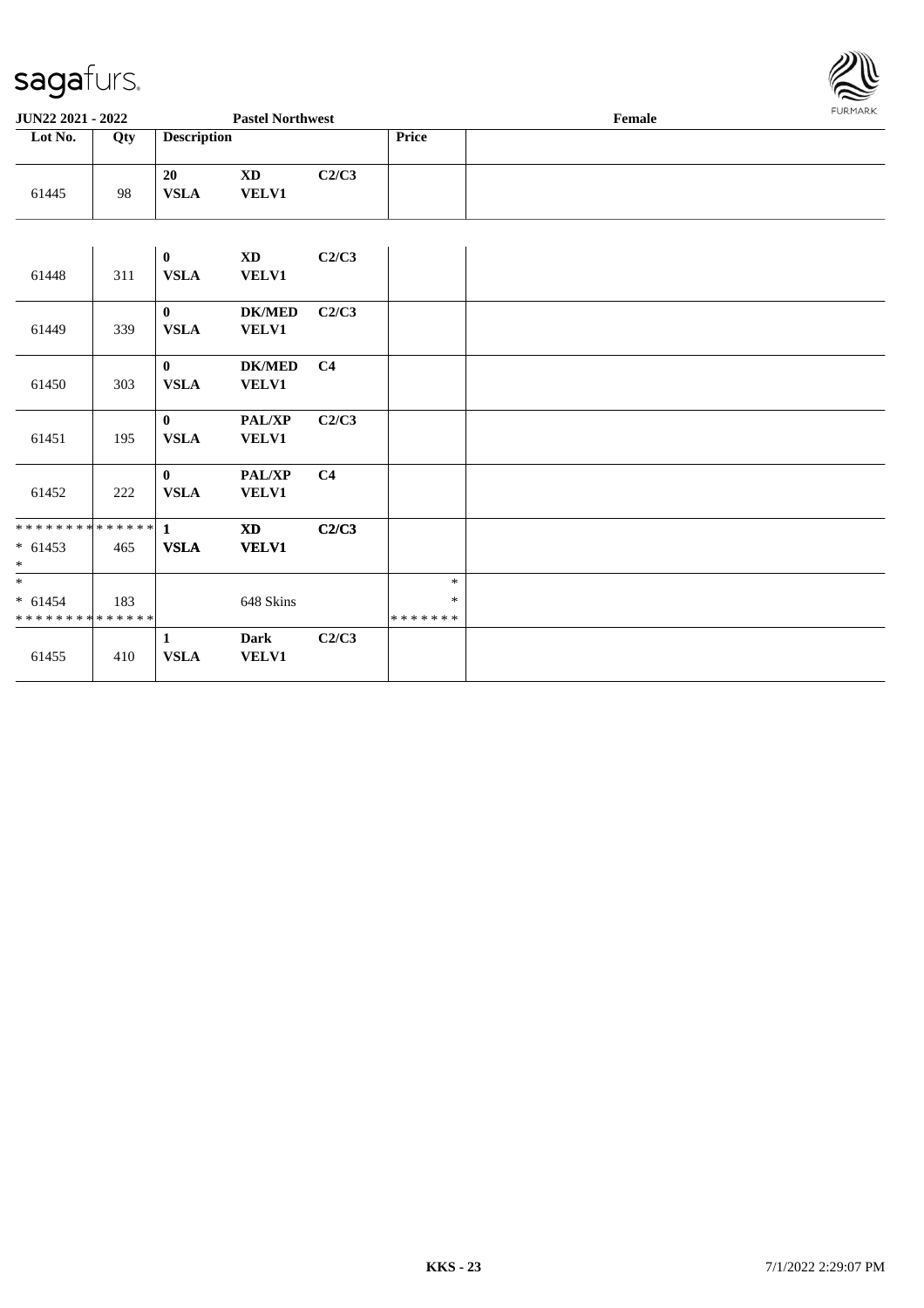| Lot No. | Qty | Description | | | Price | |
|---|---|---|---|---|---|---|
| 61445 | 98 | **20** **VSLA** | **XD** **VELV1** | **C2/C3** | | |
| 61448 | 311 | **0** **VSLA** | **XD** **VELV1** | **C2/C3** | | |
| 61449 | 339 | **0** **VSLA** | **DK/MED** **VELV1** | **C2/C3** | | |
| 61450 | 303 | **0** **VSLA** | **DK/MED** **VELV1** | **C4** | | |
| 61451 | 195 | **0** **VSLA** | **PAL/XP** **VELV1** | **C2/C3** | | |
| 61452 | 222 | **0** **VSLA** | **PAL/XP** **VELV1** | **C4** | | |
| * * * * * * * * * * * * * * * 61453 * | 465 | **1** **VSLA** | **XD** **VELV1** | **C2/C3** | | |
| * * 61454 * * * * * * * * * * * * * * | 183 | | 648 Skins | | * * * * * * * * * | |
| 61455 | 410 | **1** **VSLA** | **Dark** **VELV1** | **C2/C3** | | |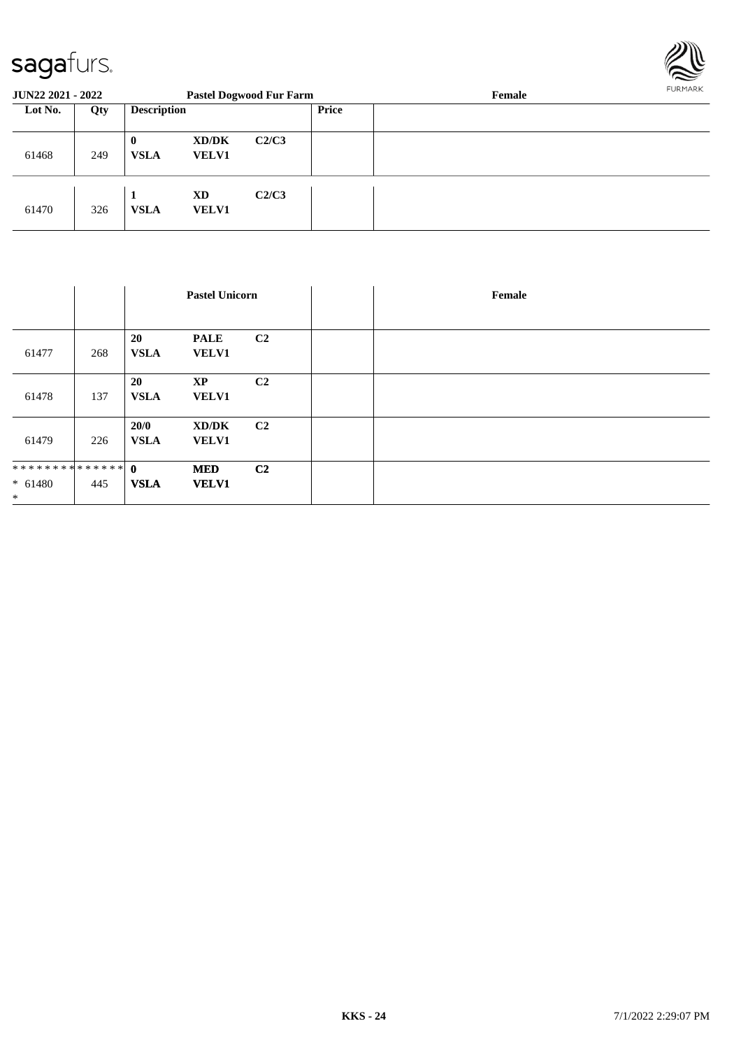| Lot No. | Qty | Description | | | Price | |
|---|---|---|---|---|---|---|
| | | **Pastel Dogwood Fur Farm** | | | | **Female** |
| 61468 | 249 | **0** **VSLA** | **XD/DK** **VELV1** | **C2/C3** | | |
| 61470 | 326 | **1** **VSLA** | **XD** **VELV1** | **C2/C3** | | |

| | | **Pastel Unicorn** | | | | **Female** |
|---|---|---|---|---|---|---|
| 61477 | 268 | **20** **VSLA** | **PALE** **VELV1** | **C2** | | |
| 61478 | 137 | **20** **VSLA** | **XP** **VELV1** | **C2** | | |
| 61479 | 226 | **20/0** **VSLA** | **XD/DK** **VELV1** | **C2** | | |
| ************** * 61480 * | 445 | **0** **VSLA** | **MED** **VELV1** | **C2** | | |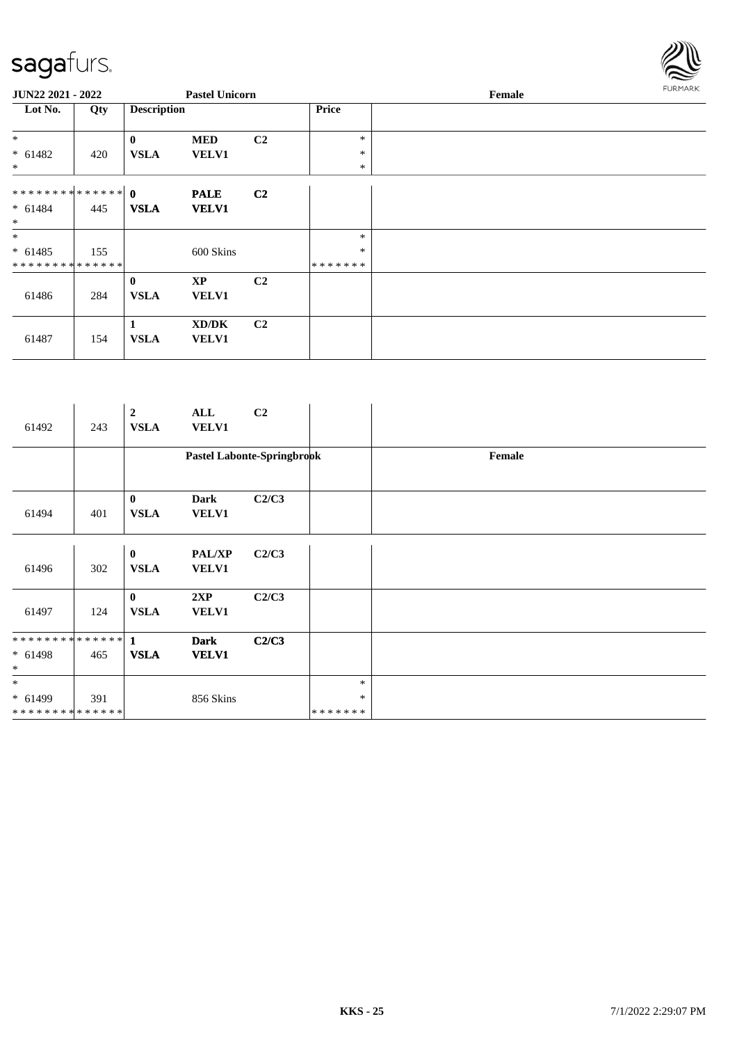| Lot No. | Qty | Description | | | Price | |
|---|---|---|---|---|---|---|
| * | | 0 | MED | C2 | * | |
| * 61482 | 420 | VSLA | VELV1 | | * | |
| * | | | | | * | |
| ************** | | 0 | PALE | C2 | | |
| * 61484 | 445 | VSLA | VELV1 | | | |
| * | | | | | | |
| * | | | | | * | |
| * 61485 | 155 | | 600 Skins | | * | |
| ************** | | | | | ******* | |
| | | 0 | XP | C2 | | |
| 61486 | 284 | VSLA | VELV1 | | | |
| | | 1 | XD/DK | C2 | | |
| 61487 | 154 | VSLA | VELV1 | | | |
| | | 2 | ALL | C2 | | |
| 61492 | 243 | VSLA | VELV1 | | | |
| | | **Pastel Labonte-Springbrook** | | | | **Female** |
| | | 0 | Dark | C2/C3 | | |
| 61494 | 401 | VSLA | VELV1 | | | |
| | | 0 | PAL/XP | C2/C3 | | |
| 61496 | 302 | VSLA | VELV1 | | | |
| | | 0 | 2XP | C2/C3 | | |
| 61497 | 124 | VSLA | VELV1 | | | |
| ************** | | 1 | Dark | C2/C3 | | |
| * 61498 | 465 | VSLA | VELV1 | | | |
| * | | | | | | |
| * | | | | | * | |
| * 61499 | 391 | | 856 Skins | | * | |
| ************** | | | | | ******* | |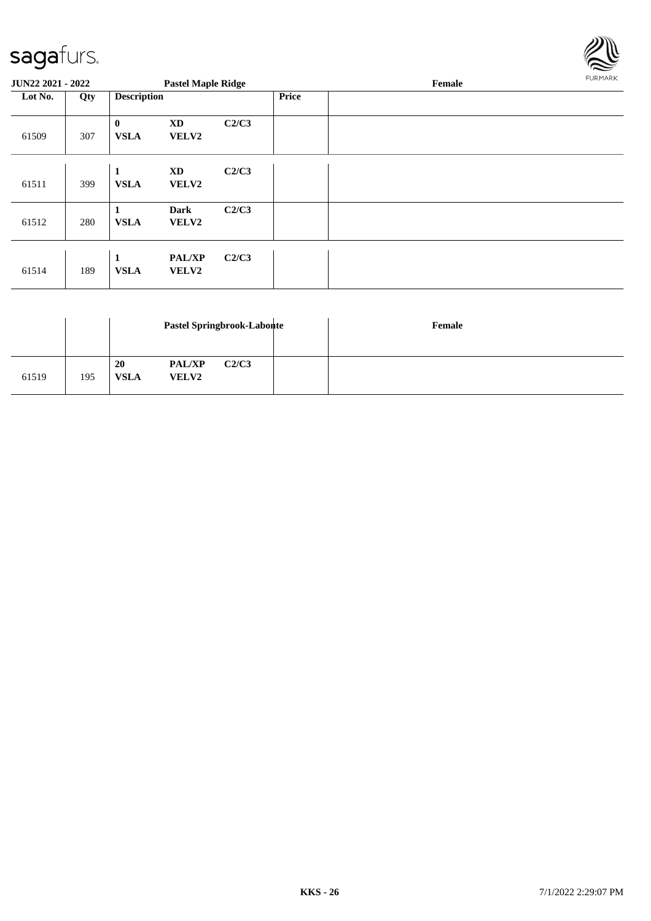| Lot No. | Qty | Description | | | Price | Pastel Maple Ridge — Female |
|---|---|---|---|---|---|---|
| 61509 | 307 | 0 VSLA | XD VELV2 | C2/C3 | | |
| 61511 | 399 | 1 VSLA | XD VELV2 | C2/C3 | | |
| 61512 | 280 | 1 VSLA | Dark VELV2 | C2/C3 | | |
| 61514 | 189 | 1 VSLA | PAL/XP VELV2 | C2/C3 | | |

| | | Pastel Springbrook-Labonte | | | | Female |
|---|---|---|---|---|---|---|
| 61519 | 195 | 20 VSLA | PAL/XP VELV2 | C2/C3 | | |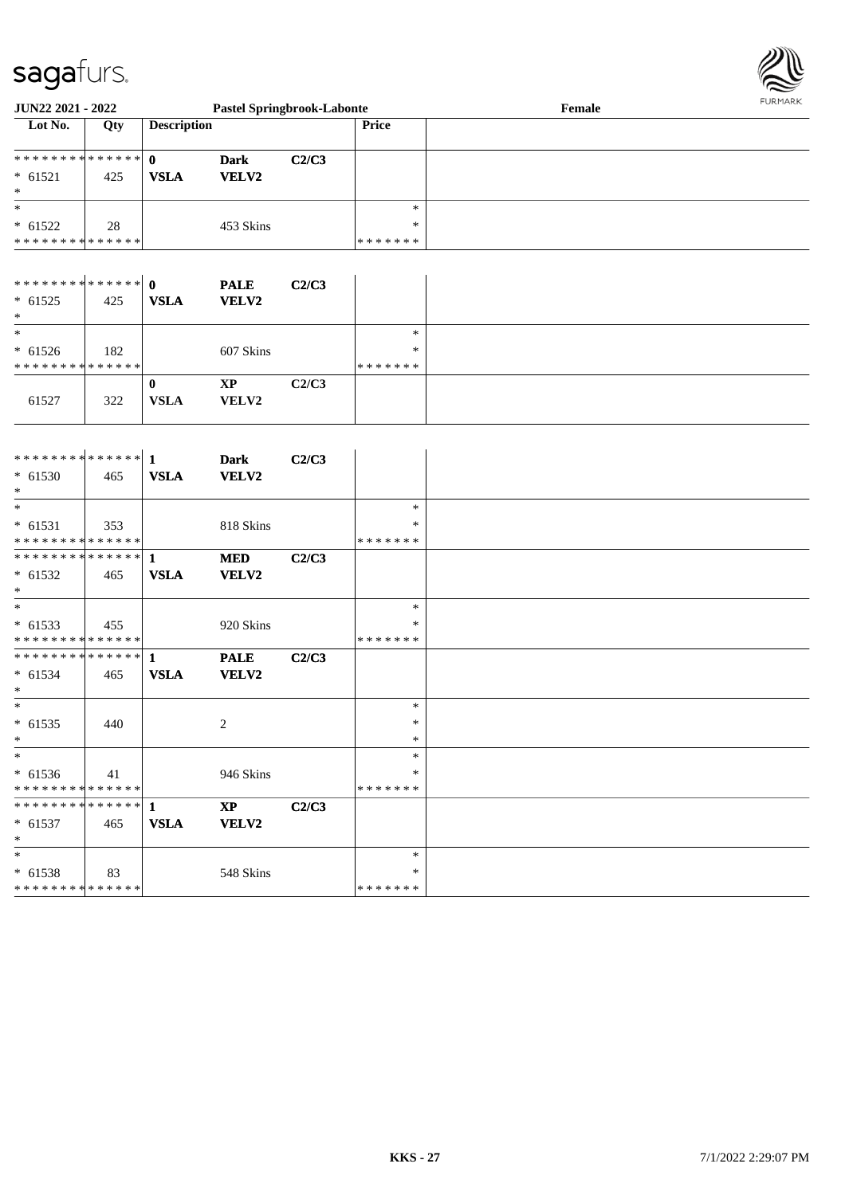| Lot No. | Qty | Description | | | Price | |
|---|---|---|---|---|---|---|
| ************** | | 0 | Dark | C2/C3 | | |
| * 61521 | 425 | VSLA | VELV2 | | | |
| * | | | | | | |
| * | | | | | * | |
| * 61522 | 28 | | 453 Skins | | * | |
| ************** | | | | | ******* | |
| ************** | | 0 | PALE | C2/C3 | | |
| * 61525 | 425 | VSLA | VELV2 | | | |
| * | | | | | | |
| * | | | | | * | |
| * 61526 | 182 | | 607 Skins | | * | |
| ************** | | | | | ******* | |
| | | 0 | XP | C2/C3 | | |
| 61527 | 322 | VSLA | VELV2 | | | |
| ************** | | 1 | Dark | C2/C3 | | |
| * 61530 | 465 | VSLA | VELV2 | | | |
| * | | | | | | |
| * | | | | | * | |
| * 61531 | 353 | | 818 Skins | | * | |
| ************** | | | | | ******* | |
| ************** | | 1 | MED | C2/C3 | | |
| * 61532 | 465 | VSLA | VELV2 | | | |
| * | | | | | | |
| * | | | | | * | |
| * 61533 | 455 | | 920 Skins | | * | |
| ************** | | | | | ******* | |
| ************** | | 1 | PALE | C2/C3 | | |
| * 61534 | 465 | VSLA | VELV2 | | | |
| * | | | | | | |
| * | | | | | * | |
| * 61535 | 440 | | 2 | | * | |
| * | | | | | * | |
| * | | | | | * | |
| * 61536 | 41 | | 946 Skins | | * | |
| ************** | | | | | ******* | |
| ************** | | 1 | XP | C2/C3 | | |
| * 61537 | 465 | VSLA | VELV2 | | | |
| * | | | | | | |
| * | | | | | * | |
| * 61538 | 83 | | 548 Skins | | * | |
| ************** | | | | | ******* | |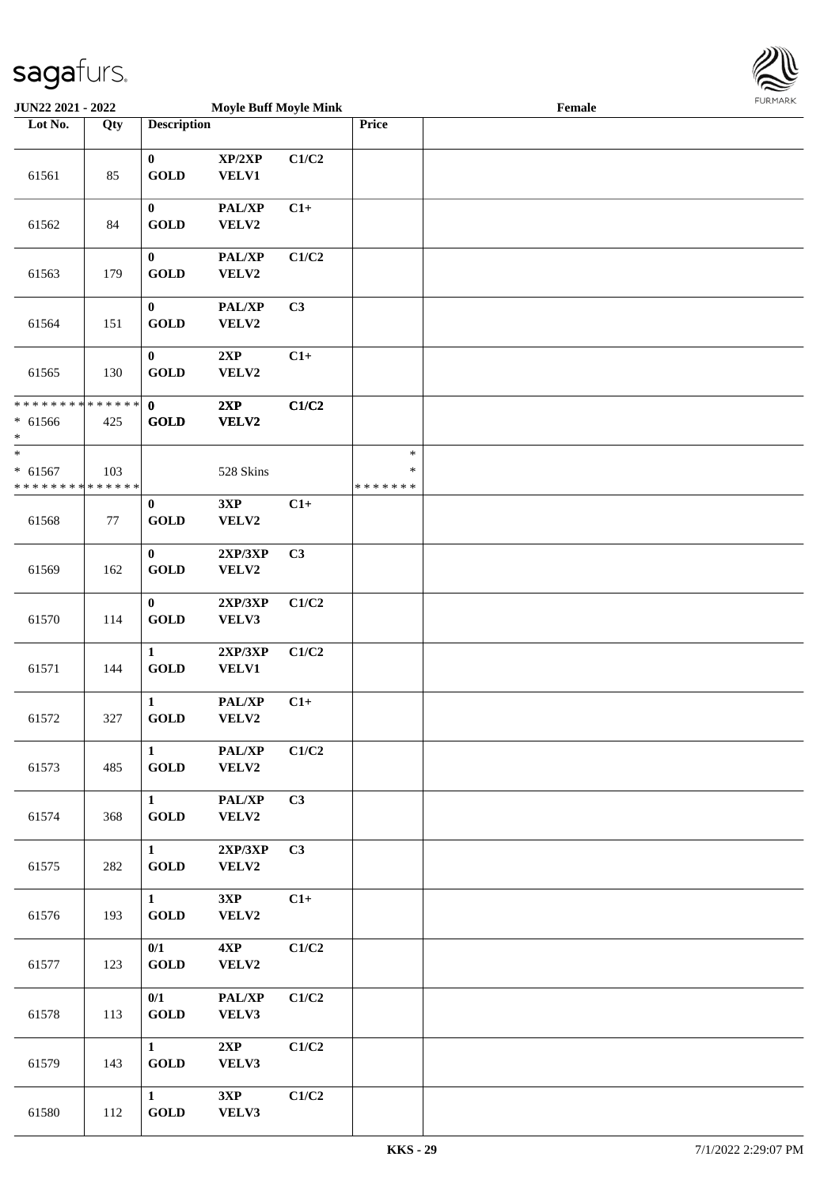**JUN22 2021 - 2022** **Moyle Buff Moyle Mink** **Female**

| Lot No. | Qty | Description | | | Price | |
|---|---|---|---|---|---|---|
| 61561 | 85 | 0 GOLD | XP/2XP VELV1 | C1/C2 | | |
| 61562 | 84 | 0 GOLD | PAL/XP VELV2 | C1+ | | |
| 61563 | 179 | 0 GOLD | PAL/XP VELV2 | C1/C2 | | |
| 61564 | 151 | 0 GOLD | PAL/XP VELV2 | C3 | | |
| 61565 | 130 | 0 GOLD | 2XP VELV2 | C1+ | | |
| * * * * * * * * * * * * * * * 61566 * | 425 | 0 GOLD | 2XP VELV2 | C1/C2 | | |
| * * 61567 * * * * * * * * * * * * * * | 103 | | 528 Skins | | * * * * * * * * * | |
| 61568 | 77 | 0 GOLD | 3XP VELV2 | C1+ | | |
| 61569 | 162 | 0 GOLD | 2XP/3XP VELV2 | C3 | | |
| 61570 | 114 | 0 GOLD | 2XP/3XP VELV3 | C1/C2 | | |
| 61571 | 144 | 1 GOLD | 2XP/3XP VELV1 | C1/C2 | | |
| 61572 | 327 | 1 GOLD | PAL/XP VELV2 | C1+ | | |
| 61573 | 485 | 1 GOLD | PAL/XP VELV2 | C1/C2 | | |
| 61574 | 368 | 1 GOLD | PAL/XP VELV2 | C3 | | |
| 61575 | 282 | 1 GOLD | 2XP/3XP VELV2 | C3 | | |
| 61576 | 193 | 1 GOLD | 3XP VELV2 | C1+ | | |
| 61577 | 123 | 0/1 GOLD | 4XP VELV2 | C1/C2 | | |
| 61578 | 113 | 0/1 GOLD | PAL/XP VELV3 | C1/C2 | | |
| 61579 | 143 | 1 GOLD | 2XP VELV3 | C1/C2 | | |
| 61580 | 112 | 1 GOLD | 3XP VELV3 | C1/C2 | | |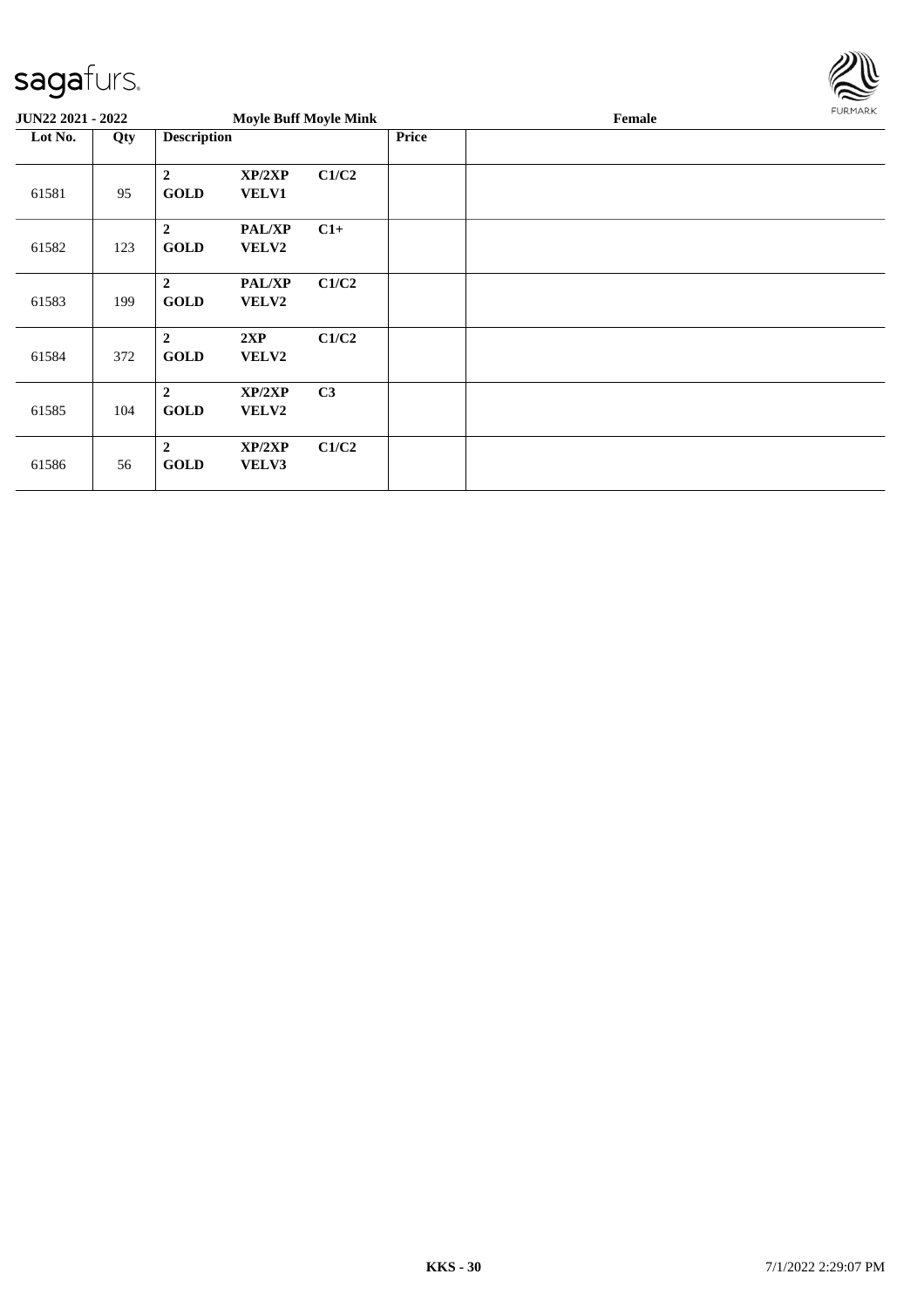**JUN22 2021 - 2022** **Moyle Buff Moyle Mink** **Female**

| Lot No. | Qty | Description | | | Price | |
|---|---|---|---|---|---|---|
| 61581 | 95 | **2 GOLD** | **XP/2XP VELV1** | **C1/C2** | | |
| 61582 | 123 | **2 GOLD** | **PAL/XP VELV2** | **C1+** | | |
| 61583 | 199 | **2 GOLD** | **PAL/XP VELV2** | **C1/C2** | | |
| 61584 | 372 | **2 GOLD** | **2XP VELV2** | **C1/C2** | | |
| 61585 | 104 | **2 GOLD** | **XP/2XP VELV2** | **C3** | | |
| 61586 | 56 | **2 GOLD** | **XP/2XP VELV3** | **C1/C2** | | |

**KKS - 30** 7/1/2022 2:29:07 PM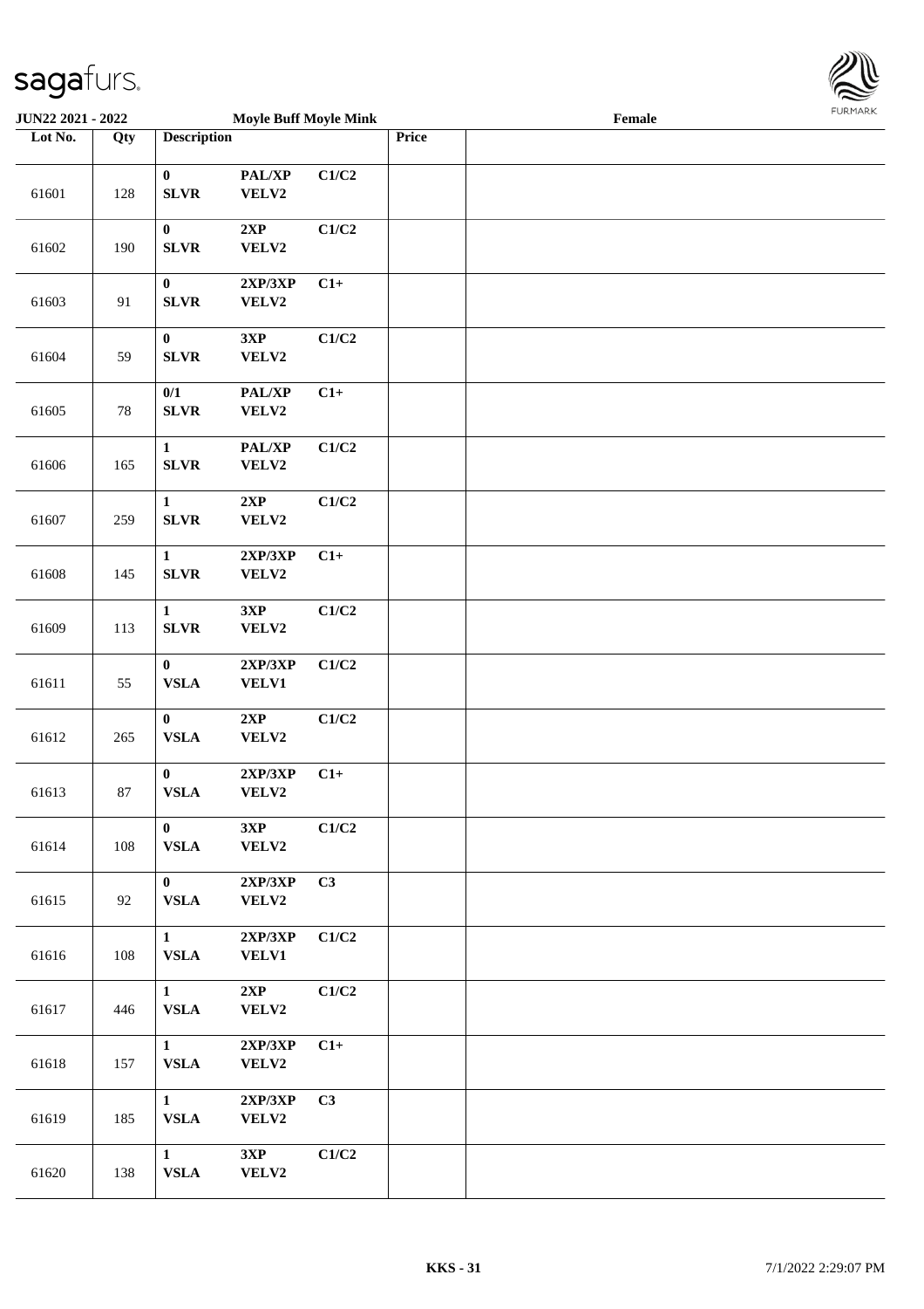**JUN22 2021 - 2022** **Moyle Buff Moyle Mink** **Female**

| Lot No. | Qty | Description | | | Price | |
|---|---|---|---|---|---|---|
| 61601 | 128 | 0 SLVR | PAL/XP VELV2 | C1/C2 | | |
| 61602 | 190 | 0 SLVR | 2XP VELV2 | C1/C2 | | |
| 61603 | 91 | 0 SLVR | 2XP/3XP VELV2 | C1+ | | |
| 61604 | 59 | 0 SLVR | 3XP VELV2 | C1/C2 | | |
| 61605 | 78 | 0/1 SLVR | PAL/XP VELV2 | C1+ | | |
| 61606 | 165 | 1 SLVR | PAL/XP VELV2 | C1/C2 | | |
| 61607 | 259 | 1 SLVR | 2XP VELV2 | C1/C2 | | |
| 61608 | 145 | 1 SLVR | 2XP/3XP VELV2 | C1+ | | |
| 61609 | 113 | 1 SLVR | 3XP VELV2 | C1/C2 | | |
| 61611 | 55 | 0 VSLA | 2XP/3XP VELV1 | C1/C2 | | |
| 61612 | 265 | 0 VSLA | 2XP VELV2 | C1/C2 | | |
| 61613 | 87 | 0 VSLA | 2XP/3XP VELV2 | C1+ | | |
| 61614 | 108 | 0 VSLA | 3XP VELV2 | C1/C2 | | |
| 61615 | 92 | 0 VSLA | 2XP/3XP VELV2 | C3 | | |
| 61616 | 108 | 1 VSLA | 2XP/3XP VELV1 | C1/C2 | | |
| 61617 | 446 | 1 VSLA | 2XP VELV2 | C1/C2 | | |
| 61618 | 157 | 1 VSLA | 2XP/3XP VELV2 | C1+ | | |
| 61619 | 185 | 1 VSLA | 2XP/3XP VELV2 | C3 | | |
| 61620 | 138 | 1 VSLA | 3XP VELV2 | C1/C2 | | |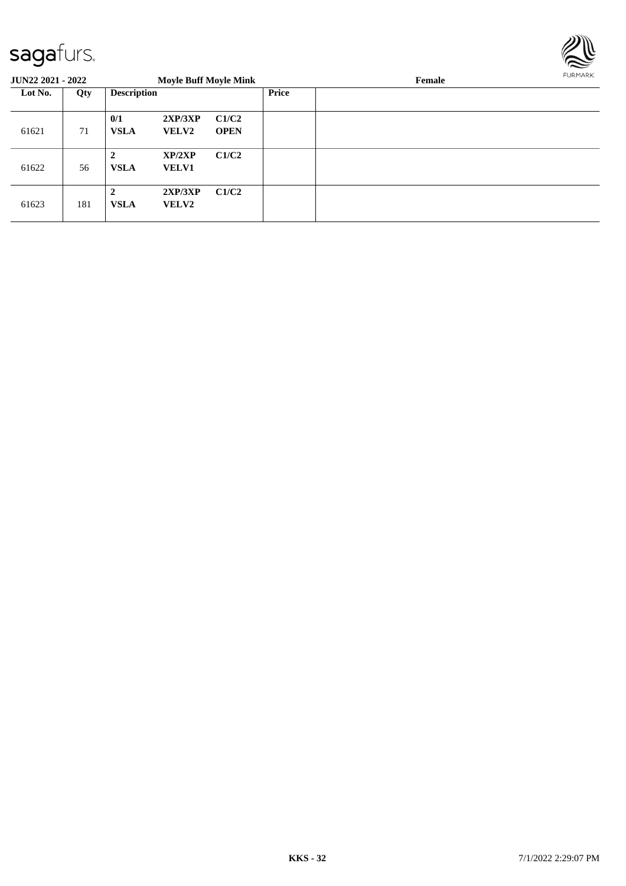**JUN22 2021 - 2022** **Moyle Buff Moyle Mink** **Female**

| Lot No. | Qty | Description | | | Price | |
|---|---|---|---|---|---|---|
| 61621 | 71 | **0/1** **VSLA** | **2XP/3XP** **VELV2** | **C1/C2** **OPEN** | | |
| 61622 | 56 | **2** **VSLA** | **XP/2XP** **VELV1** | **C1/C2** | | |
| 61623 | 181 | **2** **VSLA** | **2XP/3XP** **VELV2** | **C1/C2** | | |

**KKS - 32** 7/1/2022 2:29:07 PM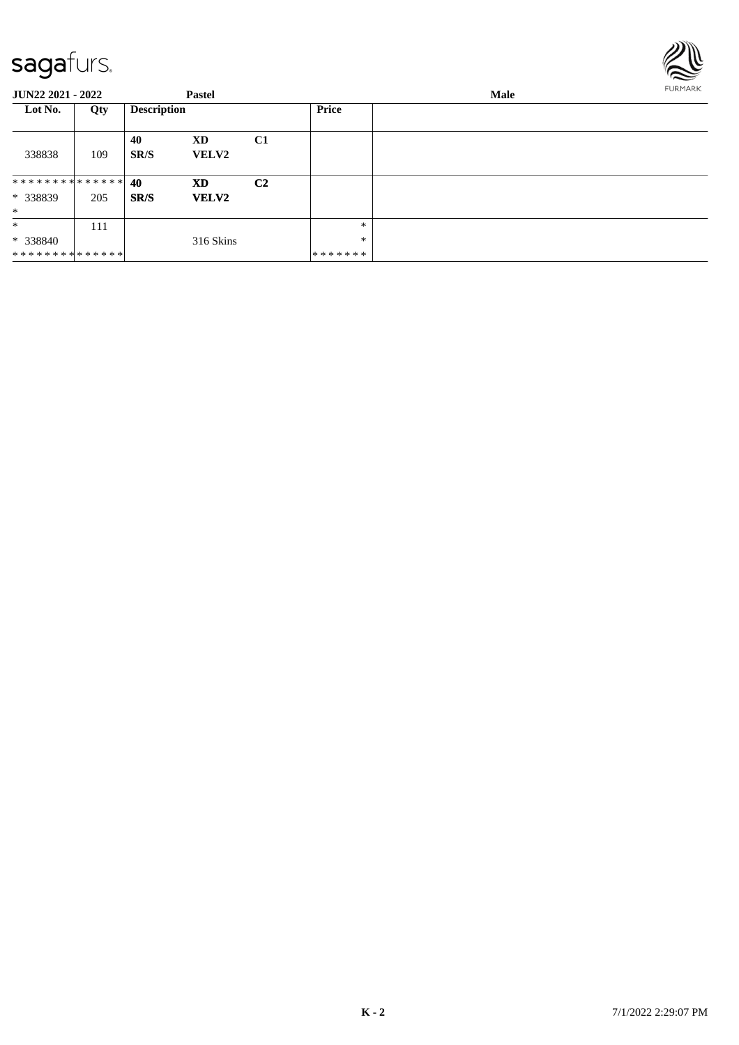**JUN22 2021 - 2022** **Pastel** **Male**

| Lot No. | Qty | Description | | | Price | |
|---|---|---|---|---|---|---|
| 338838 | 109 | **40** **SR/S** | **XD** **VELV2** | **C1** | | |
| * * * * * * * * * * * * * * * 338839 * | 205 | **40** **SR/S** | **XD** **VELV2** | **C2** | | |
| * * 338840 * * * * * * * * * * * * * * | 111 | | 316 Skins | | * * * * * * * * * | |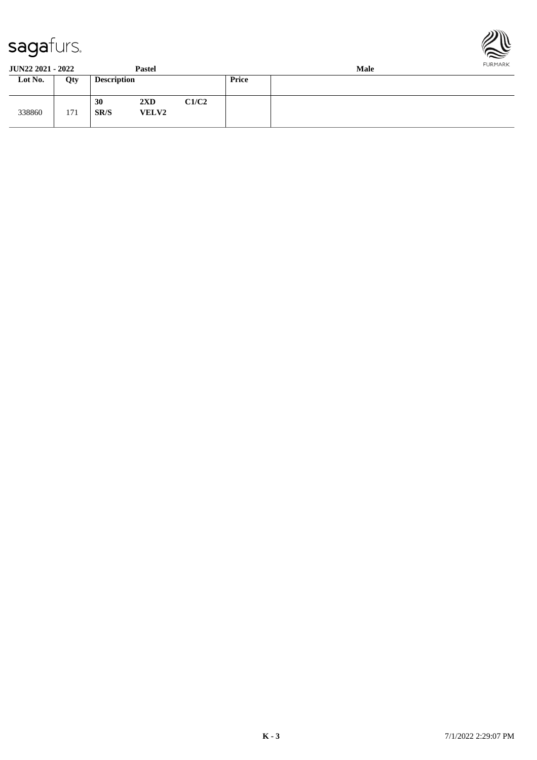| Lot No. | Qty | Description | | | Price | |
|---|---|---|---|---|---|---|
| 338860 | 171 | 30<br>SR/S | 2XD<br>VELV2 | C1/C2 | | |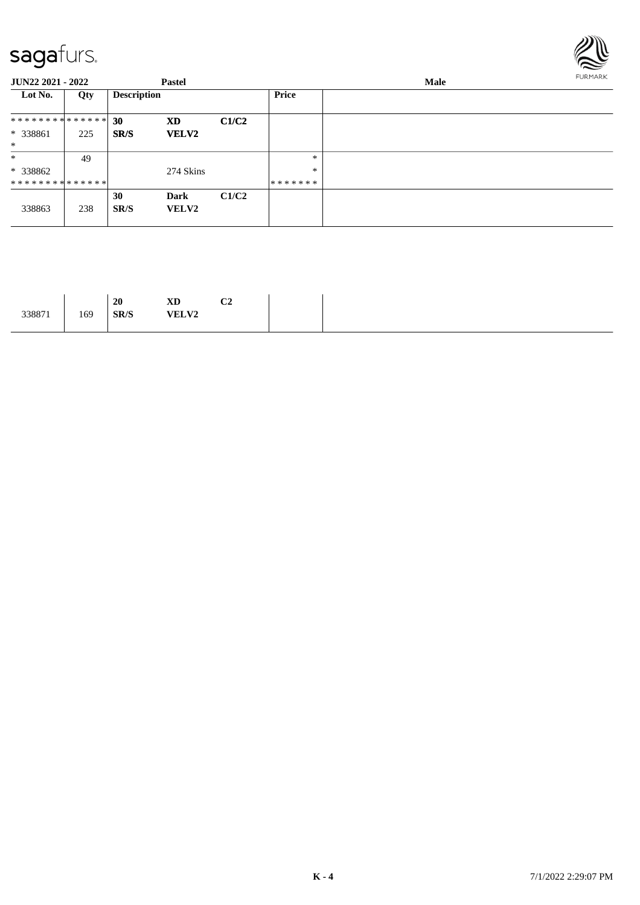sagafurs.

**JUN22 2021 - 2022** **Pastel** **Male**

| Lot No. | Qty | Description | | | Price | |
|---|---|---|---|---|---|---|
| ************** | | **30** | **XD** | **C1/C2** | | |
| * 338861 | 225 | **SR/S** | **VELV2** | | | |
| * | | | | | | |
| * | 49 | | | | * | |
| * 338862 | | | 274 Skins | | * | |
| ************** | | | | | ******* | |
| | | **30** | **Dark** | **C1/C2** | | |
| 338863 | 238 | **SR/S** | **VELV2** | | | |

| Lot No. | Qty | Description | | | Price | |
|---|---|---|---|---|---|---|
| | | **20** | **XD** | **C2** | | |
| 338871 | 169 | **SR/S** | **VELV2** | | | |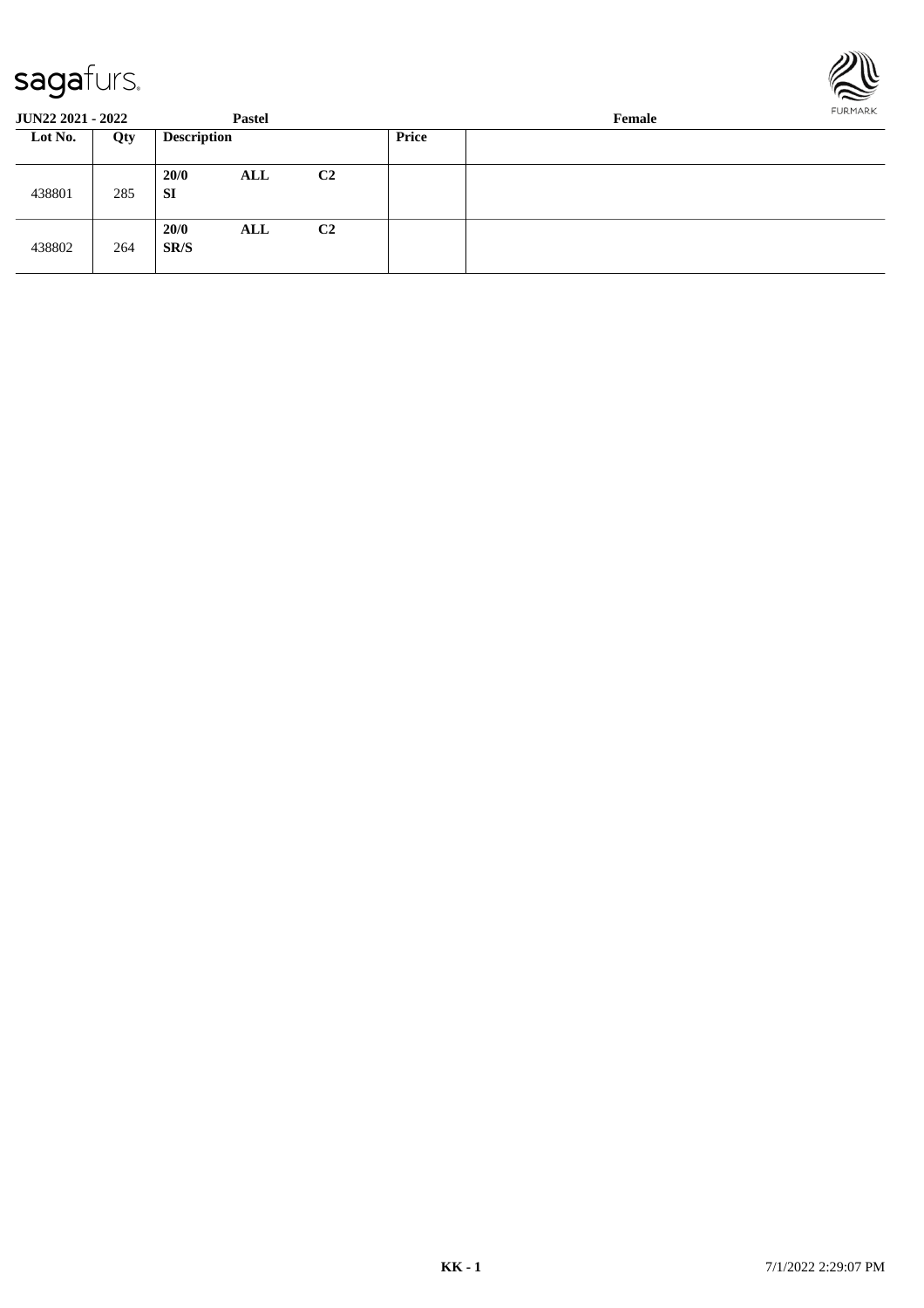**JUN22 2021 - 2022** **Pastel** **Female**

| Lot No. | Qty | Description | | | Price | |
|---|---|---|---|---|---|---|
| 438801 | 285 | **20/0** **SI** | **ALL** | **C2** | | |
| 438802 | 264 | **20/0** **SR/S** | **ALL** | **C2** | | |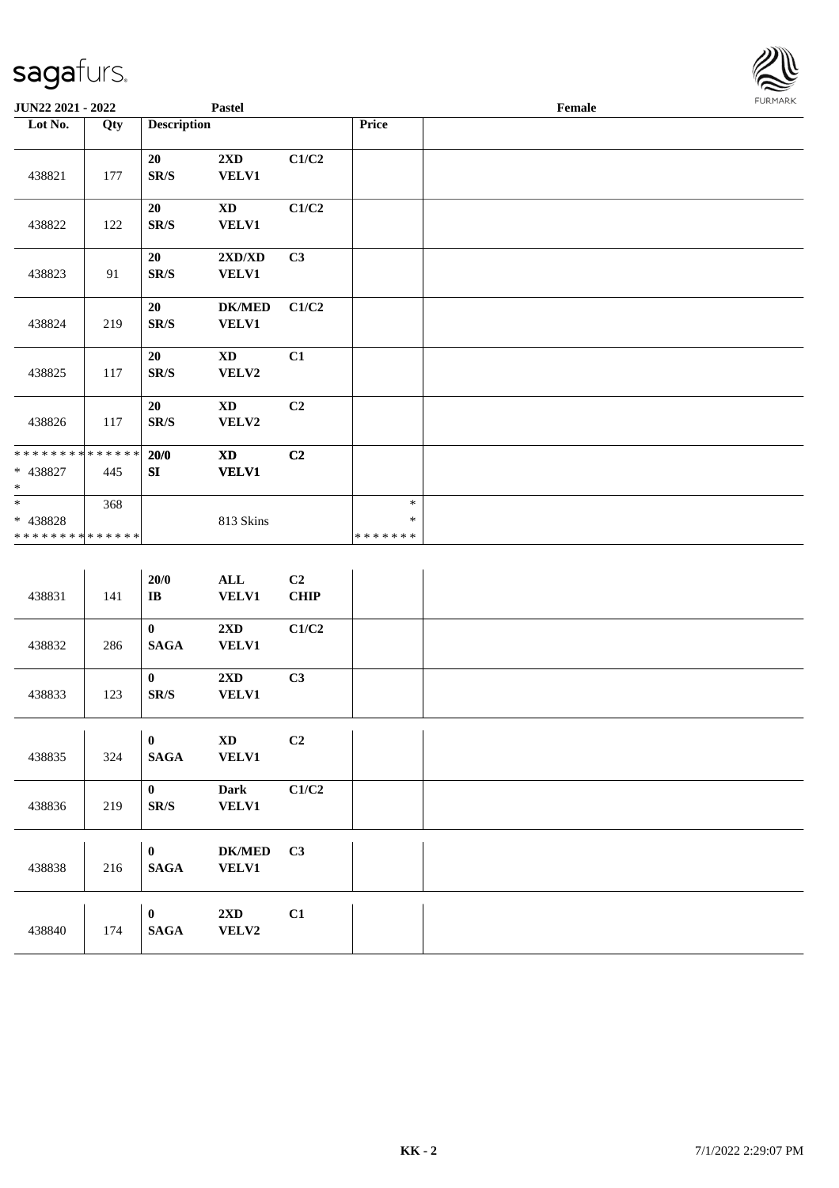| Lot No. | Qty | Description | | | Price | |
|---|---|---|---|---|---|---|
| 438821 | 177 | 20 SR/S | 2XD VELV1 | C1/C2 | | |
| 438822 | 122 | 20 SR/S | XD VELV1 | C1/C2 | | |
| 438823 | 91 | 20 SR/S | 2XD/XD VELV1 | C3 | | |
| 438824 | 219 | 20 SR/S | DK/MED VELV1 | C1/C2 | | |
| 438825 | 117 | 20 SR/S | XD VELV2 | C1 | | |
| 438826 | 117 | 20 SR/S | XD VELV2 | C2 | | |
| * * * * * * * * * * * * * * * 438827 * | 445 | 20/0 SI | XD VELV1 | C2 | | |
| * * 438828 * * * * * * * * * * * * * * | 368 | | 813 Skins | | * * * * * * * * * | |
| 438831 | 141 | 20/0 IB | ALL VELV1 | C2 CHIP | | |
| 438832 | 286 | 0 SAGA | 2XD VELV1 | C1/C2 | | |
| 438833 | 123 | 0 SR/S | 2XD VELV1 | C3 | | |
| 438835 | 324 | 0 SAGA | XD VELV1 | C2 | | |
| 438836 | 219 | 0 SR/S | Dark VELV1 | C1/C2 | | |
| 438838 | 216 | 0 SAGA | DK/MED VELV1 | C3 | | |
| 438840 | 174 | 0 SAGA | 2XD VELV2 | C1 | | |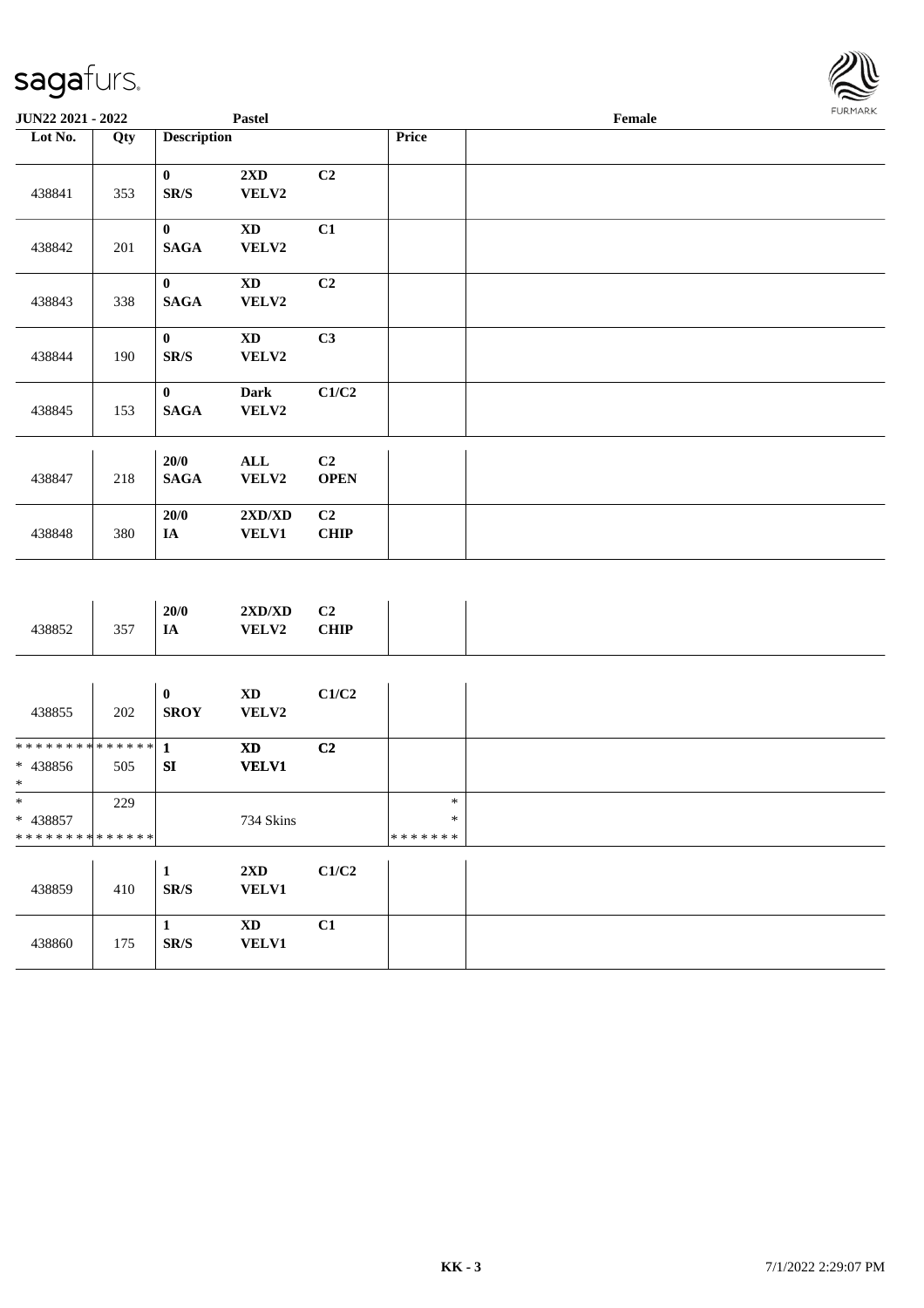| Lot No. | Qty | Description | | | Price | |
|---|---|---|---|---|---|---|
| 438841 | 353 | 0 SR/S | 2XD VELV2 | C2 | | |
| 438842 | 201 | 0 SAGA | XD VELV2 | C1 | | |
| 438843 | 338 | 0 SAGA | XD VELV2 | C2 | | |
| 438844 | 190 | 0 SR/S | XD VELV2 | C3 | | |
| 438845 | 153 | 0 SAGA | Dark VELV2 | C1/C2 | | |
| 438847 | 218 | 20/0 SAGA | ALL VELV2 | C2 OPEN | | |
| 438848 | 380 | 20/0 IA | 2XD/XD VELV1 | C2 CHIP | | |
| 438852 | 357 | 20/0 IA | 2XD/XD VELV2 | C2 CHIP | | |
| 438855 | 202 | 0 SROY | XD VELV2 | C1/C2 | | |
| * 438856 | 505 | 1 SI | XD VELV1 | C2 | | |
| * 438857 | 229 | | 734 Skins | | * | |
| 438859 | 410 | 1 SR/S | 2XD VELV1 | C1/C2 | | |
| 438860 | 175 | 1 SR/S | XD VELV1 | C1 | | |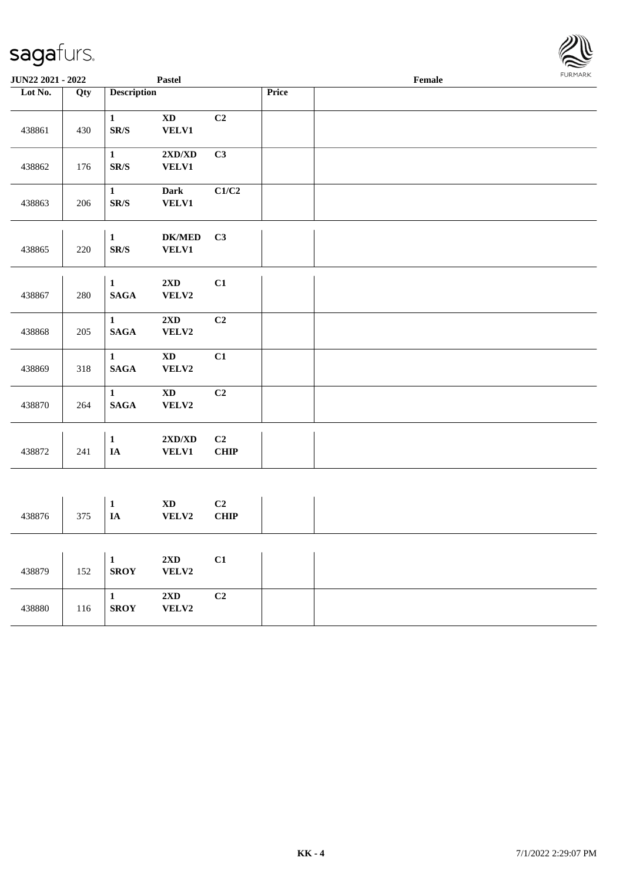| JUN22 2021 - 2022 | | Pastel | | | | Female |
|---|---|---|---|---|---|---|
| Lot No. | Qty | Description | | | Price | |
| 438861 | 430 | 1 SR/S | XD VELV1 | C2 | | |
| 438862 | 176 | 1 SR/S | 2XD/XD VELV1 | C3 | | |
| 438863 | 206 | 1 SR/S | Dark VELV1 | C1/C2 | | |
| 438865 | 220 | 1 SR/S | DK/MED VELV1 | C3 | | |
| 438867 | 280 | 1 SAGA | 2XD VELV2 | C1 | | |
| 438868 | 205 | 1 SAGA | 2XD VELV2 | C2 | | |
| 438869 | 318 | 1 SAGA | XD VELV2 | C1 | | |
| 438870 | 264 | 1 SAGA | XD VELV2 | C2 | | |
| 438872 | 241 | 1 IA | 2XD/XD VELV1 | C2 CHIP | | |
| 438876 | 375 | 1 IA | XD VELV2 | C2 CHIP | | |
| 438879 | 152 | 1 SROY | 2XD VELV2 | C1 | | |
| 438880 | 116 | 1 SROY | 2XD VELV2 | C2 | | |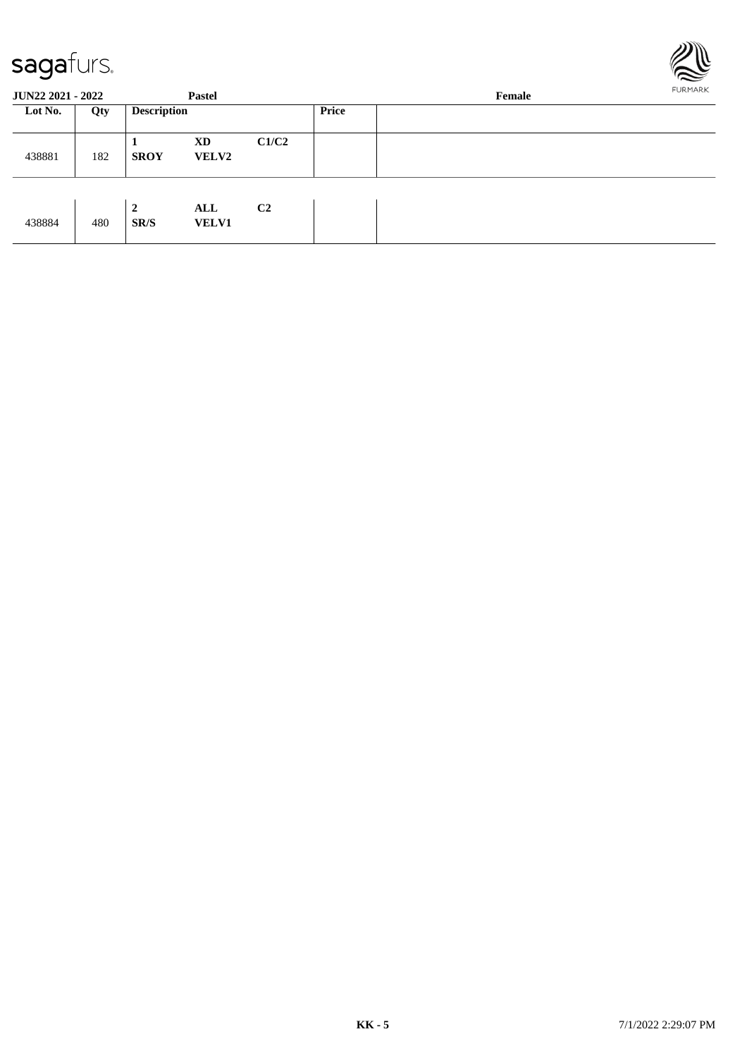**JUN22 2021 - 2022** **Pastel** **Female**

| Lot No. | Qty | Description | | | Price | |
|---|---|---|---|---|---|---|
| 438881 | 182 | 1<br>**SROY** | **XD**<br>**VELV2** | **C1/C2** | | |
| 438884 | 480 | 2<br>**SR/S** | **ALL**<br>**VELV1** | **C2** | | |

**KK - 5** 7/1/2022 2:29:07 PM